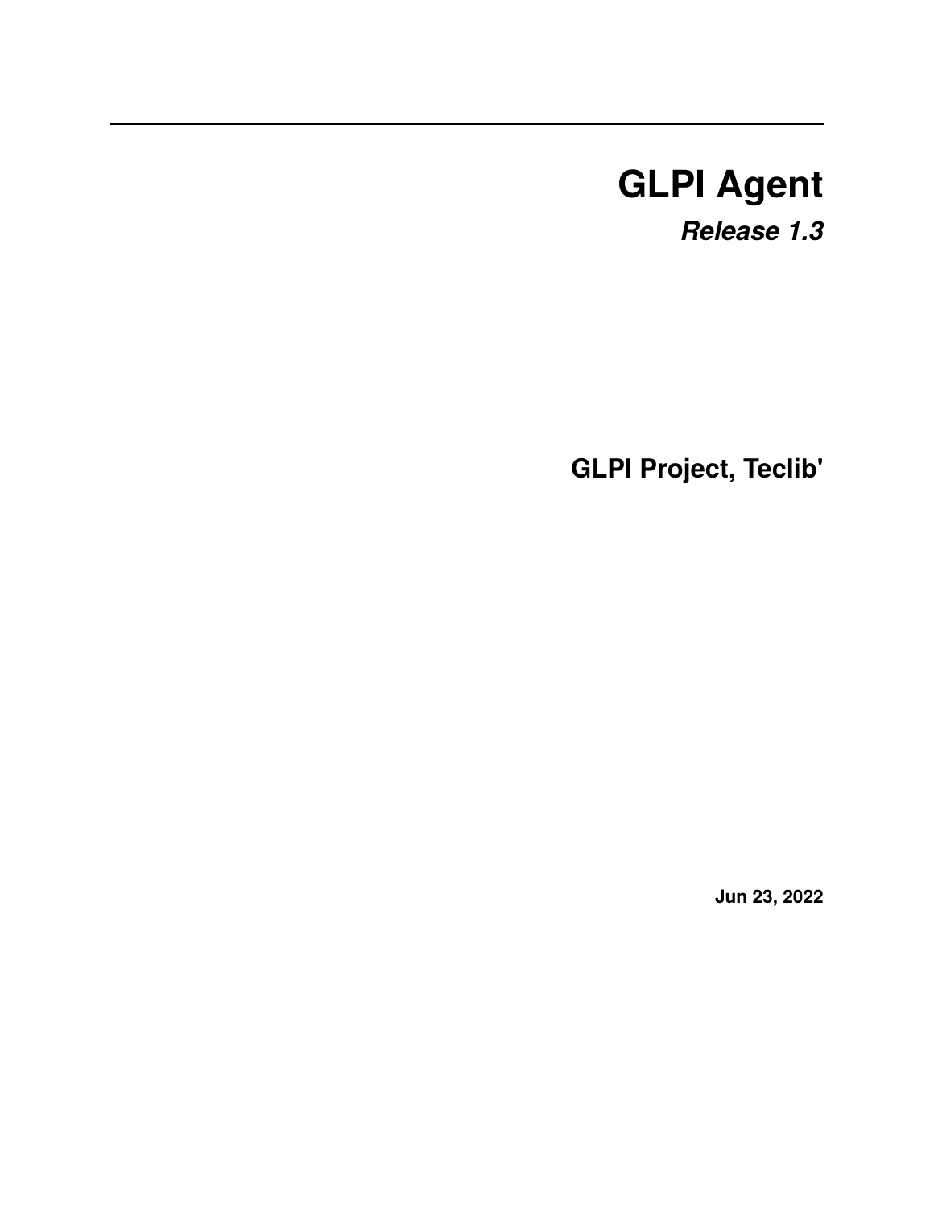# GLPI Agent

***Release 1.3***

**GLPI Project, Teclib'**

**Jun 23, 2022**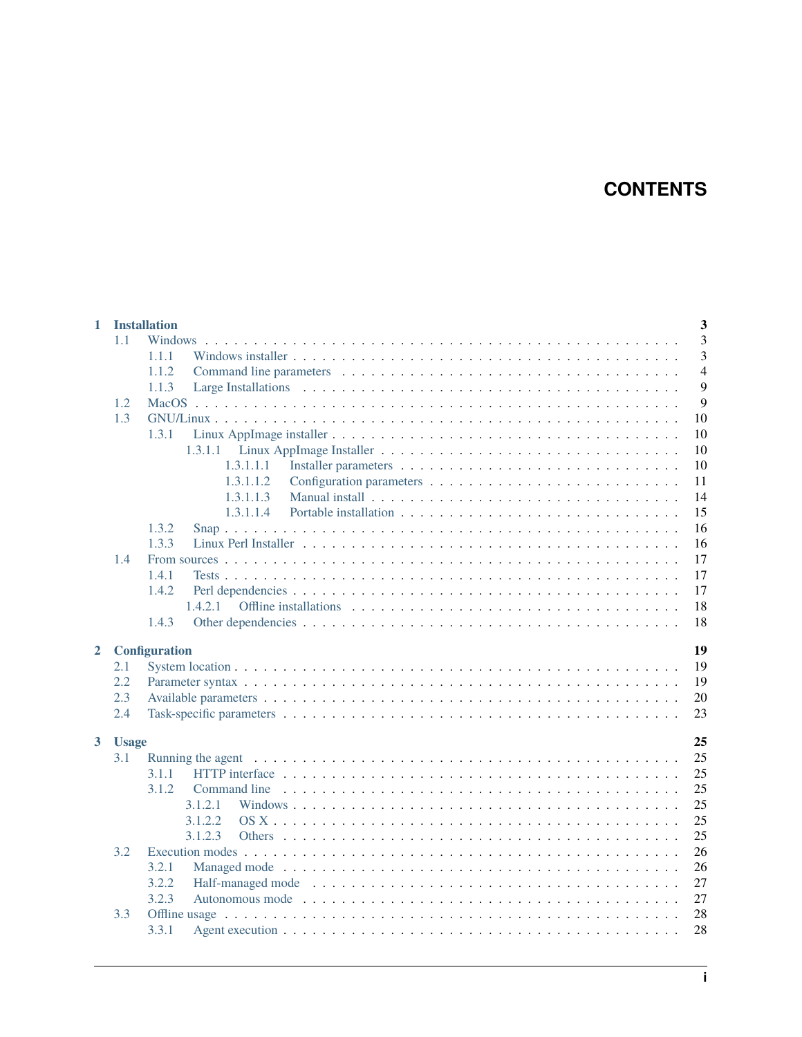# CONTENTS

- **1 Installation** — 3
  - 1.1 Windows — 3
    - 1.1.1 Windows installer — 3
    - 1.1.2 Command line parameters — 4
    - 1.1.3 Large Installations — 9
  - 1.2 MacOS — 9
  - 1.3 GNU/Linux — 10
    - 1.3.1 Linux AppImage installer — 10
      - 1.3.1.1 Linux AppImage Installer — 10
        - 1.3.1.1.1 Installer parameters — 10
        - 1.3.1.1.2 Configuration parameters — 11
        - 1.3.1.1.3 Manual install — 14
        - 1.3.1.1.4 Portable installation — 15
    - 1.3.2 Snap — 16
    - 1.3.3 Linux Perl Installer — 16
  - 1.4 From sources — 17
    - 1.4.1 Tests — 17
    - 1.4.2 Perl dependencies — 17
      - 1.4.2.1 Offline installations — 18
    - 1.4.3 Other dependencies — 18
- **2 Configuration** — 19
  - 2.1 System location — 19
  - 2.2 Parameter syntax — 19
  - 2.3 Available parameters — 20
  - 2.4 Task-specific parameters — 23
- **3 Usage** — 25
  - 3.1 Running the agent — 25
    - 3.1.1 HTTP interface — 25
    - 3.1.2 Command line — 25
      - 3.1.2.1 Windows — 25
      - 3.1.2.2 OS X — 25
      - 3.1.2.3 Others — 25
  - 3.2 Execution modes — 26
    - 3.2.1 Managed mode — 26
    - 3.2.2 Half-managed mode — 27
    - 3.2.3 Autonomous mode — 27
  - 3.3 Offline usage — 28
    - 3.3.1 Agent execution — 28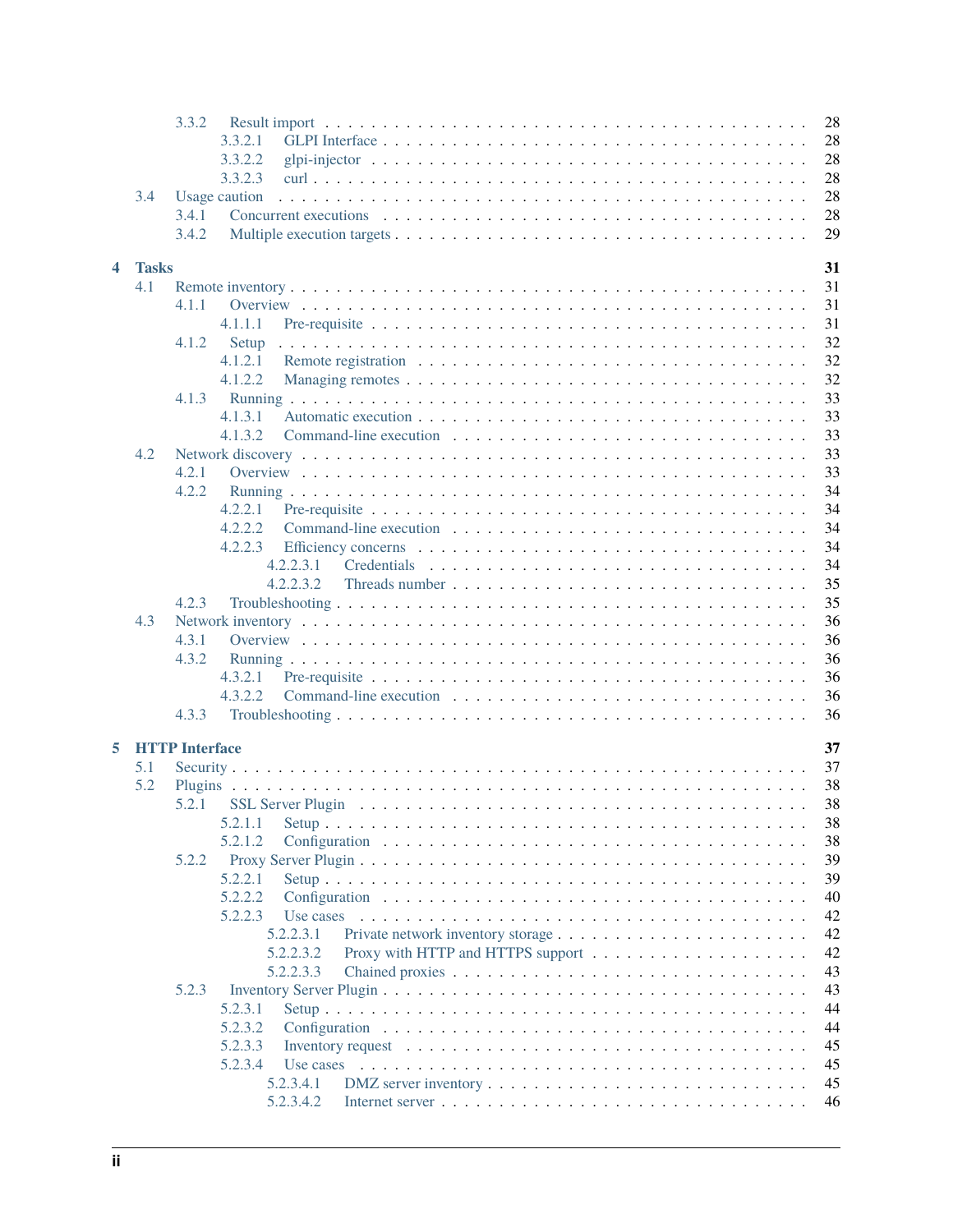- 3.3.2 Result import — 28
    - 3.3.2.1 GLPI Interface — 28
    - 3.3.2.2 glpi-injector — 28
    - 3.3.2.3 curl — 28
- 3.4 Usage caution — 28
    - 3.4.1 Concurrent executions — 28
    - 3.4.2 Multiple execution targets — 29

**4 Tasks — 31**

- 4.1 Remote inventory — 31
    - 4.1.1 Overview — 31
        - 4.1.1.1 Pre-requisite — 31
    - 4.1.2 Setup — 32
        - 4.1.2.1 Remote registration — 32
        - 4.1.2.2 Managing remotes — 32
    - 4.1.3 Running — 33
        - 4.1.3.1 Automatic execution — 33
        - 4.1.3.2 Command-line execution — 33
- 4.2 Network discovery — 33
    - 4.2.1 Overview — 33
    - 4.2.2 Running — 34
        - 4.2.2.1 Pre-requisite — 34
        - 4.2.2.2 Command-line execution — 34
        - 4.2.2.3 Efficiency concerns — 34
            - 4.2.2.3.1 Credentials — 34
            - 4.2.2.3.2 Threads number — 35
    - 4.2.3 Troubleshooting — 35
- 4.3 Network inventory — 36
    - 4.3.1 Overview — 36
    - 4.3.2 Running — 36
        - 4.3.2.1 Pre-requisite — 36
        - 4.3.2.2 Command-line execution — 36
    - 4.3.3 Troubleshooting — 36

**5 HTTP Interface — 37**

- 5.1 Security — 37
- 5.2 Plugins — 38
    - 5.2.1 SSL Server Plugin — 38
        - 5.2.1.1 Setup — 38
        - 5.2.1.2 Configuration — 38
    - 5.2.2 Proxy Server Plugin — 39
        - 5.2.2.1 Setup — 39
        - 5.2.2.2 Configuration — 40
        - 5.2.2.3 Use cases — 42
            - 5.2.2.3.1 Private network inventory storage — 42
            - 5.2.2.3.2 Proxy with HTTP and HTTPS support — 42
            - 5.2.2.3.3 Chained proxies — 43
    - 5.2.3 Inventory Server Plugin — 43
        - 5.2.3.1 Setup — 44
        - 5.2.3.2 Configuration — 44
        - 5.2.3.3 Inventory request — 45
        - 5.2.3.4 Use cases — 45
            - 5.2.3.4.1 DMZ server inventory — 45
            - 5.2.3.4.2 Internet server — 46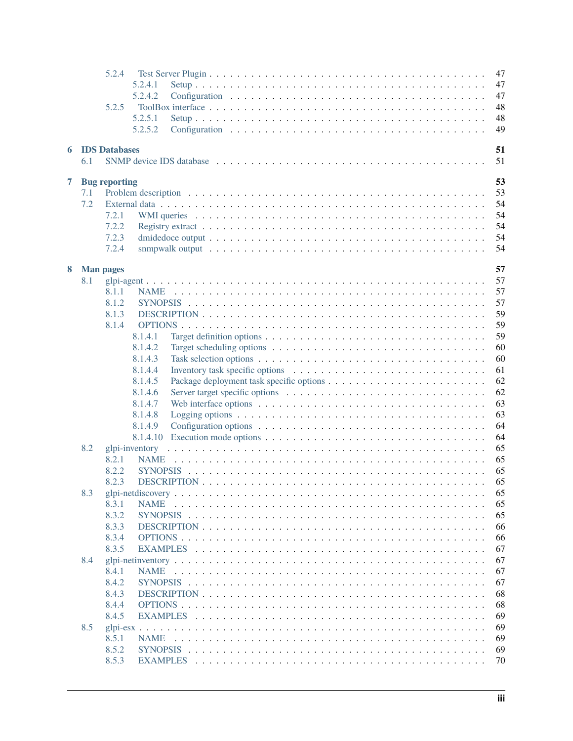- 5.2.4 Test Server Plugin . . . 47
  - 5.2.4.1 Setup . . . 47
  - 5.2.4.2 Configuration . . . 47
- 5.2.5 ToolBox interface . . . 48
  - 5.2.5.1 Setup . . . 48
  - 5.2.5.2 Configuration . . . 49

**6 IDS Databases** **51**
- 6.1 SNMP device IDS database . . . 51

**7 Bug reporting** **53**
- 7.1 Problem description . . . 53
- 7.2 External data . . . 54
  - 7.2.1 WMI queries . . . 54
  - 7.2.2 Registry extract . . . 54
  - 7.2.3 dmidedoce output . . . 54
  - 7.2.4 snmpwalk output . . . 54

**8 Man pages** **57**
- 8.1 glpi-agent . . . 57
  - 8.1.1 NAME . . . 57
  - 8.1.2 SYNOPSIS . . . 57
  - 8.1.3 DESCRIPTION . . . 59
  - 8.1.4 OPTIONS . . . 59
    - 8.1.4.1 Target definition options . . . 59
    - 8.1.4.2 Target scheduling options . . . 60
    - 8.1.4.3 Task selection options . . . 60
    - 8.1.4.4 Inventory task specific options . . . 61
    - 8.1.4.5 Package deployment task specific options . . . 62
    - 8.1.4.6 Server target specific options . . . 62
    - 8.1.4.7 Web interface options . . . 63
    - 8.1.4.8 Logging options . . . 63
    - 8.1.4.9 Configuration options . . . 64
    - 8.1.4.10 Execution mode options . . . 64
- 8.2 glpi-inventory . . . 65
  - 8.2.1 NAME . . . 65
  - 8.2.2 SYNOPSIS . . . 65
  - 8.2.3 DESCRIPTION . . . 65
- 8.3 glpi-netdiscovery . . . 65
  - 8.3.1 NAME . . . 65
  - 8.3.2 SYNOPSIS . . . 65
  - 8.3.3 DESCRIPTION . . . 66
  - 8.3.4 OPTIONS . . . 66
  - 8.3.5 EXAMPLES . . . 67
- 8.4 glpi-netinventory . . . 67
  - 8.4.1 NAME . . . 67
  - 8.4.2 SYNOPSIS . . . 67
  - 8.4.3 DESCRIPTION . . . 68
  - 8.4.4 OPTIONS . . . 68
  - 8.4.5 EXAMPLES . . . 69
- 8.5 glpi-esx . . . 69
  - 8.5.1 NAME . . . 69
  - 8.5.2 SYNOPSIS . . . 69
  - 8.5.3 EXAMPLES . . . 70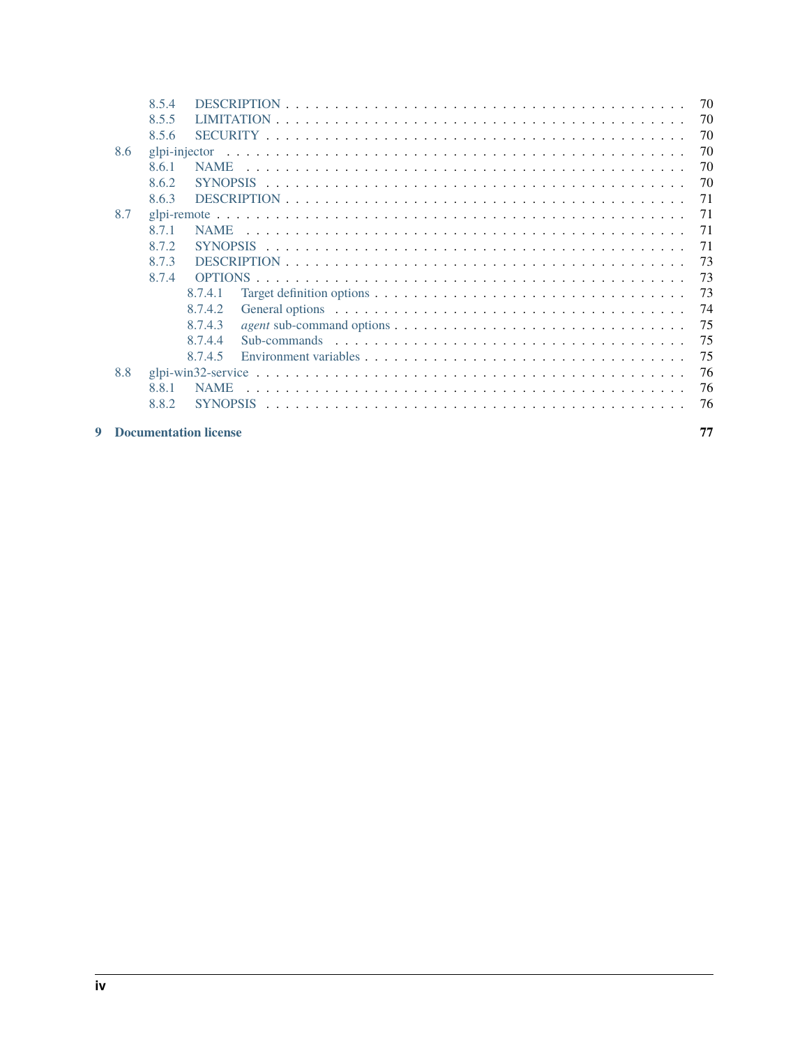- 8.5.4 DESCRIPTION . . . 70
- 8.5.5 LIMITATION . . . 70
- 8.5.6 SECURITY . . . 70
- 8.6 glpi-injector . . . 70
  - 8.6.1 NAME . . . 70
  - 8.6.2 SYNOPSIS . . . 70
  - 8.6.3 DESCRIPTION . . . 71
- 8.7 glpi-remote . . . 71
  - 8.7.1 NAME . . . 71
  - 8.7.2 SYNOPSIS . . . 71
  - 8.7.3 DESCRIPTION . . . 73
  - 8.7.4 OPTIONS . . . 73
    - 8.7.4.1 Target definition options . . . 73
    - 8.7.4.2 General options . . . 74
    - 8.7.4.3 *agent* sub-command options . . . 75
    - 8.7.4.4 Sub-commands . . . 75
    - 8.7.4.5 Environment variables . . . 75
- 8.8 glpi-win32-service . . . 76
  - 8.8.1 NAME . . . 76
  - 8.8.2 SYNOPSIS . . . 76

**9 Documentation license** **77**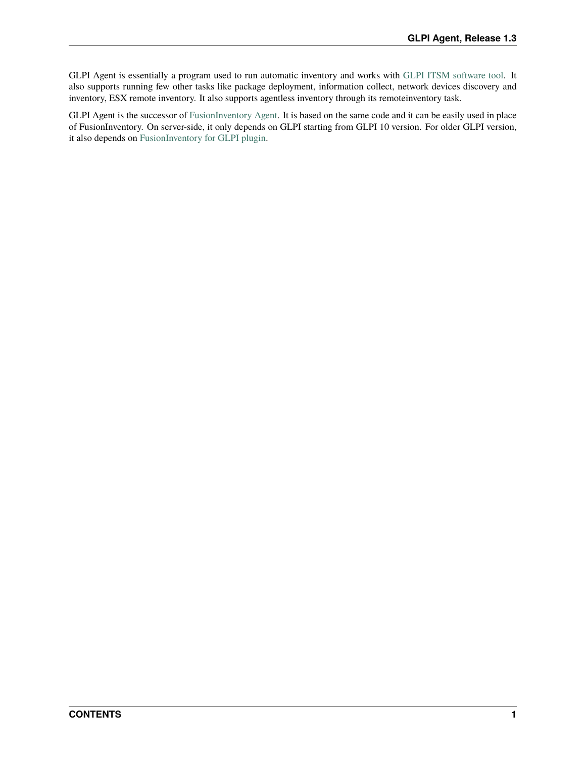GLPI Agent is essentially a program used to run automatic inventory and works with GLPI ITSM software tool. It also supports running few other tasks like package deployment, information collect, network devices discovery and inventory, ESX remote inventory. It also supports agentless inventory through its remoteinventory task.

GLPI Agent is the successor of FusionInventory Agent. It is based on the same code and it can be easily used in place of FusionInventory. On server-side, it only depends on GLPI starting from GLPI 10 version. For older GLPI version, it also depends on FusionInventory for GLPI plugin.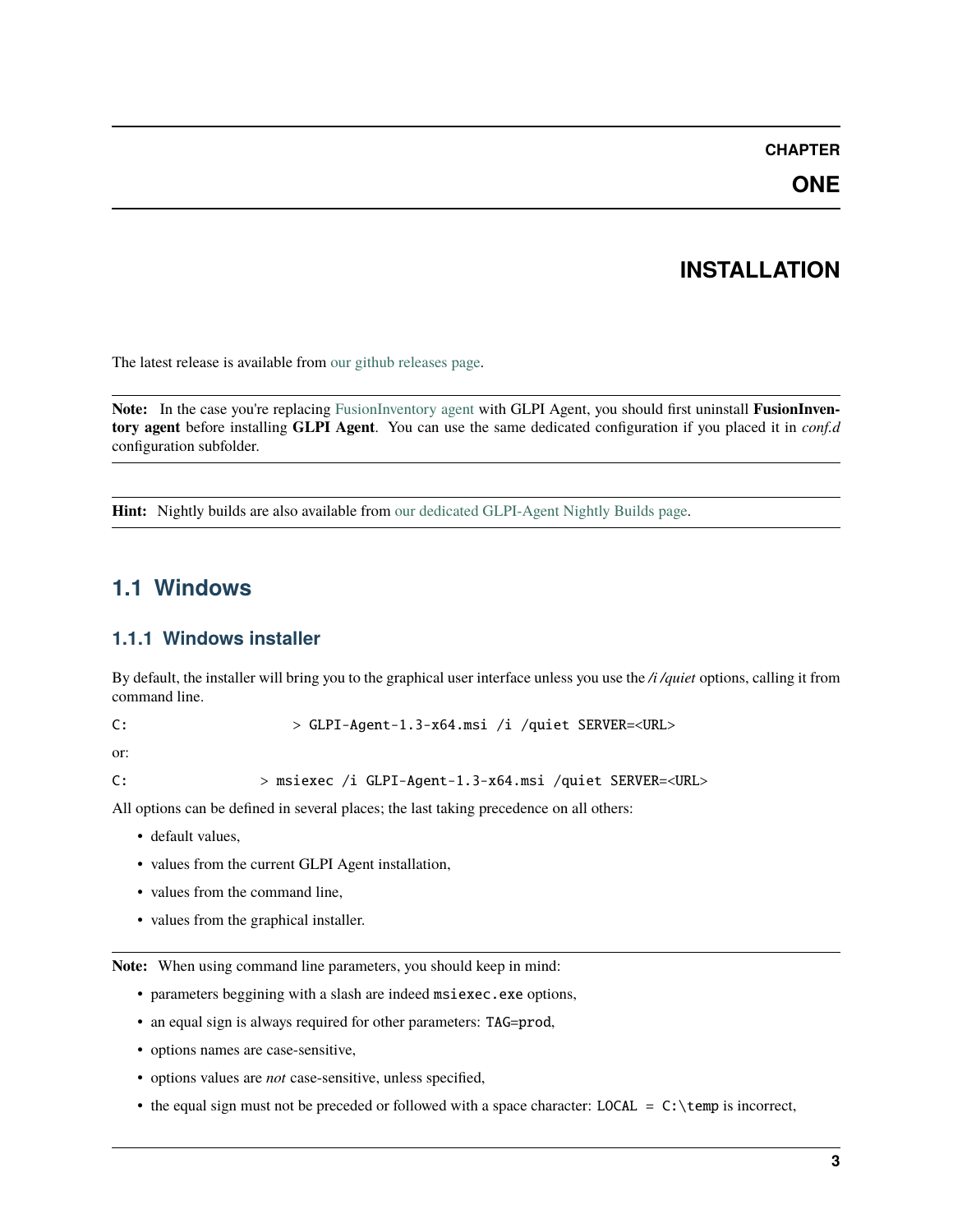# CHAPTER ONE

# INSTALLATION

The latest release is available from our github releases page.

**Note:** In the case you're replacing FusionInventory agent with GLPI Agent, you should first uninstall **FusionInventory agent** before installing **GLPI Agent**. You can use the same dedicated configuration if you placed it in *conf.d* configuration subfolder.

**Hint:** Nightly builds are also available from our dedicated GLPI-Agent Nightly Builds page.

## 1.1 Windows

### 1.1.1 Windows installer

By default, the installer will bring you to the graphical user interface unless you use the */i /quiet* options, calling it from command line.

```
C:                    > GLPI-Agent-1.3-x64.msi /i /quiet SERVER=<URL>
```

or:

```
C:                > msiexec /i GLPI-Agent-1.3-x64.msi /quiet SERVER=<URL>
```

All options can be defined in several places; the last taking precedence on all others:

- default values,
- values from the current GLPI Agent installation,
- values from the command line,
- values from the graphical installer.

**Note:** When using command line parameters, you should keep in mind:

- parameters beggining with a slash are indeed `msiexec.exe` options,
- an equal sign is always required for other parameters: `TAG=prod`,
- options names are case-sensitive,
- options values are *not* case-sensitive, unless specified,
- the equal sign must not be preceded or followed with a space character: `LOCAL = C:\temp` is incorrect,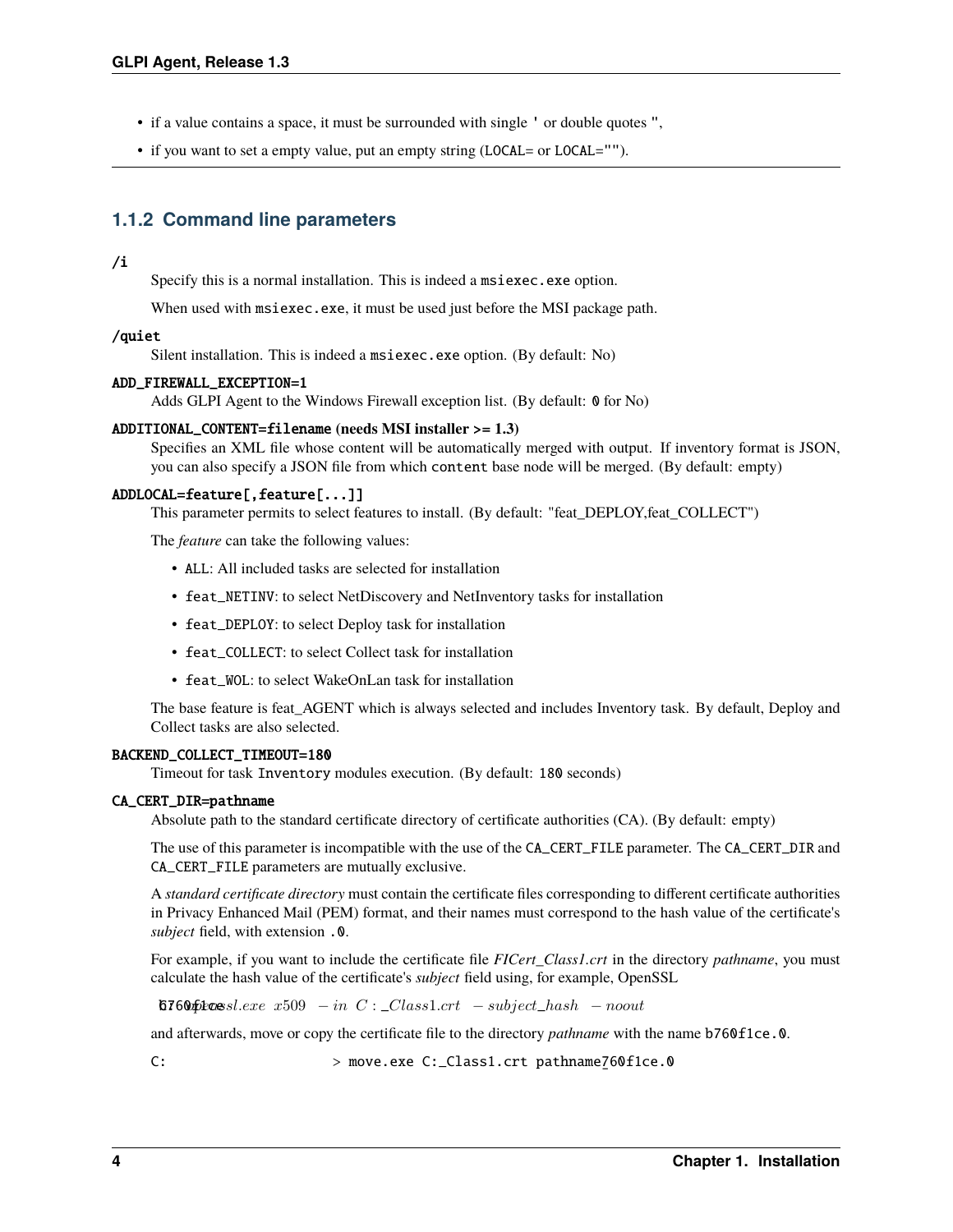- if a value contains a space, it must be surrounded with single ' or double quotes ",
- if you want to set a empty value, put an empty string (LOCAL= or LOCAL="").

### 1.1.2 Command line parameters

**/i**
: Specify this is a normal installation. This is indeed a `msiexec.exe` option.

  When used with `msiexec.exe`, it must be used just before the MSI package path.

**/quiet**
: Silent installation. This is indeed a `msiexec.exe` option. (By default: No)

**ADD_FIREWALL_EXCEPTION=1**
: Adds GLPI Agent to the Windows Firewall exception list. (By default: `0` for No)

**ADDITIONAL_CONTENT=filename (needs MSI installer >= 1.3)**
: Specifies an XML file whose content will be automatically merged with output. If inventory format is JSON, you can also specify a JSON file from which `content` base node will be merged. (By default: empty)

**ADDLOCAL=feature[,feature[...]]**
: This parameter permits to select features to install. (By default: "feat_DEPLOY,feat_COLLECT")

  The *feature* can take the following values:

  - `ALL`: All included tasks are selected for installation
  - `feat_NETINV`: to select NetDiscovery and NetInventory tasks for installation
  - `feat_DEPLOY`: to select Deploy task for installation
  - `feat_COLLECT`: to select Collect task for installation
  - `feat_WOL`: to select WakeOnLan task for installation

  The base feature is feat_AGENT which is always selected and includes Inventory task. By default, Deploy and Collect tasks are also selected.

**BACKEND_COLLECT_TIMEOUT=180**
: Timeout for task `Inventory` modules execution. (By default: `180` seconds)

**CA_CERT_DIR=pathname**
: Absolute path to the standard certificate directory of certificate authorities (CA). (By default: empty)

  The use of this parameter is incompatible with the use of the `CA_CERT_FILE` parameter. The `CA_CERT_DIR` and `CA_CERT_FILE` parameters are mutually exclusive.

  A *standard certificate directory* must contain the certificate files corresponding to different certificate authorities in Privacy Enhanced Mail (PEM) format, and their names must correspond to the hash value of the certificate's *subject* field, with extension `.0`.

  For example, if you want to include the certificate file *FICert_Class1.crt* in the directory *pathname*, you must calculate the hash value of the certificate's *subject* field using, for example, OpenSSL

  ```
  openssl.exe x509 -in C:_Class1.crt -subject_hash -noout
  b760f1ce
  ```

  and afterwards, move or copy the certificate file to the directory *pathname* with the name `b760f1ce.0`.

  ```
  C:                    > move.exe C:_Class1.crt pathname760f1ce.0
  ```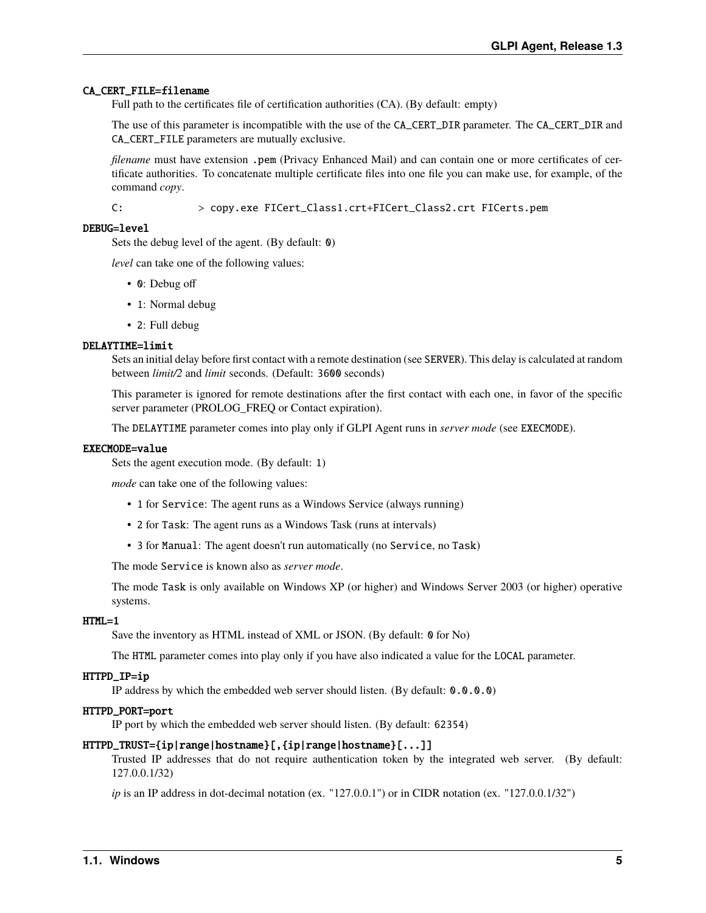**CA_CERT_FILE=filename**

Full path to the certificates file of certification authorities (CA). (By default: empty)

The use of this parameter is incompatible with the use of the `CA_CERT_DIR` parameter. The `CA_CERT_DIR` and `CA_CERT_FILE` parameters are mutually exclusive.

*filename* must have extension `.pem` (Privacy Enhanced Mail) and can contain one or more certificates of certificate authorities. To concatenate multiple certificate files into one file you can make use, for example, of the command *copy*.

```
C:            > copy.exe FICert_Class1.crt+FICert_Class2.crt FICerts.pem
```

**DEBUG=level**

Sets the debug level of the agent. (By default: `0`)

*level* can take one of the following values:

- `0`: Debug off
- `1`: Normal debug
- `2`: Full debug

**DELAYTIME=limit**

Sets an initial delay before first contact with a remote destination (see `SERVER`). This delay is calculated at random between *limit/2* and *limit* seconds. (Default: `3600` seconds)

This parameter is ignored for remote destinations after the first contact with each one, in favor of the specific server parameter (PROLOG_FREQ or Contact expiration).

The `DELAYTIME` parameter comes into play only if GLPI Agent runs in *server mode* (see `EXECMODE`).

**EXECMODE=value**

Sets the agent execution mode. (By default: `1`)

*mode* can take one of the following values:

- `1` for `Service`: The agent runs as a Windows Service (always running)
- `2` for `Task`: The agent runs as a Windows Task (runs at intervals)
- `3` for `Manual`: The agent doesn't run automatically (no `Service`, no `Task`)

The mode `Service` is known also as *server mode*.

The mode `Task` is only available on Windows XP (or higher) and Windows Server 2003 (or higher) operative systems.

**HTML=1**

Save the inventory as HTML instead of XML or JSON. (By default: `0` for No)

The `HTML` parameter comes into play only if you have also indicated a value for the `LOCAL` parameter.

**HTTPD_IP=ip**

IP address by which the embedded web server should listen. (By default: `0.0.0.0`)

**HTTPD_PORT=port**

IP port by which the embedded web server should listen. (By default: `62354`)

**HTTPD_TRUST={ip|range|hostname}[,{ip|range|hostname}[...]]**

Trusted IP addresses that do not require authentication token by the integrated web server. (By default: 127.0.0.1/32)

*ip* is an IP address in dot-decimal notation (ex. "127.0.0.1") or in CIDR notation (ex. "127.0.0.1/32")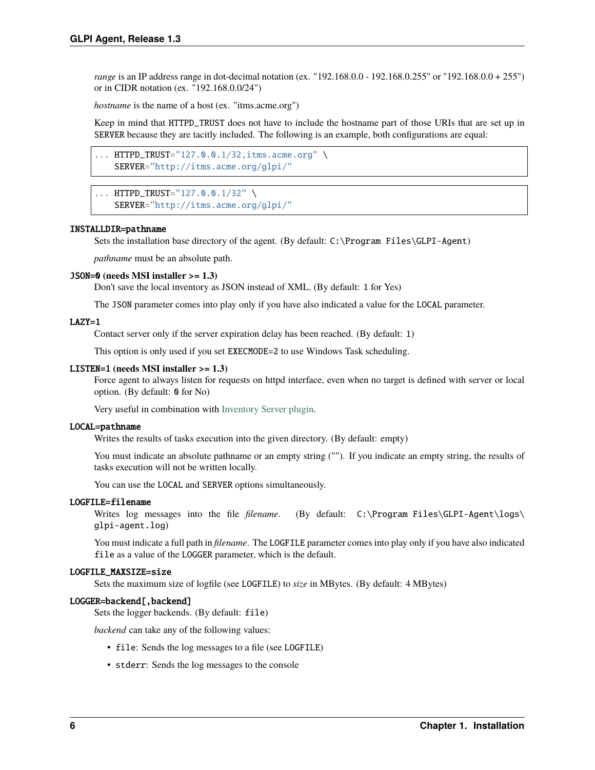*range* is an IP address range in dot-decimal notation (ex. "192.168.0.0 - 192.168.0.255" or "192.168.0.0 + 255") or in CIDR notation (ex. "192.168.0.0/24")

*hostname* is the name of a host (ex. "itms.acme.org")

Keep in mind that `HTTPD_TRUST` does not have to include the hostname part of those URIs that are set up in `SERVER` because they are tacitly included. The following is an example, both configurations are equal:

```
... HTTPD_TRUST="127.0.0.1/32,itms.acme.org" \
    SERVER="http://itms.acme.org/glpi/"
```

```
... HTTPD_TRUST="127.0.0.1/32" \
    SERVER="http://itms.acme.org/glpi/"
```

**`INSTALLDIR=pathname`**
: Sets the installation base directory of the agent. (By default: `C:\Program Files\GLPI-Agent`)

  *pathname* must be an absolute path.

**`JSON=0` (needs MSI installer >= 1.3)**
: Don't save the local inventory as JSON instead of XML. (By default: `1` for Yes)

  The `JSON` parameter comes into play only if you have also indicated a value for the `LOCAL` parameter.

**`LAZY=1`**
: Contact server only if the server expiration delay has been reached. (By default: `1`)

  This option is only used if you set `EXECMODE=2` to use Windows Task scheduling.

**`LISTEN=1` (needs MSI installer >= 1.3)**
: Force agent to always listen for requests on httpd interface, even when no target is defined with server or local option. (By default: `0` for No)

  Very useful in combination with Inventory Server plugin.

**`LOCAL=pathname`**
: Writes the results of tasks execution into the given directory. (By default: empty)

  You must indicate an absolute pathname or an empty string (""). If you indicate an empty string, the results of tasks execution will not be written locally.

  You can use the `LOCAL` and `SERVER` options simultaneously.

**`LOGFILE=filename`**
: Writes log messages into the file *filename*. (By default: `C:\Program Files\GLPI-Agent\logs\glpi-agent.log`)

  You must indicate a full path in *filename*. The `LOGFILE` parameter comes into play only if you have also indicated `file` as a value of the `LOGGER` parameter, which is the default.

**`LOGFILE_MAXSIZE=size`**
: Sets the maximum size of logfile (see `LOGFILE`) to *size* in MBytes. (By default: 4 MBytes)

**`LOGGER=backend[,backend]`**
: Sets the logger backends. (By default: `file`)

  *backend* can take any of the following values:

  - `file`: Sends the log messages to a file (see `LOGFILE`)
  - `stderr`: Sends the log messages to the console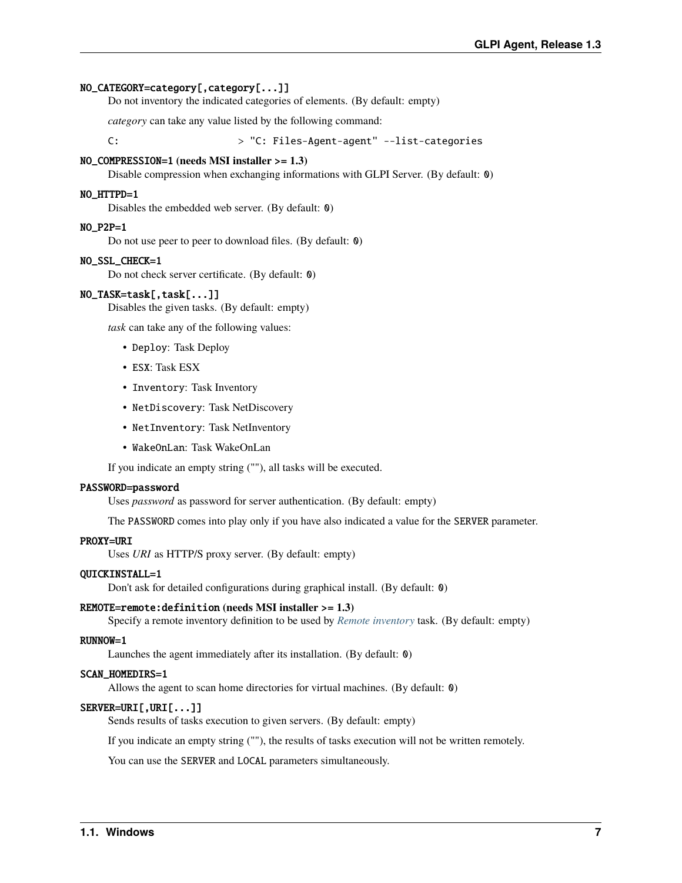**NO_CATEGORY=category[,category[...]]**

Do not inventory the indicated categories of elements. (By default: empty)

*category* can take any value listed by the following command:

```
C:                    > "C: Files-Agent-agent" --list-categories
```

**NO_COMPRESSION=1 (needs MSI installer >= 1.3)**

Disable compression when exchanging informations with GLPI Server. (By default: `0`)

**NO_HTTPD=1**

Disables the embedded web server. (By default: `0`)

**NO_P2P=1**

Do not use peer to peer to download files. (By default: `0`)

**NO_SSL_CHECK=1**

Do not check server certificate. (By default: `0`)

**NO_TASK=task[,task[...]]**

Disables the given tasks. (By default: empty)

*task* can take any of the following values:

- `Deploy`: Task Deploy
- `ESX`: Task ESX
- `Inventory`: Task Inventory
- `NetDiscovery`: Task NetDiscovery
- `NetInventory`: Task NetInventory
- `WakeOnLan`: Task WakeOnLan

If you indicate an empty string (""), all tasks will be executed.

**PASSWORD=password**

Uses *password* as password for server authentication. (By default: empty)

The `PASSWORD` comes into play only if you have also indicated a value for the `SERVER` parameter.

**PROXY=URI**

Uses *URI* as HTTP/S proxy server. (By default: empty)

**QUICKINSTALL=1**

Don't ask for detailed configurations during graphical install. (By default: `0`)

**REMOTE=remote:definition (needs MSI installer >= 1.3)**

Specify a remote inventory definition to be used by *Remote inventory* task. (By default: empty)

**RUNNOW=1**

Launches the agent immediately after its installation. (By default: `0`)

**SCAN_HOMEDIRS=1**

Allows the agent to scan home directories for virtual machines. (By default: `0`)

**SERVER=URI[,URI[...]]**

Sends results of tasks execution to given servers. (By default: empty)

If you indicate an empty string (""), the results of tasks execution will not be written remotely.

You can use the `SERVER` and `LOCAL` parameters simultaneously.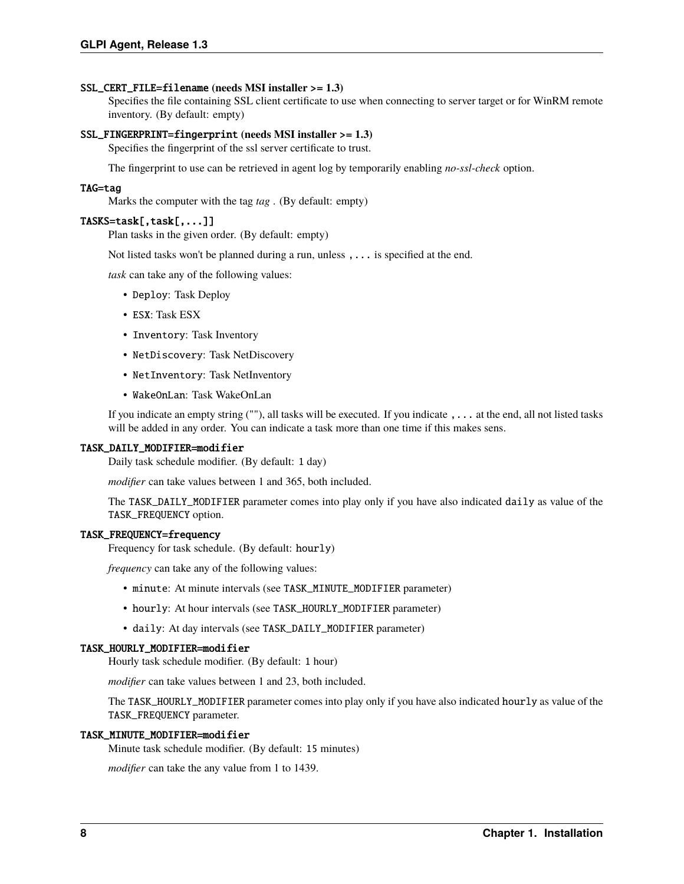**`SSL_CERT_FILE=filename` (needs MSI installer >= 1.3)**
Specifies the file containing SSL client certificate to use when connecting to server target or for WinRM remote inventory. (By default: empty)

**`SSL_FINGERPRINT=fingerprint` (needs MSI installer >= 1.3)**
Specifies the fingerprint of the ssl server certificate to trust.

The fingerprint to use can be retrieved in agent log by temporarily enabling *no-ssl-check* option.

**`TAG=tag`**
Marks the computer with the tag *tag* . (By default: empty)

**`TASKS=task[,task[,...]]`**
Plan tasks in the given order. (By default: empty)

Not listed tasks won't be planned during a run, unless `,...` is specified at the end.

*task* can take any of the following values:

- `Deploy`: Task Deploy
- `ESX`: Task ESX
- `Inventory`: Task Inventory
- `NetDiscovery`: Task NetDiscovery
- `NetInventory`: Task NetInventory
- `WakeOnLan`: Task WakeOnLan

If you indicate an empty string (""), all tasks will be executed. If you indicate `,...` at the end, all not listed tasks will be added in any order. You can indicate a task more than one time if this makes sens.

**`TASK_DAILY_MODIFIER=modifier`**
Daily task schedule modifier. (By default: 1 day)

*modifier* can take values between 1 and 365, both included.

The `TASK_DAILY_MODIFIER` parameter comes into play only if you have also indicated `daily` as value of the `TASK_FREQUENCY` option.

**`TASK_FREQUENCY=frequency`**
Frequency for task schedule. (By default: `hourly`)

*frequency* can take any of the following values:

- `minute`: At minute intervals (see `TASK_MINUTE_MODIFIER` parameter)
- `hourly`: At hour intervals (see `TASK_HOURLY_MODIFIER` parameter)
- `daily`: At day intervals (see `TASK_DAILY_MODIFIER` parameter)

**`TASK_HOURLY_MODIFIER=modifier`**
Hourly task schedule modifier. (By default: 1 hour)

*modifier* can take values between 1 and 23, both included.

The `TASK_HOURLY_MODIFIER` parameter comes into play only if you have also indicated `hourly` as value of the `TASK_FREQUENCY` parameter.

**`TASK_MINUTE_MODIFIER=modifier`**
Minute task schedule modifier. (By default: 15 minutes)

*modifier* can take the any value from 1 to 1439.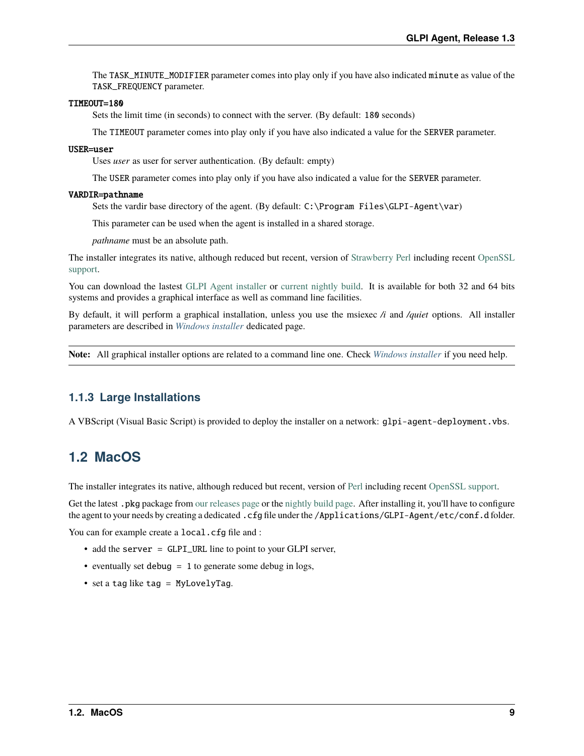The `TASK_MINUTE_MODIFIER` parameter comes into play only if you have also indicated `minute` as value of the `TASK_FREQUENCY` parameter.

**`TIMEOUT=180`**

Sets the limit time (in seconds) to connect with the server. (By default: `180` seconds)

The `TIMEOUT` parameter comes into play only if you have also indicated a value for the `SERVER` parameter.

**`USER=user`**

Uses *user* as user for server authentication. (By default: empty)

The `USER` parameter comes into play only if you have also indicated a value for the `SERVER` parameter.

**`VARDIR=pathname`**

Sets the vardir base directory of the agent. (By default: `C:\Program Files\GLPI-Agent\var`)

This parameter can be used when the agent is installed in a shared storage.

*pathname* must be an absolute path.

The installer integrates its native, although reduced but recent, version of Strawberry Perl including recent OpenSSL support.

You can download the lastest GLPI Agent installer or current nightly build. It is available for both 32 and 64 bits systems and provides a graphical interface as well as command line facilities.

By default, it will perform a graphical installation, unless you use the msiexec */i* and */quiet* options. All installer parameters are described in *Windows installer* dedicated page.

**Note:** All graphical installer options are related to a command line one. Check *Windows installer* if you need help.

### 1.1.3 Large Installations

A VBScript (Visual Basic Script) is provided to deploy the installer on a network: `glpi-agent-deployment.vbs`.

## 1.2 MacOS

The installer integrates its native, although reduced but recent, version of Perl including recent OpenSSL support.

Get the latest `.pkg` package from our releases page or the nightly build page. After installing it, you'll have to configure the agent to your needs by creating a dedicated `.cfg` file under the `/Applications/GLPI-Agent/etc/conf.d` folder.

You can for example create a `local.cfg` file and :

- add the `server = GLPI_URL` line to point to your GLPI server,
- eventually set `debug = 1` to generate some debug in logs,
- set a `tag` like `tag = MyLovelyTag`.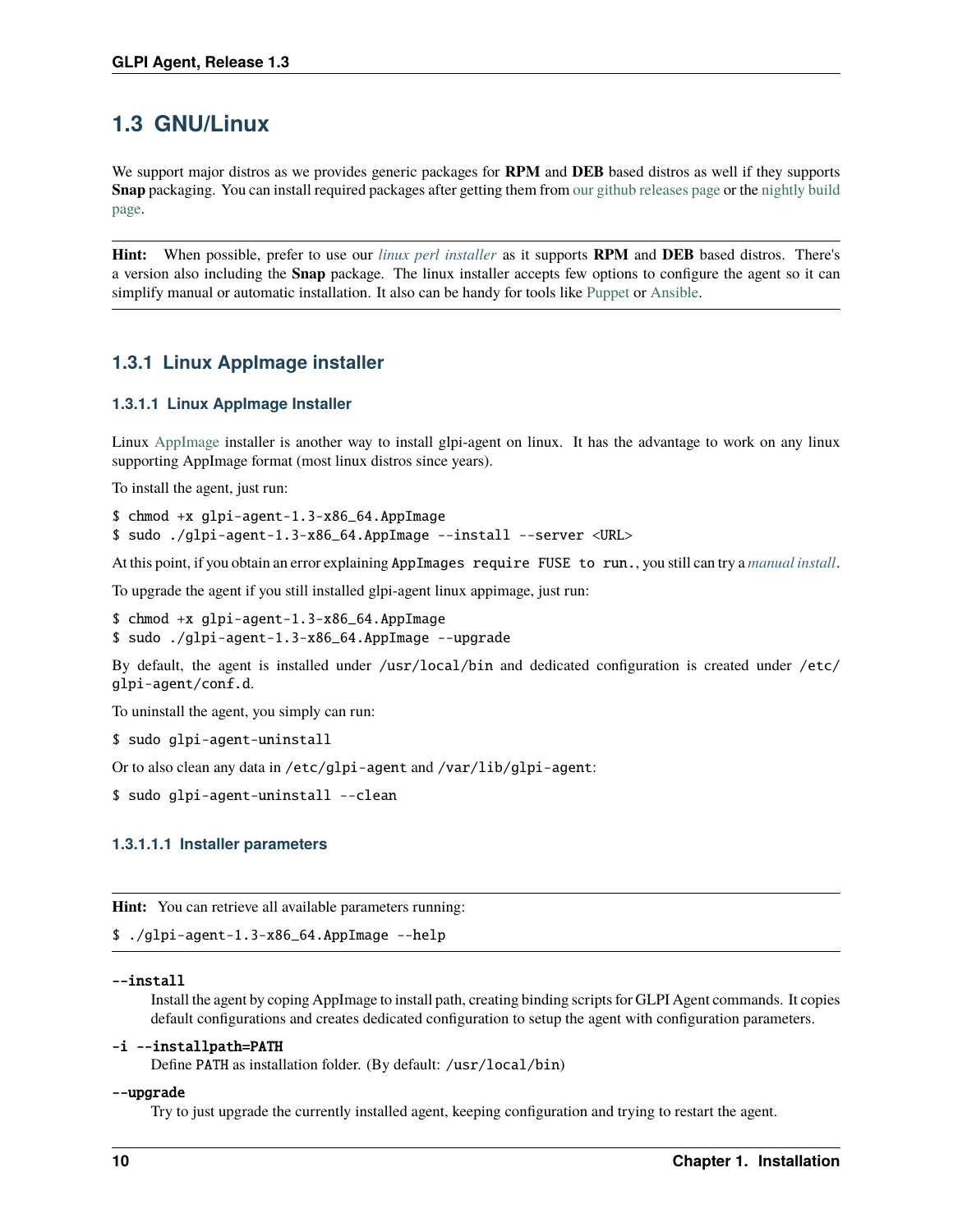## 1.3 GNU/Linux

We support major distros as we provides generic packages for **RPM** and **DEB** based distros as well if they supports **Snap** packaging. You can install required packages after getting them from our github releases page or the nightly build page.

**Hint:** When possible, prefer to use our *linux perl installer* as it supports **RPM** and **DEB** based distros. There's a version also including the **Snap** package. The linux installer accepts few options to configure the agent so it can simplify manual or automatic installation. It also can be handy for tools like Puppet or Ansible.

### 1.3.1 Linux AppImage installer

#### 1.3.1.1 Linux AppImage Installer

Linux AppImage installer is another way to install glpi-agent on linux. It has the advantage to work on any linux supporting AppImage format (most linux distros since years).

To install the agent, just run:

```
$ chmod +x glpi-agent-1.3-x86_64.AppImage
$ sudo ./glpi-agent-1.3-x86_64.AppImage --install --server <URL>
```

At this point, if you obtain an error explaining `AppImages require FUSE to run.`, you still can try a *manual install*.

To upgrade the agent if you still installed glpi-agent linux appimage, just run:

```
$ chmod +x glpi-agent-1.3-x86_64.AppImage
$ sudo ./glpi-agent-1.3-x86_64.AppImage --upgrade
```

By default, the agent is installed under `/usr/local/bin` and dedicated configuration is created under `/etc/glpi-agent/conf.d`.

To uninstall the agent, you simply can run:

```
$ sudo glpi-agent-uninstall
```

Or to also clean any data in `/etc/glpi-agent` and `/var/lib/glpi-agent`:

```
$ sudo glpi-agent-uninstall --clean
```

##### 1.3.1.1.1 Installer parameters

**Hint:** You can retrieve all available parameters running:

```
$ ./glpi-agent-1.3-x86_64.AppImage --help
```

**--install**
Install the agent by coping AppImage to install path, creating binding scripts for GLPI Agent commands. It copies default configurations and creates dedicated configuration to setup the agent with configuration parameters.

**-i --installpath=PATH**
Define `PATH` as installation folder. (By default: `/usr/local/bin`)

**--upgrade**
Try to just upgrade the currently installed agent, keeping configuration and trying to restart the agent.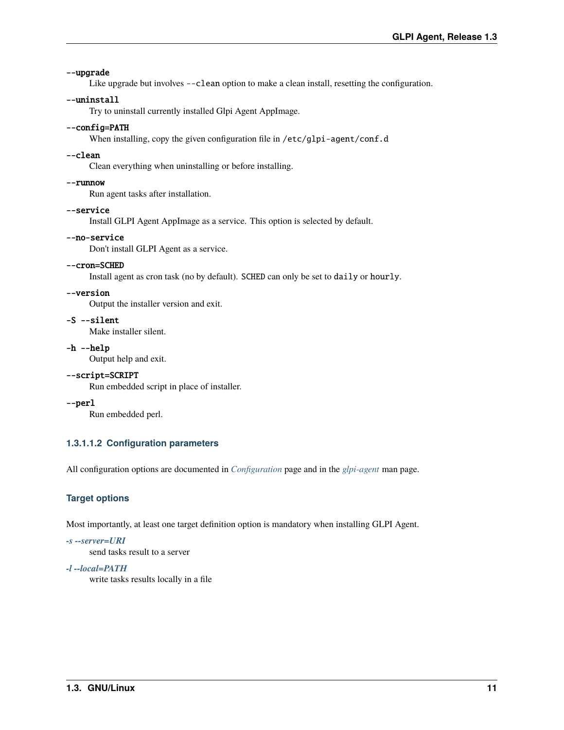**`--upgrade`**
: Like upgrade but involves `--clean` option to make a clean install, resetting the configuration.

**`--uninstall`**
: Try to uninstall currently installed Glpi Agent AppImage.

**`--config=PATH`**
: When installing, copy the given configuration file in `/etc/glpi-agent/conf.d`

**`--clean`**
: Clean everything when uninstalling or before installing.

**`--runnow`**
: Run agent tasks after installation.

**`--service`**
: Install GLPI Agent AppImage as a service. This option is selected by default.

**`--no-service`**
: Don't install GLPI Agent as a service.

**`--cron=SCHED`**
: Install agent as cron task (no by default). `SCHED` can only be set to `daily` or `hourly`.

**`--version`**
: Output the installer version and exit.

**`-S --silent`**
: Make installer silent.

**`-h --help`**
: Output help and exit.

**`--script=SCRIPT`**
: Run embedded script in place of installer.

**`--perl`**
: Run embedded perl.

##### 1.3.1.1.2 Configuration parameters

All configuration options are documented in *Configuration* page and in the *glpi-agent* man page.

###### Target options

Most importantly, at least one target definition option is mandatory when installing GLPI Agent.

***-s --server=URI***
: send tasks result to a server

***-l --local=PATH***
: write tasks results locally in a file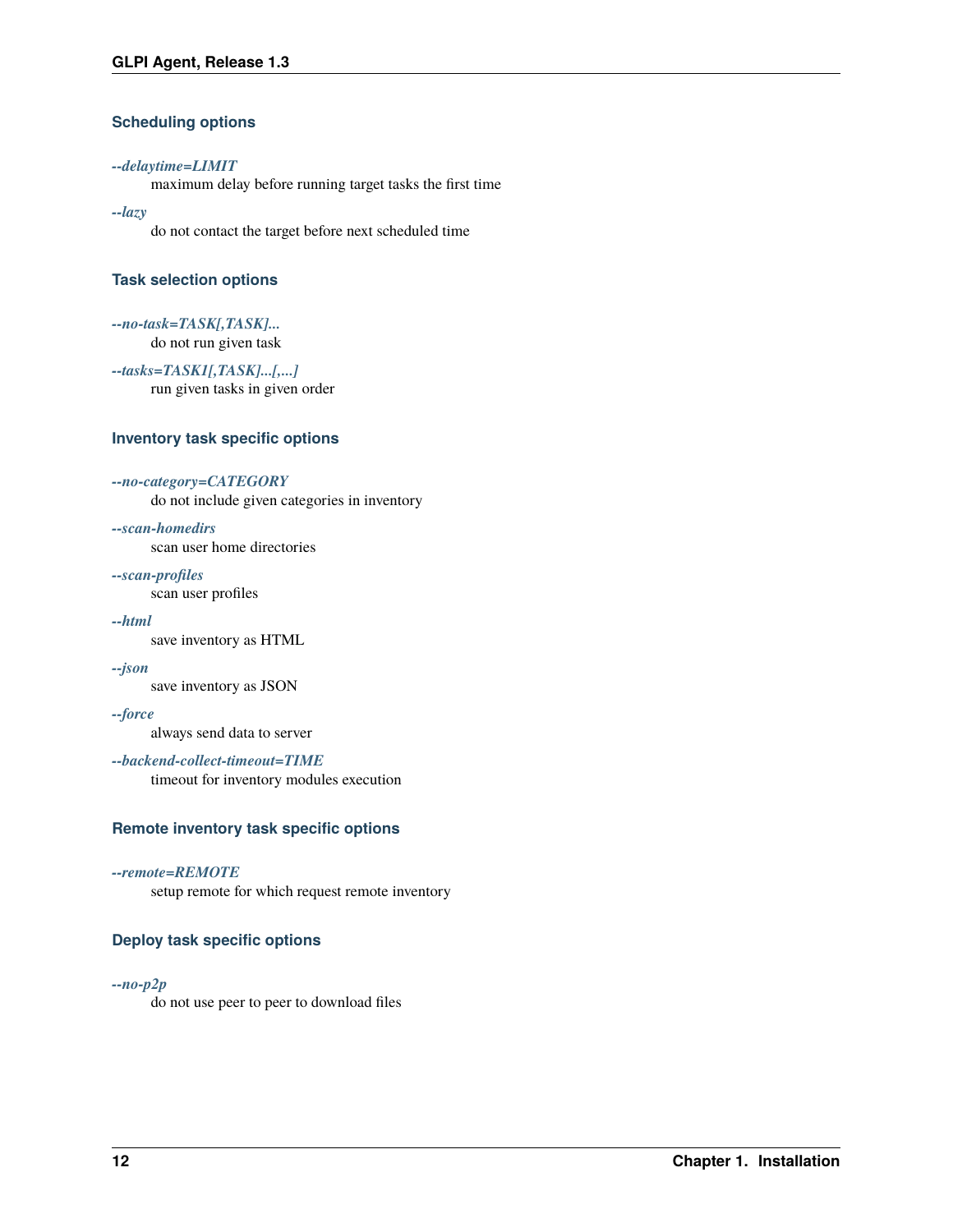### Scheduling options

*--delaytime=LIMIT*
: maximum delay before running target tasks the first time

*--lazy*
: do not contact the target before next scheduled time

### Task selection options

*--no-task=TASK[,TASK]...*
: do not run given task

*--tasks=TASK1[,TASK]...[,...]*
: run given tasks in given order

### Inventory task specific options

*--no-category=CATEGORY*
: do not include given categories in inventory

*--scan-homedirs*
: scan user home directories

*--scan-profiles*
: scan user profiles

*--html*
: save inventory as HTML

*--json*
: save inventory as JSON

*--force*
: always send data to server

*--backend-collect-timeout=TIME*
: timeout for inventory modules execution

### Remote inventory task specific options

*--remote=REMOTE*
: setup remote for which request remote inventory

### Deploy task specific options

*--no-p2p*
: do not use peer to peer to download files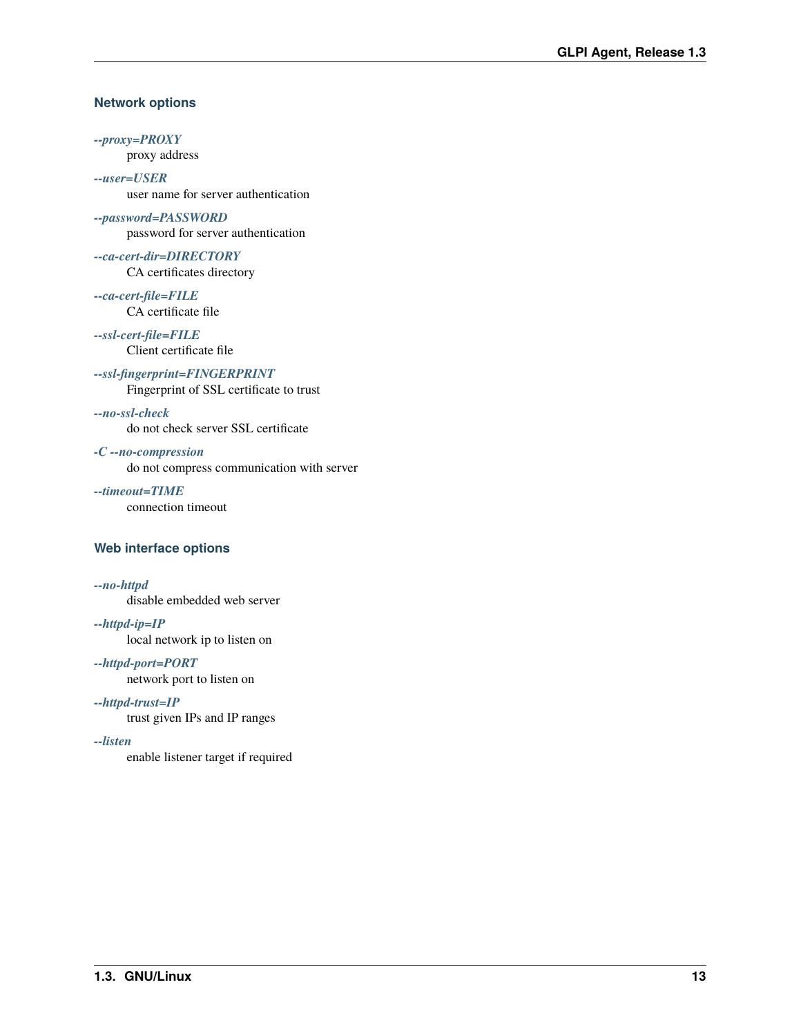#### Network options

*--proxy=PROXY*
: proxy address

*--user=USER*
: user name for server authentication

*--password=PASSWORD*
: password for server authentication

*--ca-cert-dir=DIRECTORY*
: CA certificates directory

*--ca-cert-file=FILE*
: CA certificate file

*--ssl-cert-file=FILE*
: Client certificate file

*--ssl-fingerprint=FINGERPRINT*
: Fingerprint of SSL certificate to trust

*--no-ssl-check*
: do not check server SSL certificate

*-C --no-compression*
: do not compress communication with server

*--timeout=TIME*
: connection timeout

#### Web interface options

*--no-httpd*
: disable embedded web server

*--httpd-ip=IP*
: local network ip to listen on

*--httpd-port=PORT*
: network port to listen on

*--httpd-trust=IP*
: trust given IPs and IP ranges

*--listen*
: enable listener target if required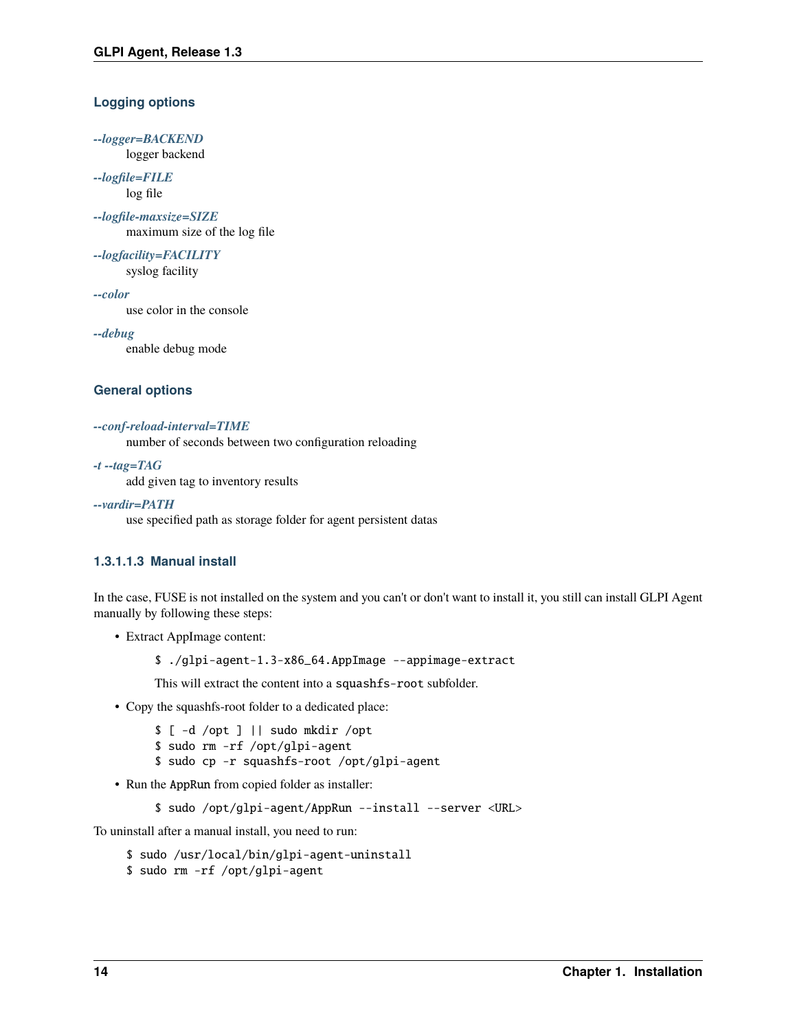#### Logging options

*--logger=BACKEND*
: logger backend

*--logfile=FILE*
: log file

*--logfile-maxsize=SIZE*
: maximum size of the log file

*--logfacility=FACILITY*
: syslog facility

*--color*
: use color in the console

*--debug*
: enable debug mode

#### General options

*--conf-reload-interval=TIME*
: number of seconds between two configuration reloading

*-t --tag=TAG*
: add given tag to inventory results

*--vardir=PATH*
: use specified path as storage folder for agent persistent datas

### 1.3.1.1.3 Manual install

In the case, FUSE is not installed on the system and you can't or don't want to install it, you still can install GLPI Agent manually by following these steps:

- Extract AppImage content:

  ```
  $ ./glpi-agent-1.3-x86_64.AppImage --appimage-extract
  ```

  This will extract the content into a `squashfs-root` subfolder.

- Copy the squashfs-root folder to a dedicated place:

  ```
  $ [ -d /opt ] || sudo mkdir /opt
  $ sudo rm -rf /opt/glpi-agent
  $ sudo cp -r squashfs-root /opt/glpi-agent
  ```

- Run the `AppRun` from copied folder as installer:

  ```
  $ sudo /opt/glpi-agent/AppRun --install --server <URL>
  ```

To uninstall after a manual install, you need to run:

```
$ sudo /usr/local/bin/glpi-agent-uninstall
$ sudo rm -rf /opt/glpi-agent
```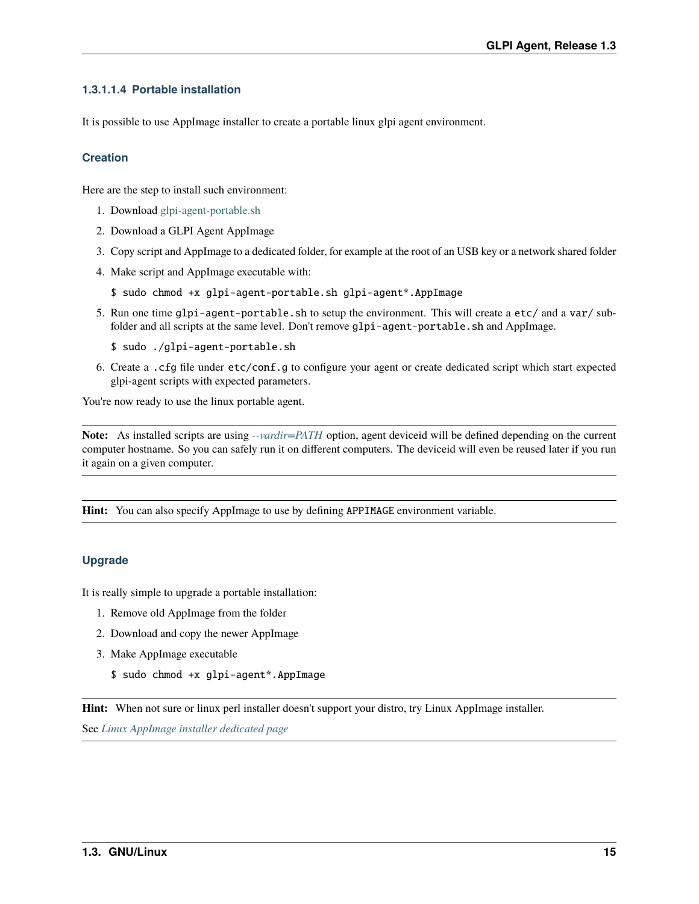#### 1.3.1.1.4 Portable installation

It is possible to use AppImage installer to create a portable linux glpi agent environment.

##### Creation

Here are the step to install such environment:

1. Download glpi-agent-portable.sh
2. Download a GLPI Agent AppImage
3. Copy script and AppImage to a dedicated folder, for example at the root of an USB key or a network shared folder
4. Make script and AppImage executable with:

   ```
   $ sudo chmod +x glpi-agent-portable.sh glpi-agent*.AppImage
   ```

5. Run one time `glpi-agent-portable.sh` to setup the environment. This will create a `etc/` and a `var/` subfolder and all scripts at the same level. Don't remove `glpi-agent-portable.sh` and AppImage.

   ```
   $ sudo ./glpi-agent-portable.sh
   ```

6. Create a `.cfg` file under `etc/conf.g` to configure your agent or create dedicated script which start expected glpi-agent scripts with expected parameters.

You're now ready to use the linux portable agent.

---

**Note:** As installed scripts are using *--vardir=PATH* option, agent deviceid will be defined depending on the current computer hostname. So you can safely run it on different computers. The deviceid will even be reused later if you run it again on a given computer.

---

**Hint:** You can also specify AppImage to use by defining `APPIMAGE` environment variable.

---

##### Upgrade

It is really simple to upgrade a portable installation:

1. Remove old AppImage from the folder
2. Download and copy the newer AppImage
3. Make AppImage executable

   ```
   $ sudo chmod +x glpi-agent*.AppImage
   ```

---

**Hint:** When not sure or linux perl installer doesn't support your distro, try Linux AppImage installer.

See *Linux AppImage installer dedicated page*

---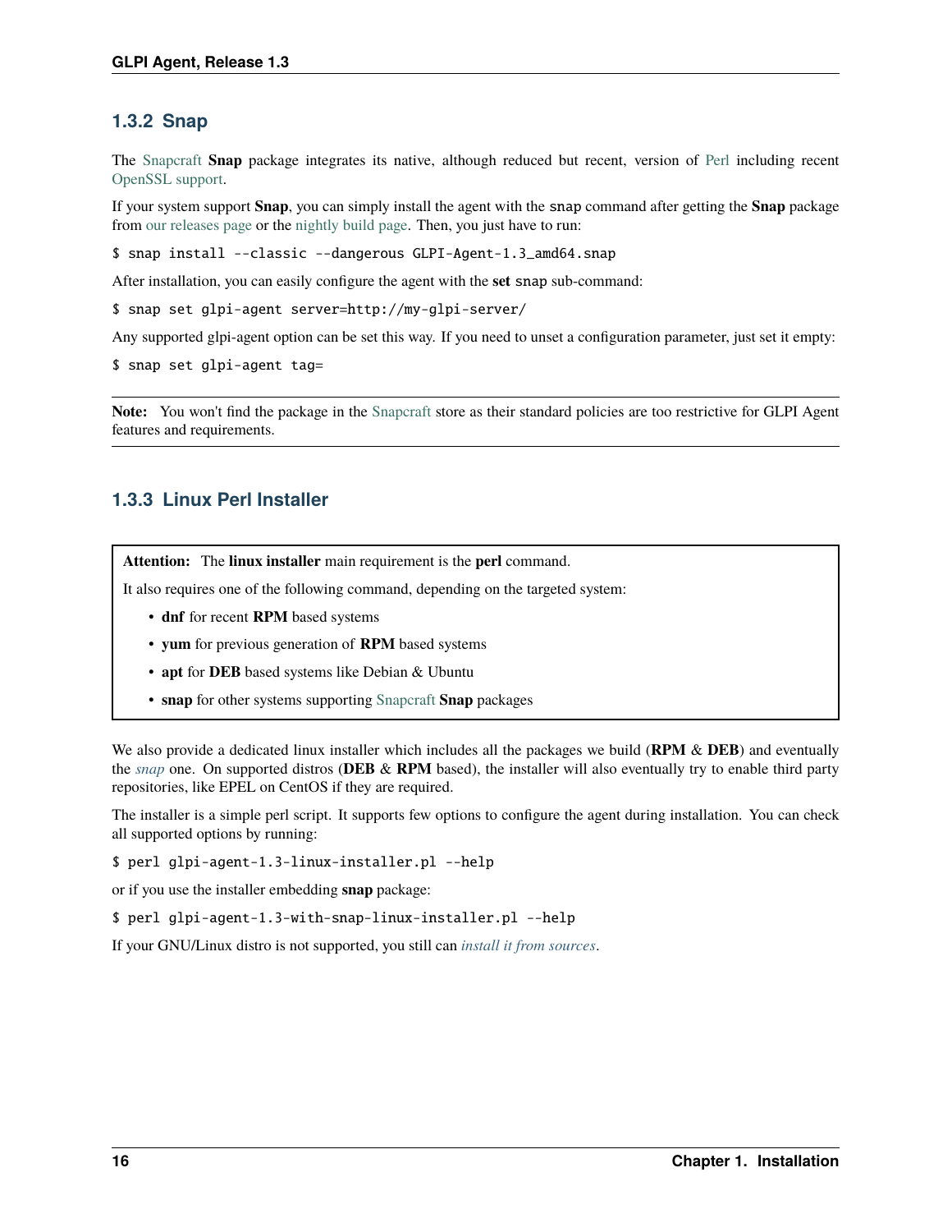### 1.3.2 Snap

The Snapcraft **Snap** package integrates its native, although reduced but recent, version of Perl including recent OpenSSL support.

If your system support **Snap**, you can simply install the agent with the `snap` command after getting the **Snap** package from our releases page or the nightly build page. Then, you just have to run:

```
$ snap install --classic --dangerous GLPI-Agent-1.3_amd64.snap
```

After installation, you can easily configure the agent with the **set** `snap` sub-command:

```
$ snap set glpi-agent server=http://my-glpi-server/
```

Any supported glpi-agent option can be set this way. If you need to unset a configuration parameter, just set it empty:

```
$ snap set glpi-agent tag=
```

**Note:** You won't find the package in the Snapcraft store as their standard policies are too restrictive for GLPI Agent features and requirements.

### 1.3.3 Linux Perl Installer

**Attention:** The **linux installer** main requirement is the **perl** command.

It also requires one of the following command, depending on the targeted system:

- **dnf** for recent **RPM** based systems
- **yum** for previous generation of **RPM** based systems
- **apt** for **DEB** based systems like Debian & Ubuntu
- **snap** for other systems supporting Snapcraft **Snap** packages

We also provide a dedicated linux installer which includes all the packages we build (**RPM** & **DEB**) and eventually the *snap* one. On supported distros (**DEB** & **RPM** based), the installer will also eventually try to enable third party repositories, like EPEL on CentOS if they are required.

The installer is a simple perl script. It supports few options to configure the agent during installation. You can check all supported options by running:

```
$ perl glpi-agent-1.3-linux-installer.pl --help
```

or if you use the installer embedding **snap** package:

```
$ perl glpi-agent-1.3-with-snap-linux-installer.pl --help
```

If your GNU/Linux distro is not supported, you still can *install it from sources*.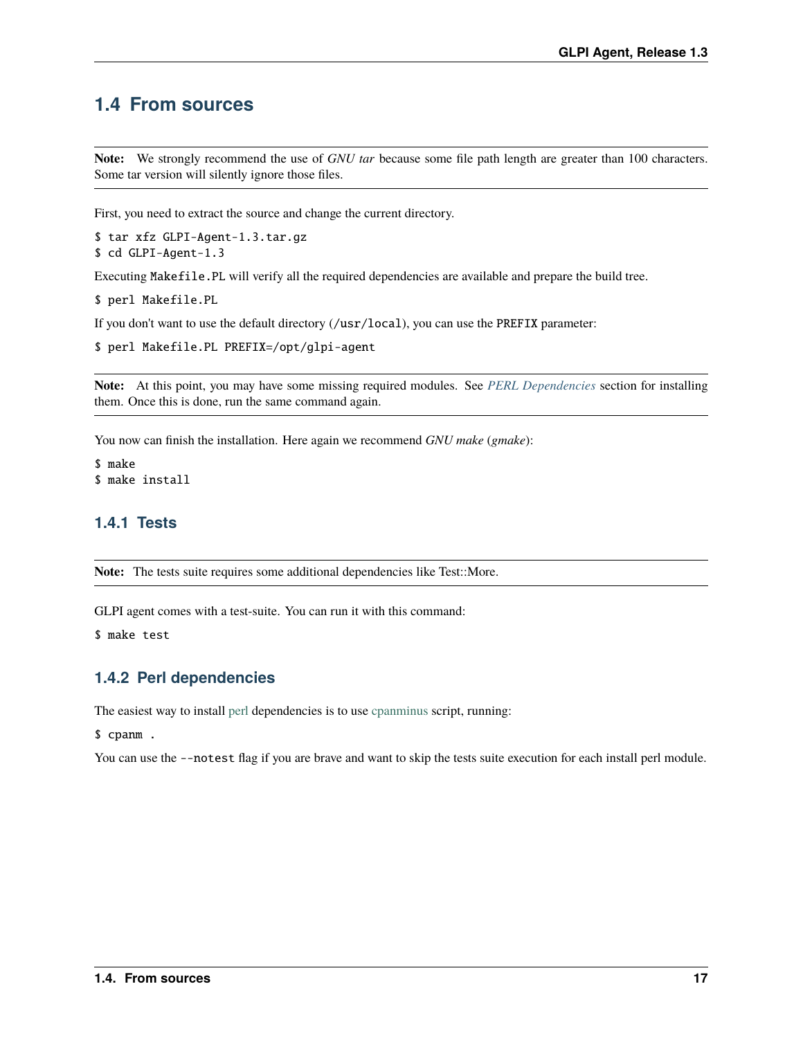## 1.4 From sources

**Note:** We strongly recommend the use of *GNU tar* because some file path length are greater than 100 characters. Some tar version will silently ignore those files.

First, you need to extract the source and change the current directory.

```
$ tar xfz GLPI-Agent-1.3.tar.gz
$ cd GLPI-Agent-1.3
```

Executing `Makefile.PL` will verify all the required dependencies are available and prepare the build tree.

```
$ perl Makefile.PL
```

If you don't want to use the default directory (`/usr/local`), you can use the `PREFIX` parameter:

```
$ perl Makefile.PL PREFIX=/opt/glpi-agent
```

**Note:** At this point, you may have some missing required modules. See *PERL Dependencies* section for installing them. Once this is done, run the same command again.

You now can finish the installation. Here again we recommend *GNU make* (*gmake*):

```
$ make
$ make install
```

### 1.4.1 Tests

**Note:** The tests suite requires some additional dependencies like Test::More.

GLPI agent comes with a test-suite. You can run it with this command:

```
$ make test
```

### 1.4.2 Perl dependencies

The easiest way to install perl dependencies is to use cpanminus script, running:

```
$ cpanm .
```

You can use the `--notest` flag if you are brave and want to skip the tests suite execution for each install perl module.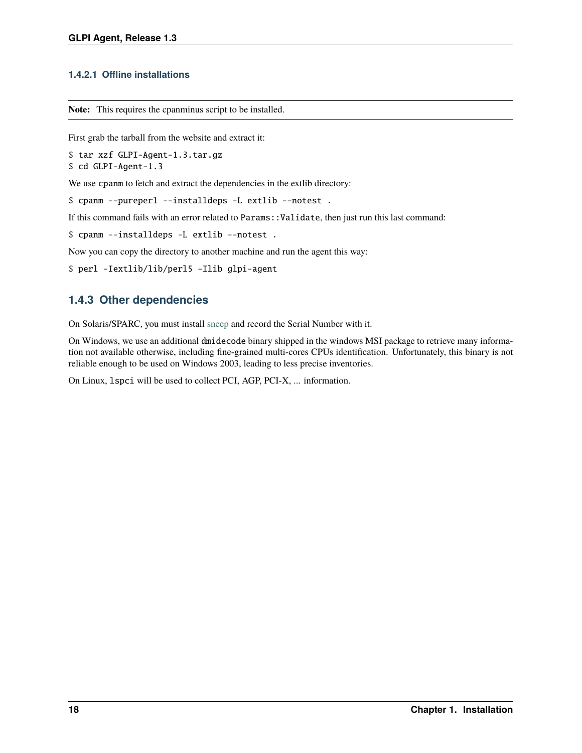#### 1.4.2.1 Offline installations

**Note:** This requires the cpanminus script to be installed.

First grab the tarball from the website and extract it:

```
$ tar xzf GLPI-Agent-1.3.tar.gz
$ cd GLPI-Agent-1.3
```

We use `cpanm` to fetch and extract the dependencies in the extlib directory:

```
$ cpanm --pureperl --installdeps -L extlib --notest .
```

If this command fails with an error related to `Params::Validate`, then just run this last command:

```
$ cpanm --installdeps -L extlib --notest .
```

Now you can copy the directory to another machine and run the agent this way:

```
$ perl -Iextlib/lib/perl5 -Ilib glpi-agent
```

### 1.4.3 Other dependencies

On Solaris/SPARC, you must install sneep and record the Serial Number with it.

On Windows, we use an additional `dmidecode` binary shipped in the windows MSI package to retrieve many information not available otherwise, including fine-grained multi-cores CPUs identification. Unfortunately, this binary is not reliable enough to be used on Windows 2003, leading to less precise inventories.

On Linux, `lspci` will be used to collect PCI, AGP, PCI-X, ... information.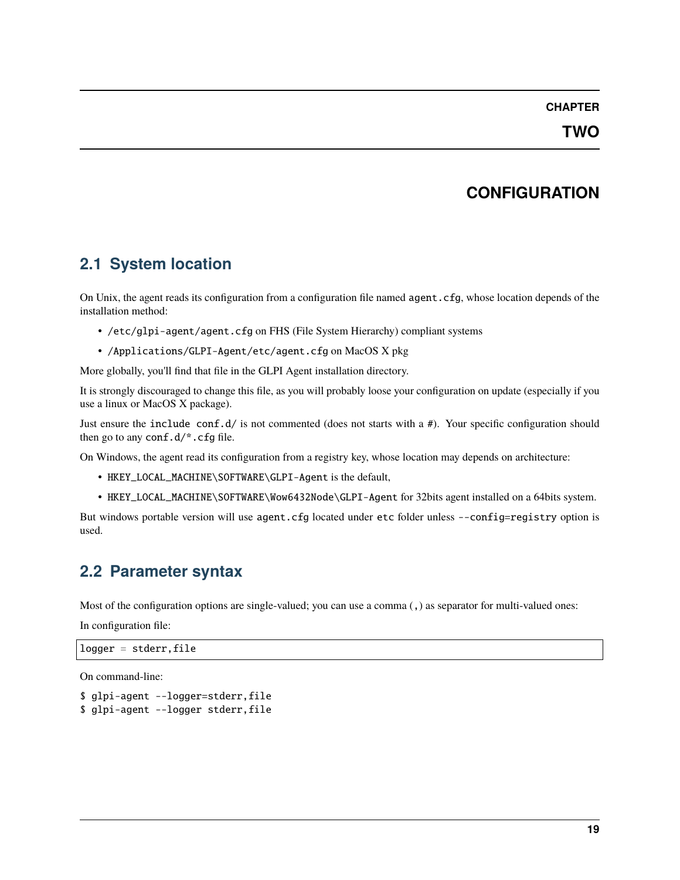# CHAPTER TWO

# CONFIGURATION

## 2.1 System location

On Unix, the agent reads its configuration from a configuration file named `agent.cfg`, whose location depends of the installation method:

- `/etc/glpi-agent/agent.cfg` on FHS (File System Hierarchy) compliant systems
- `/Applications/GLPI-Agent/etc/agent.cfg` on MacOS X pkg

More globally, you'll find that file in the GLPI Agent installation directory.

It is strongly discouraged to change this file, as you will probably loose your configuration on update (especially if you use a linux or MacOS X package).

Just ensure the `include conf.d/` is not commented (does not starts with a `#`). Your specific configuration should then go to any `conf.d/*.cfg` file.

On Windows, the agent read its configuration from a registry key, whose location may depends on architecture:

- `HKEY_LOCAL_MACHINE\SOFTWARE\GLPI-Agent` is the default,
- `HKEY_LOCAL_MACHINE\SOFTWARE\Wow6432Node\GLPI-Agent` for 32bits agent installed on a 64bits system.

But windows portable version will use `agent.cfg` located under `etc` folder unless `--config=registry` option is used.

## 2.2 Parameter syntax

Most of the configuration options are single-valued; you can use a comma (`,`) as separator for multi-valued ones:

In configuration file:

```
logger = stderr,file
```

On command-line:

```
$ glpi-agent --logger=stderr,file
$ glpi-agent --logger stderr,file
```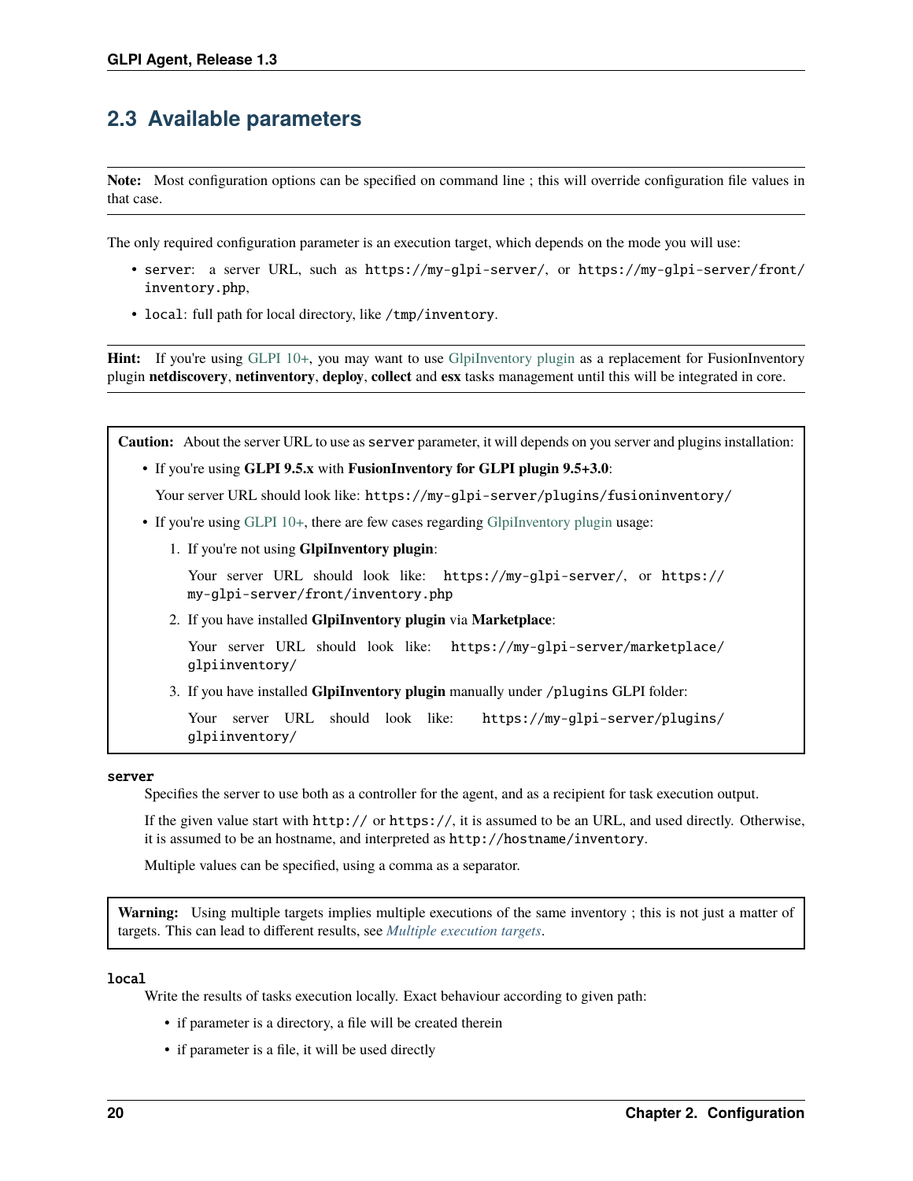## 2.3 Available parameters

**Note:** Most configuration options can be specified on command line ; this will override configuration file values in that case.

The only required configuration parameter is an execution target, which depends on the mode you will use:

- `server`: a server URL, such as `https://my-glpi-server/`, or `https://my-glpi-server/front/inventory.php`,
- `local`: full path for local directory, like `/tmp/inventory`.

**Hint:** If you're using GLPI 10+, you may want to use GlpiInventory plugin as a replacement for FusionInventory plugin **netdiscovery**, **netinventory**, **deploy**, **collect** and **esx** tasks management until this will be integrated in core.

**Caution:** About the server URL to use as `server` parameter, it will depends on you server and plugins installation:

- If you're using **GLPI 9.5.x** with **FusionInventory for GLPI plugin 9.5+3.0**:

  Your server URL should look like: `https://my-glpi-server/plugins/fusioninventory/`

- If you're using GLPI 10+, there are few cases regarding GlpiInventory plugin usage:

  1. If you're not using **GlpiInventory plugin**:

     Your server URL should look like: `https://my-glpi-server/`, or `https://my-glpi-server/front/inventory.php`

  2. If you have installed **GlpiInventory plugin** via **Marketplace**:

     Your server URL should look like: `https://my-glpi-server/marketplace/glpiinventory/`

  3. If you have installed **GlpiInventory plugin** manually under `/plugins` GLPI folder:

     Your server URL should look like: `https://my-glpi-server/plugins/glpiinventory/`

**server**

Specifies the server to use both as a controller for the agent, and as a recipient for task execution output.

If the given value start with `http://` or `https://`, it is assumed to be an URL, and used directly. Otherwise, it is assumed to be an hostname, and interpreted as `http://hostname/inventory`.

Multiple values can be specified, using a comma as a separator.

**Warning:** Using multiple targets implies multiple executions of the same inventory ; this is not just a matter of targets. This can lead to different results, see *Multiple execution targets*.

**local**

Write the results of tasks execution locally. Exact behaviour according to given path:

- if parameter is a directory, a file will be created therein
- if parameter is a file, it will be used directly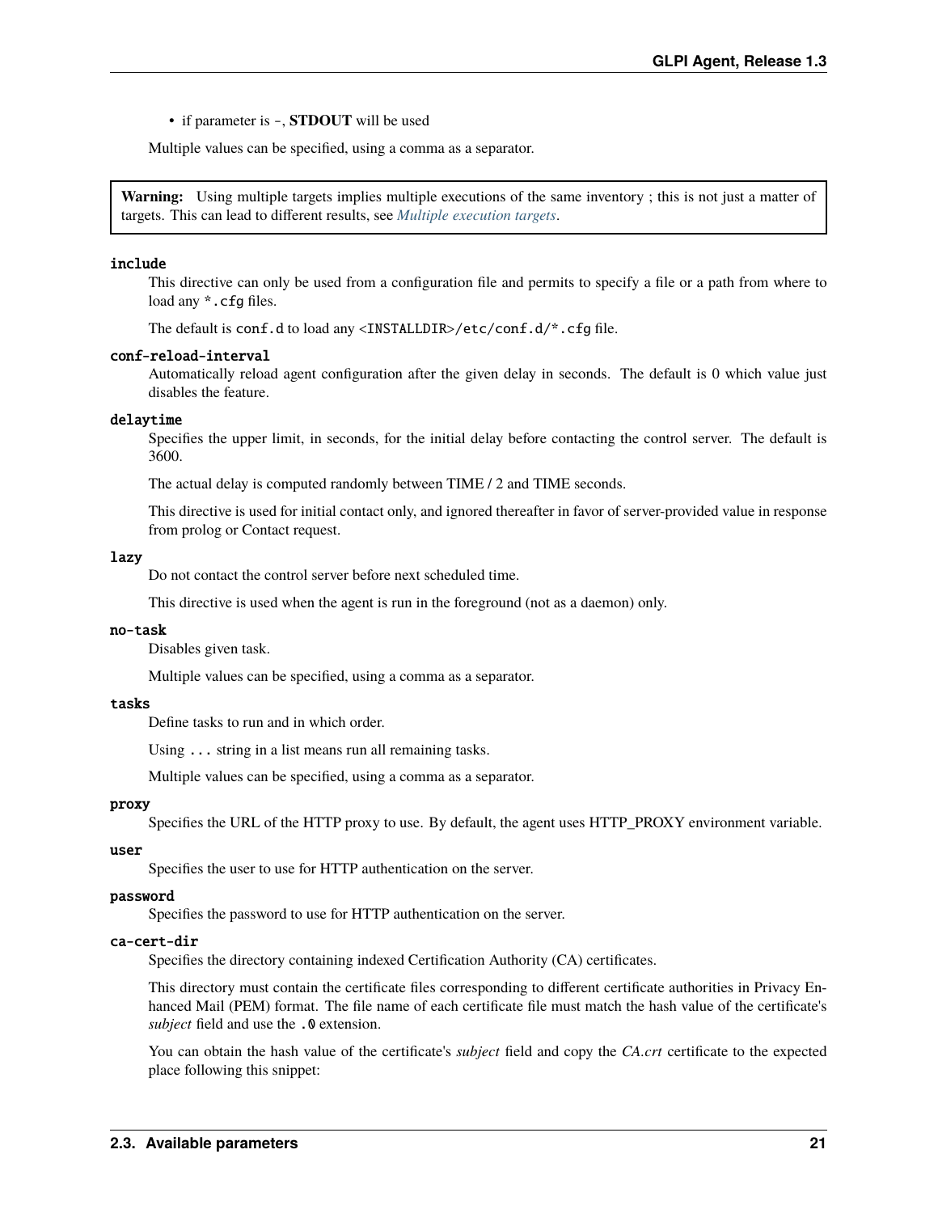- if parameter is -, **STDOUT** will be used

Multiple values can be specified, using a comma as a separator.

> **Warning:** Using multiple targets implies multiple executions of the same inventory ; this is not just a matter of targets. This can lead to different results, see *Multiple execution targets*.

`include`
: This directive can only be used from a configuration file and permits to specify a file or a path from where to load any `*.cfg` files.

  The default is `conf.d` to load any `<INSTALLDIR>/etc/conf.d/*.cfg` file.

`conf-reload-interval`
: Automatically reload agent configuration after the given delay in seconds. The default is 0 which value just disables the feature.

`delaytime`
: Specifies the upper limit, in seconds, for the initial delay before contacting the control server. The default is 3600.

  The actual delay is computed randomly between TIME / 2 and TIME seconds.

  This directive is used for initial contact only, and ignored thereafter in favor of server-provided value in response from prolog or Contact request.

`lazy`
: Do not contact the control server before next scheduled time.

  This directive is used when the agent is run in the foreground (not as a daemon) only.

`no-task`
: Disables given task.

  Multiple values can be specified, using a comma as a separator.

`tasks`
: Define tasks to run and in which order.

  Using `...` string in a list means run all remaining tasks.

  Multiple values can be specified, using a comma as a separator.

`proxy`
: Specifies the URL of the HTTP proxy to use. By default, the agent uses HTTP_PROXY environment variable.

`user`
: Specifies the user to use for HTTP authentication on the server.

`password`
: Specifies the password to use for HTTP authentication on the server.

`ca-cert-dir`
: Specifies the directory containing indexed Certification Authority (CA) certificates.

  This directory must contain the certificate files corresponding to different certificate authorities in Privacy Enhanced Mail (PEM) format. The file name of each certificate file must match the hash value of the certificate's *subject* field and use the `.0` extension.

  You can obtain the hash value of the certificate's *subject* field and copy the *CA.crt* certificate to the expected place following this snippet: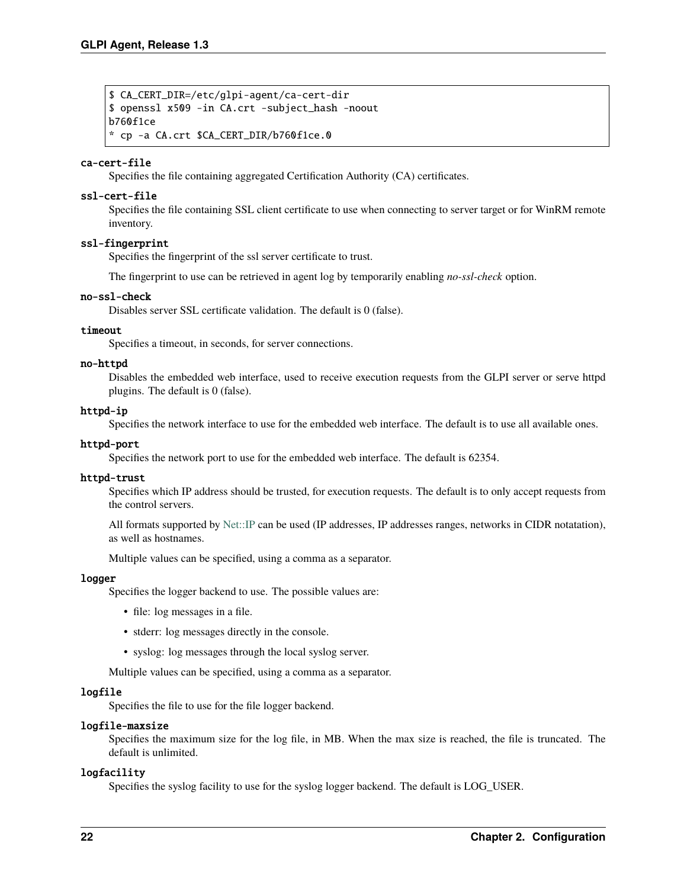```
$ CA_CERT_DIR=/etc/glpi-agent/ca-cert-dir
$ openssl x509 -in CA.crt -subject_hash -noout
b760f1ce
* cp -a CA.crt $CA_CERT_DIR/b760f1ce.0
```

**ca-cert-file**
Specifies the file containing aggregated Certification Authority (CA) certificates.

**ssl-cert-file**
Specifies the file containing SSL client certificate to use when connecting to server target or for WinRM remote inventory.

**ssl-fingerprint**
Specifies the fingerprint of the ssl server certificate to trust.

The fingerprint to use can be retrieved in agent log by temporarily enabling *no-ssl-check* option.

**no-ssl-check**
Disables server SSL certificate validation. The default is 0 (false).

**timeout**
Specifies a timeout, in seconds, for server connections.

**no-httpd**
Disables the embedded web interface, used to receive execution requests from the GLPI server or serve httpd plugins. The default is 0 (false).

**httpd-ip**
Specifies the network interface to use for the embedded web interface. The default is to use all available ones.

**httpd-port**
Specifies the network port to use for the embedded web interface. The default is 62354.

**httpd-trust**
Specifies which IP address should be trusted, for execution requests. The default is to only accept requests from the control servers.

All formats supported by Net::IP can be used (IP addresses, IP addresses ranges, networks in CIDR notatation), as well as hostnames.

Multiple values can be specified, using a comma as a separator.

**logger**
Specifies the logger backend to use. The possible values are:

- file: log messages in a file.
- stderr: log messages directly in the console.
- syslog: log messages through the local syslog server.

Multiple values can be specified, using a comma as a separator.

**logfile**
Specifies the file to use for the file logger backend.

**logfile-maxsize**
Specifies the maximum size for the log file, in MB. When the max size is reached, the file is truncated. The default is unlimited.

**logfacility**
Specifies the syslog facility to use for the syslog logger backend. The default is LOG_USER.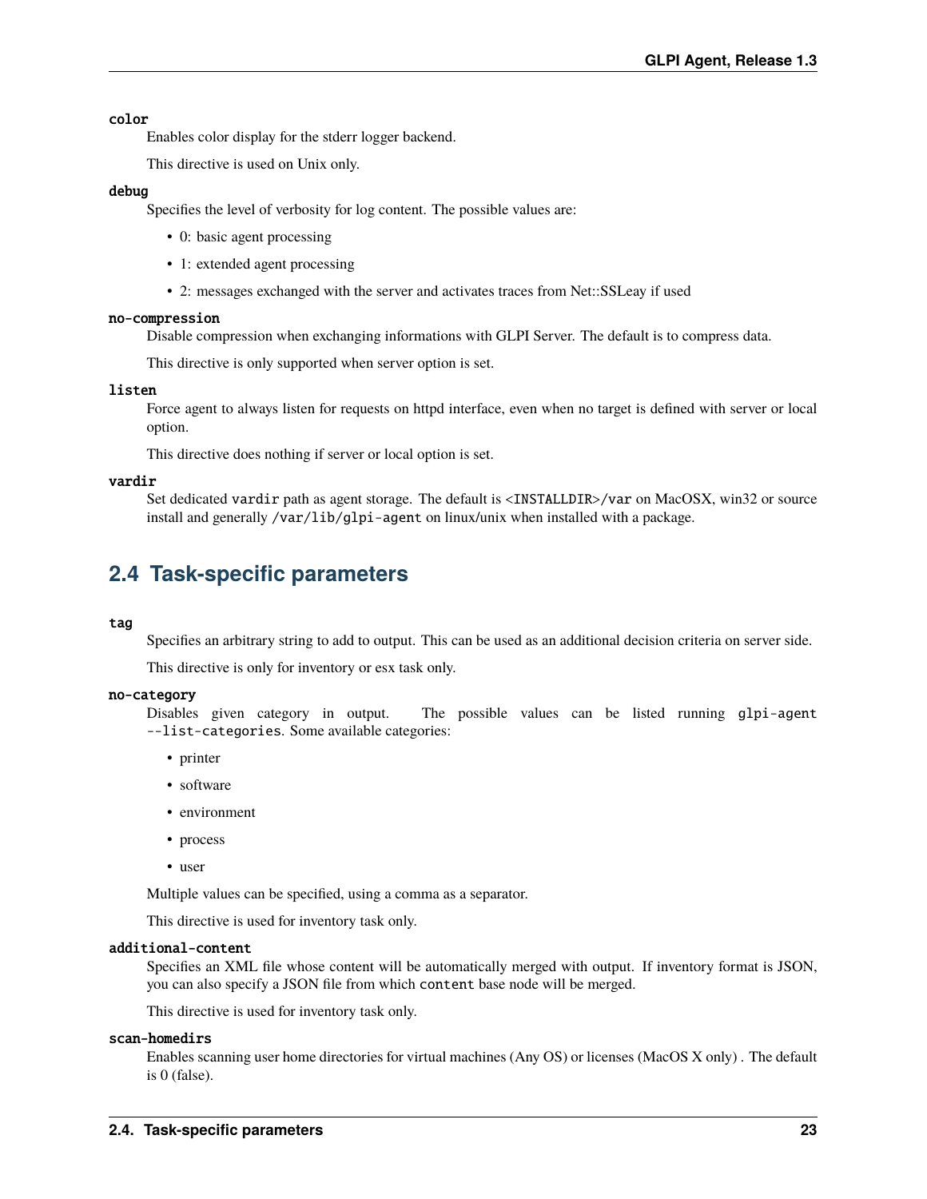**color**

Enables color display for the stderr logger backend.

This directive is used on Unix only.

**debug**

Specifies the level of verbosity for log content. The possible values are:

- 0: basic agent processing
- 1: extended agent processing
- 2: messages exchanged with the server and activates traces from Net::SSLeay if used

**no-compression**

Disable compression when exchanging informations with GLPI Server. The default is to compress data.

This directive is only supported when server option is set.

**listen**

Force agent to always listen for requests on httpd interface, even when no target is defined with server or local option.

This directive does nothing if server or local option is set.

**vardir**

Set dedicated `vardir` path as agent storage. The default is `<INSTALLDIR>/var` on MacOSX, win32 or source install and generally `/var/lib/glpi-agent` on linux/unix when installed with a package.

## 2.4 Task-specific parameters

**tag**

Specifies an arbitrary string to add to output. This can be used as an additional decision criteria on server side.

This directive is only for inventory or esx task only.

**no-category**

Disables given category in output. The possible values can be listed running `glpi-agent --list-categories`. Some available categories:

- printer
- software
- environment
- process
- user

Multiple values can be specified, using a comma as a separator.

This directive is used for inventory task only.

**additional-content**

Specifies an XML file whose content will be automatically merged with output. If inventory format is JSON, you can also specify a JSON file from which `content` base node will be merged.

This directive is used for inventory task only.

**scan-homedirs**

Enables scanning user home directories for virtual machines (Any OS) or licenses (MacOS X only) . The default is 0 (false).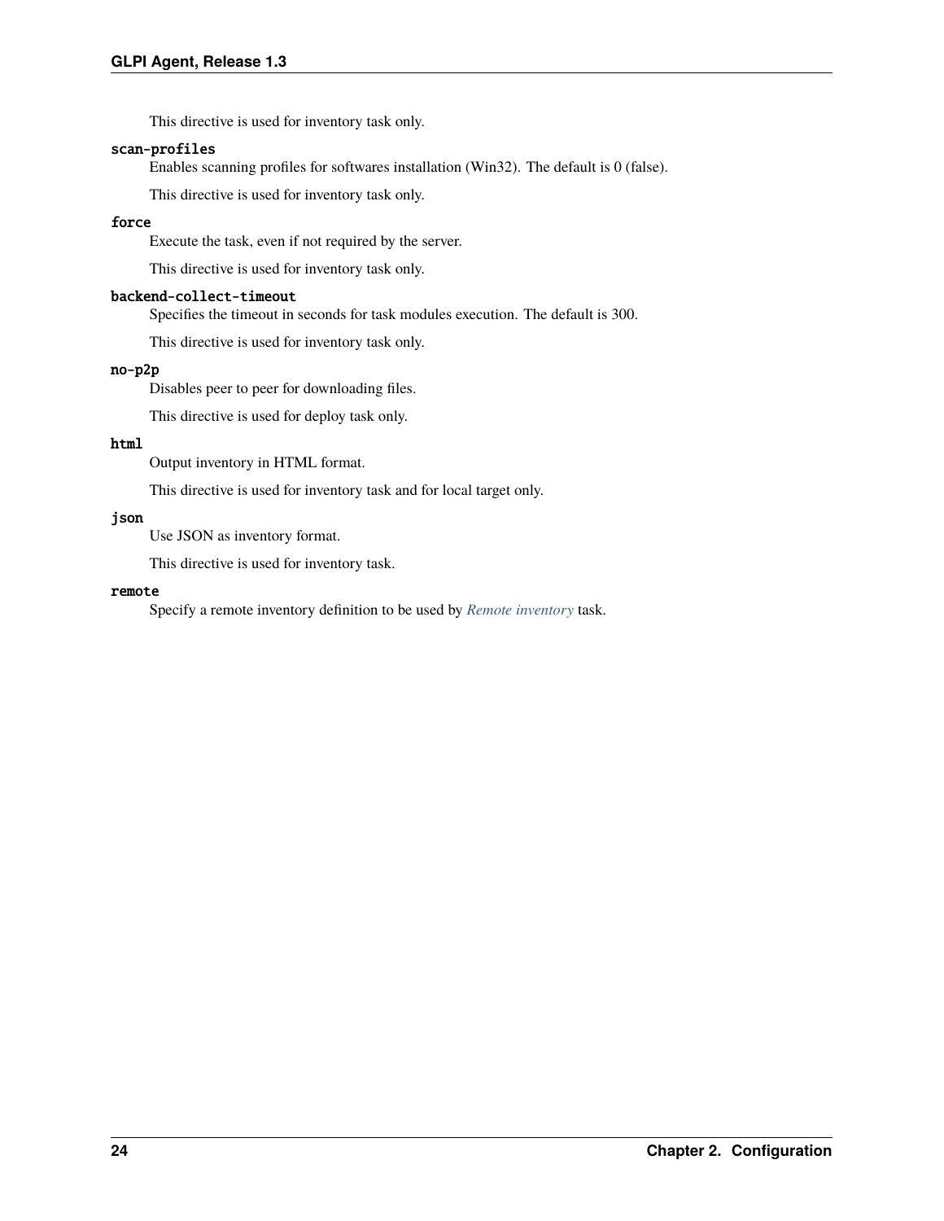This directive is used for inventory task only.

`scan-profiles`
: Enables scanning profiles for softwares installation (Win32). The default is 0 (false).

  This directive is used for inventory task only.

`force`
: Execute the task, even if not required by the server.

  This directive is used for inventory task only.

`backend-collect-timeout`
: Specifies the timeout in seconds for task modules execution. The default is 300.

  This directive is used for inventory task only.

`no-p2p`
: Disables peer to peer for downloading files.

  This directive is used for deploy task only.

`html`
: Output inventory in HTML format.

  This directive is used for inventory task and for local target only.

`json`
: Use JSON as inventory format.

  This directive is used for inventory task.

`remote`
: Specify a remote inventory definition to be used by *Remote inventory* task.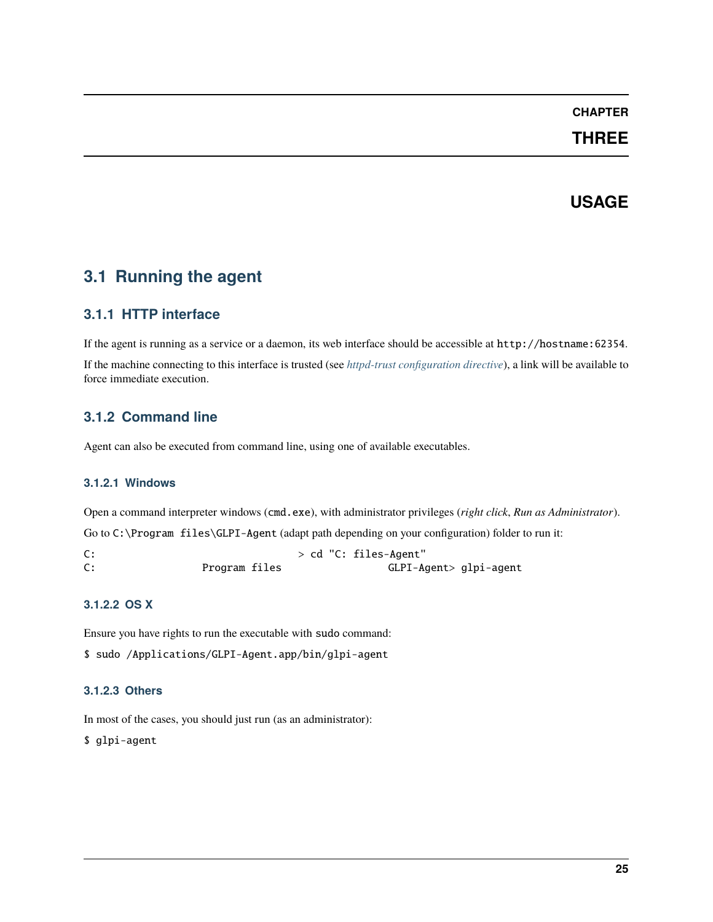# CHAPTER THREE

# USAGE

## 3.1 Running the agent

### 3.1.1 HTTP interface

If the agent is running as a service or a daemon, its web interface should be accessible at `http://hostname:62354`.

If the machine connecting to this interface is trusted (see *httpd-trust configuration directive*), a link will be available to force immediate execution.

### 3.1.2 Command line

Agent can also be executed from command line, using one of available executables.

#### 3.1.2.1 Windows

Open a command interpreter windows (`cmd.exe`), with administrator privileges (*right click*, *Run as Administrator*).

Go to `C:\Program files\GLPI-Agent` (adapt path depending on your configuration) folder to run it:

```
C:                                    > cd "C: files-Agent"
C:                    Program files                 GLPI-Agent> glpi-agent
```

#### 3.1.2.2 OS X

Ensure you have rights to run the executable with `sudo` command:

```
$ sudo /Applications/GLPI-Agent.app/bin/glpi-agent
```

#### 3.1.2.3 Others

In most of the cases, you should just run (as an administrator):

```
$ glpi-agent
```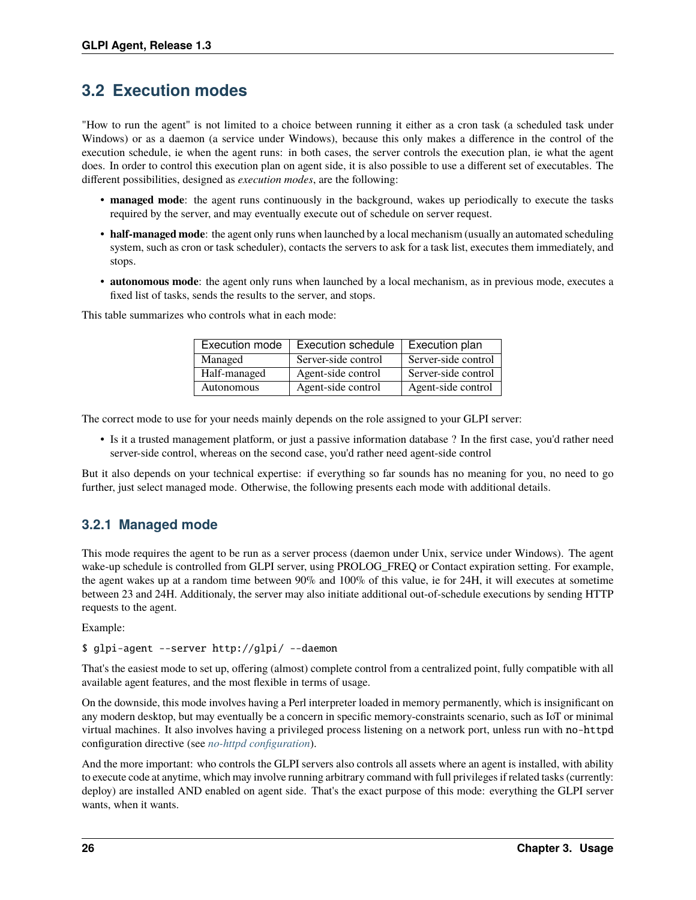## 3.2 Execution modes

"How to run the agent" is not limited to a choice between running it either as a cron task (a scheduled task under Windows) or as a daemon (a service under Windows), because this only makes a difference in the control of the execution schedule, ie when the agent runs: in both cases, the server controls the execution plan, ie what the agent does. In order to control this execution plan on agent side, it is also possible to use a different set of executables. The different possibilities, designed as *execution modes*, are the following:

- **managed mode**: the agent runs continuously in the background, wakes up periodically to execute the tasks required by the server, and may eventually execute out of schedule on server request.
- **half-managed mode**: the agent only runs when launched by a local mechanism (usually an automated scheduling system, such as cron or task scheduler), contacts the servers to ask for a task list, executes them immediately, and stops.
- **autonomous mode**: the agent only runs when launched by a local mechanism, as in previous mode, executes a fixed list of tasks, sends the results to the server, and stops.

This table summarizes who controls what in each mode:

| Execution mode | Execution schedule | Execution plan |
|---|---|---|
| Managed | Server-side control | Server-side control |
| Half-managed | Agent-side control | Server-side control |
| Autonomous | Agent-side control | Agent-side control |

The correct mode to use for your needs mainly depends on the role assigned to your GLPI server:

- Is it a trusted management platform, or just a passive information database ? In the first case, you'd rather need server-side control, whereas on the second case, you'd rather need agent-side control

But it also depends on your technical expertise: if everything so far sounds has no meaning for you, no need to go further, just select managed mode. Otherwise, the following presents each mode with additional details.

### 3.2.1 Managed mode

This mode requires the agent to be run as a server process (daemon under Unix, service under Windows). The agent wake-up schedule is controlled from GLPI server, using PROLOG_FREQ or Contact expiration setting. For example, the agent wakes up at a random time between 90% and 100% of this value, ie for 24H, it will executes at sometime between 23 and 24H. Additionaly, the server may also initiate additional out-of-schedule executions by sending HTTP requests to the agent.

Example:

```
$ glpi-agent --server http://glpi/ --daemon
```

That's the easiest mode to set up, offering (almost) complete control from a centralized point, fully compatible with all available agent features, and the most flexible in terms of usage.

On the downside, this mode involves having a Perl interpreter loaded in memory permanently, which is insignificant on any modern desktop, but may eventually be a concern in specific memory-constraints scenario, such as IoT or minimal virtual machines. It also involves having a privileged process listening on a network port, unless run with `no-httpd` configuration directive (see *no-httpd configuration*).

And the more important: who controls the GLPI servers also controls all assets where an agent is installed, with ability to execute code at anytime, which may involve running arbitrary command with full privileges if related tasks (currently: deploy) are installed AND enabled on agent side. That's the exact purpose of this mode: everything the GLPI server wants, when it wants.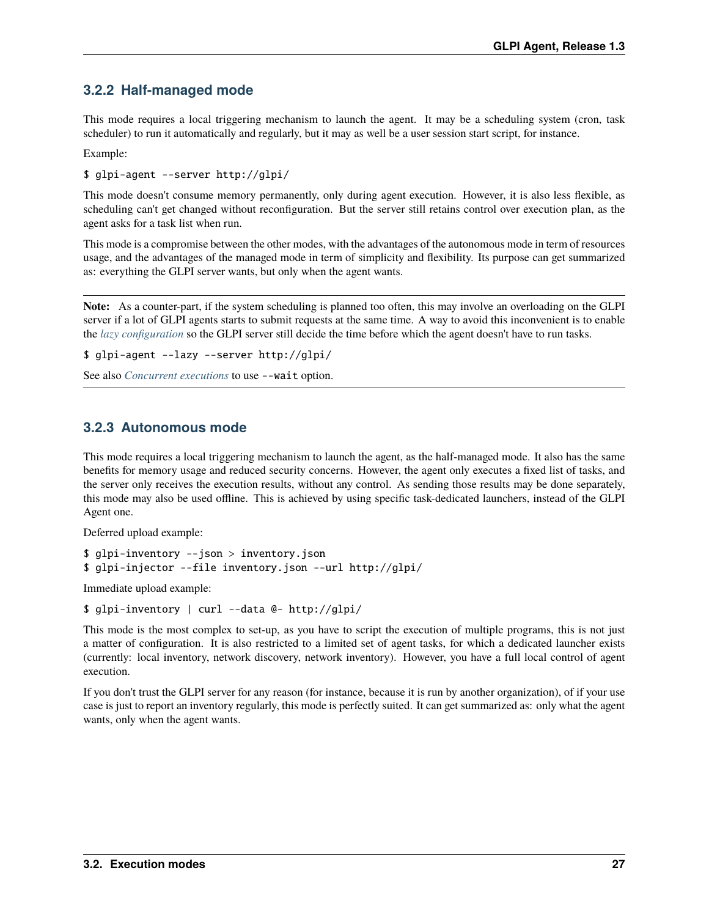### 3.2.2 Half-managed mode

This mode requires a local triggering mechanism to launch the agent. It may be a scheduling system (cron, task scheduler) to run it automatically and regularly, but it may as well be a user session start script, for instance.

Example:

```
$ glpi-agent --server http://glpi/
```

This mode doesn't consume memory permanently, only during agent execution. However, it is also less flexible, as scheduling can't get changed without reconfiguration. But the server still retains control over execution plan, as the agent asks for a task list when run.

This mode is a compromise between the other modes, with the advantages of the autonomous mode in term of resources usage, and the advantages of the managed mode in term of simplicity and flexibility. Its purpose can get summarized as: everything the GLPI server wants, but only when the agent wants.

---

**Note:** As a counter-part, if the system scheduling is planned too often, this may involve an overloading on the GLPI server if a lot of GLPI agents starts to submit requests at the same time. A way to avoid this inconvenient is to enable the *lazy configuration* so the GLPI server still decide the time before which the agent doesn't have to run tasks.

```
$ glpi-agent --lazy --server http://glpi/
```

See also *Concurrent executions* to use `--wait` option.

---

### 3.2.3 Autonomous mode

This mode requires a local triggering mechanism to launch the agent, as the half-managed mode. It also has the same benefits for memory usage and reduced security concerns. However, the agent only executes a fixed list of tasks, and the server only receives the execution results, without any control. As sending those results may be done separately, this mode may also be used offline. This is achieved by using specific task-dedicated launchers, instead of the GLPI Agent one.

Deferred upload example:

```
$ glpi-inventory --json > inventory.json
$ glpi-injector --file inventory.json --url http://glpi/
```

Immediate upload example:

```
$ glpi-inventory | curl --data @- http://glpi/
```

This mode is the most complex to set-up, as you have to script the execution of multiple programs, this is not just a matter of configuration. It is also restricted to a limited set of agent tasks, for which a dedicated launcher exists (currently: local inventory, network discovery, network inventory). However, you have a full local control of agent execution.

If you don't trust the GLPI server for any reason (for instance, because it is run by another organization), of if your use case is just to report an inventory regularly, this mode is perfectly suited. It can get summarized as: only what the agent wants, only when the agent wants.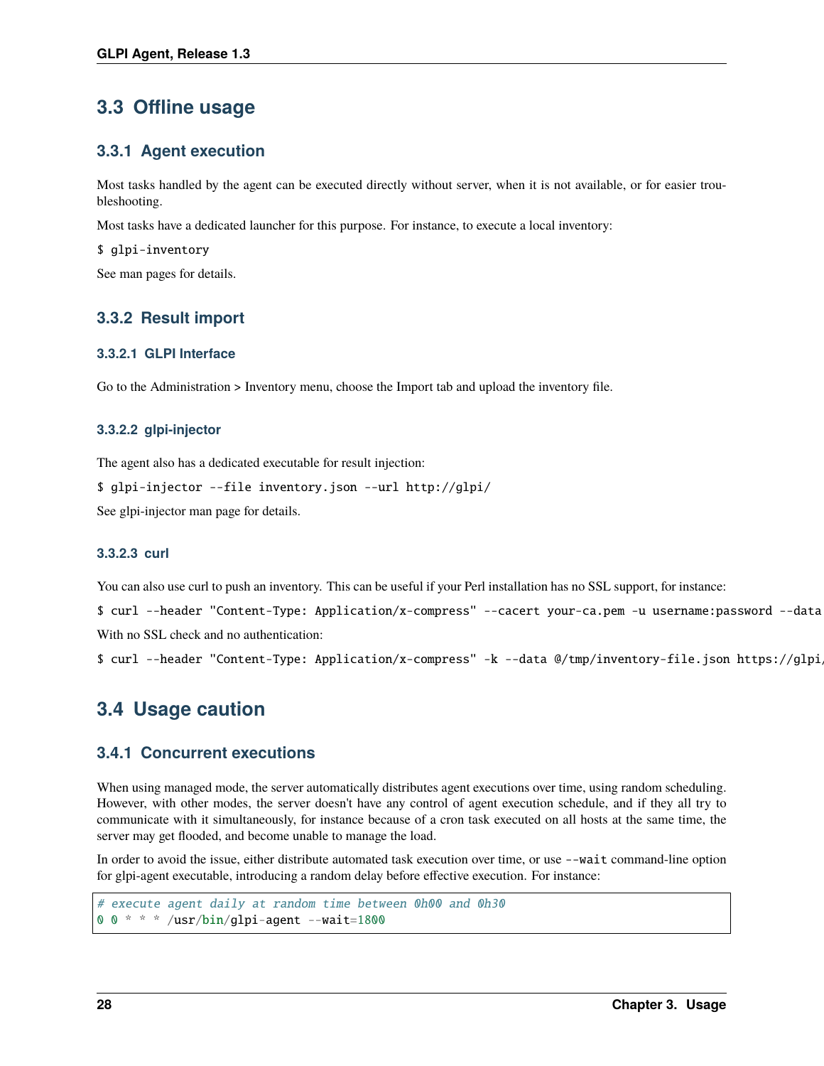## 3.3 Offline usage

### 3.3.1 Agent execution

Most tasks handled by the agent can be executed directly without server, when it is not available, or for easier troubleshooting.

Most tasks have a dedicated launcher for this purpose. For instance, to execute a local inventory:

```
$ glpi-inventory
```

See man pages for details.

### 3.3.2 Result import

#### 3.3.2.1 GLPI Interface

Go to the Administration > Inventory menu, choose the Import tab and upload the inventory file.

#### 3.3.2.2 glpi-injector

The agent also has a dedicated executable for result injection:

```
$ glpi-injector --file inventory.json --url http://glpi/
```

See glpi-injector man page for details.

#### 3.3.2.3 curl

You can also use curl to push an inventory. This can be useful if your Perl installation has no SSL support, for instance:

```
$ curl --header "Content-Type: Application/x-compress" --cacert your-ca.pem -u username:password --data
```

With no SSL check and no authentication:

```
$ curl --header "Content-Type: Application/x-compress" -k --data @/tmp/inventory-file.json https://glpi/
```

## 3.4 Usage caution

### 3.4.1 Concurrent executions

When using managed mode, the server automatically distributes agent executions over time, using random scheduling. However, with other modes, the server doesn't have any control of agent execution schedule, and if they all try to communicate with it simultaneously, for instance because of a cron task executed on all hosts at the same time, the server may get flooded, and become unable to manage the load.

In order to avoid the issue, either distribute automated task execution over time, or use `--wait` command-line option for glpi-agent executable, introducing a random delay before effective execution. For instance:

```
# execute agent daily at random time between 0h00 and 0h30
0 0 * * * /usr/bin/glpi-agent --wait=1800
```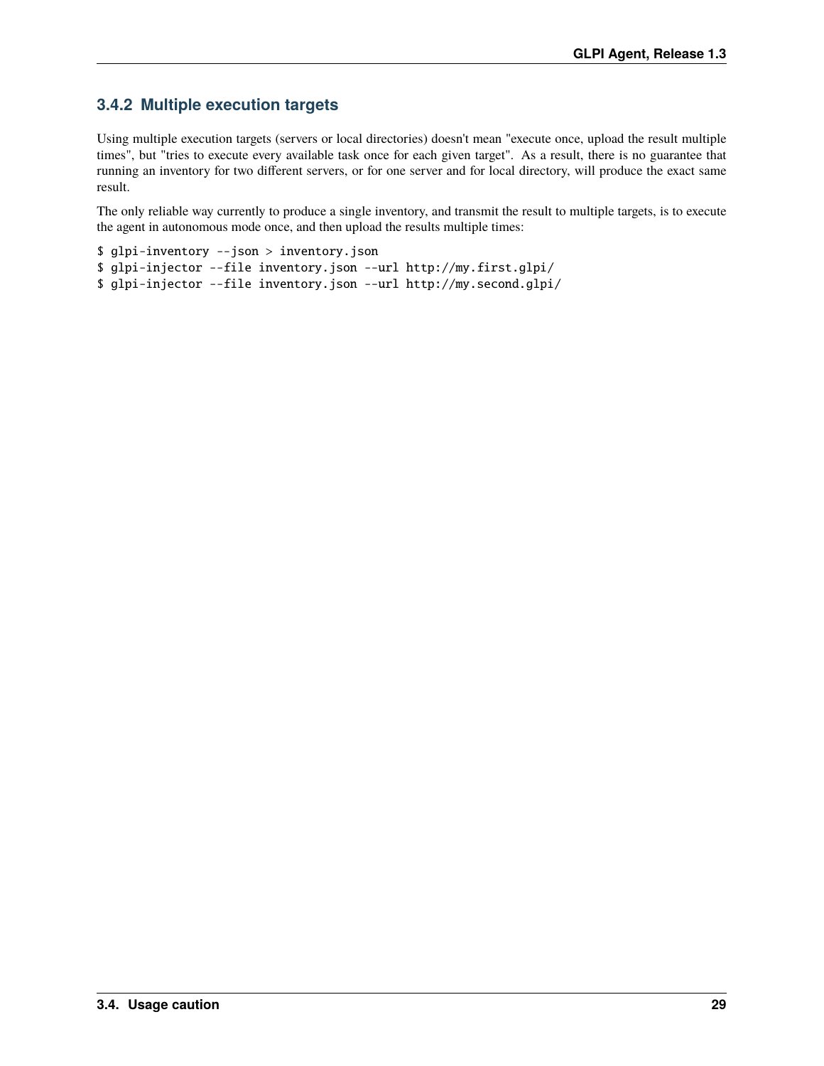### 3.4.2 Multiple execution targets

Using multiple execution targets (servers or local directories) doesn't mean "execute once, upload the result multiple times", but "tries to execute every available task once for each given target". As a result, there is no guarantee that running an inventory for two different servers, or for one server and for local directory, will produce the exact same result.

The only reliable way currently to produce a single inventory, and transmit the result to multiple targets, is to execute the agent in autonomous mode once, and then upload the results multiple times:

```
$ glpi-inventory --json > inventory.json
$ glpi-injector --file inventory.json --url http://my.first.glpi/
$ glpi-injector --file inventory.json --url http://my.second.glpi/
```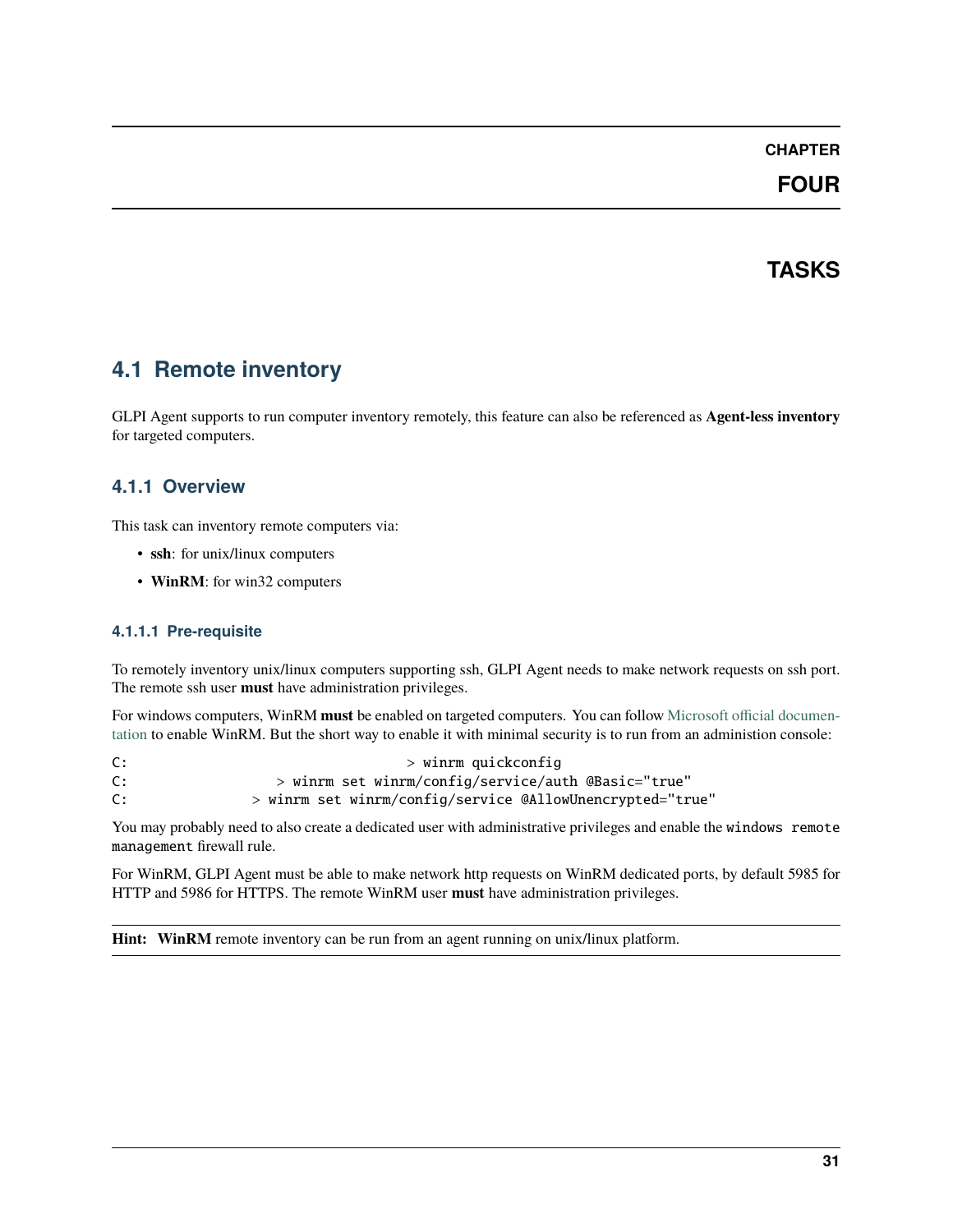# CHAPTER FOUR

# TASKS

## 4.1 Remote inventory

GLPI Agent supports to run computer inventory remotely, this feature can also be referenced as **Agent-less inventory** for targeted computers.

### 4.1.1 Overview

This task can inventory remote computers via:

- **ssh**: for unix/linux computers
- **WinRM**: for win32 computers

#### 4.1.1.1 Pre-requisite

To remotely inventory unix/linux computers supporting ssh, GLPI Agent needs to make network requests on ssh port. The remote ssh user **must** have administration privileges.

For windows computers, WinRM **must** be enabled on targeted computers. You can follow Microsoft official documentation to enable WinRM. But the short way to enable it with minimal security is to run from an administion console:

```
C:                                    > winrm quickconfig
C:                 > winrm set winrm/config/service/auth @Basic="true"
C:              > winrm set winrm/config/service @AllowUnencrypted="true"
```

You may probably need to also create a dedicated user with administrative privileges and enable the `windows remote management` firewall rule.

For WinRM, GLPI Agent must be able to make network http requests on WinRM dedicated ports, by default 5985 for HTTP and 5986 for HTTPS. The remote WinRM user **must** have administration privileges.

**Hint:** **WinRM** remote inventory can be run from an agent running on unix/linux platform.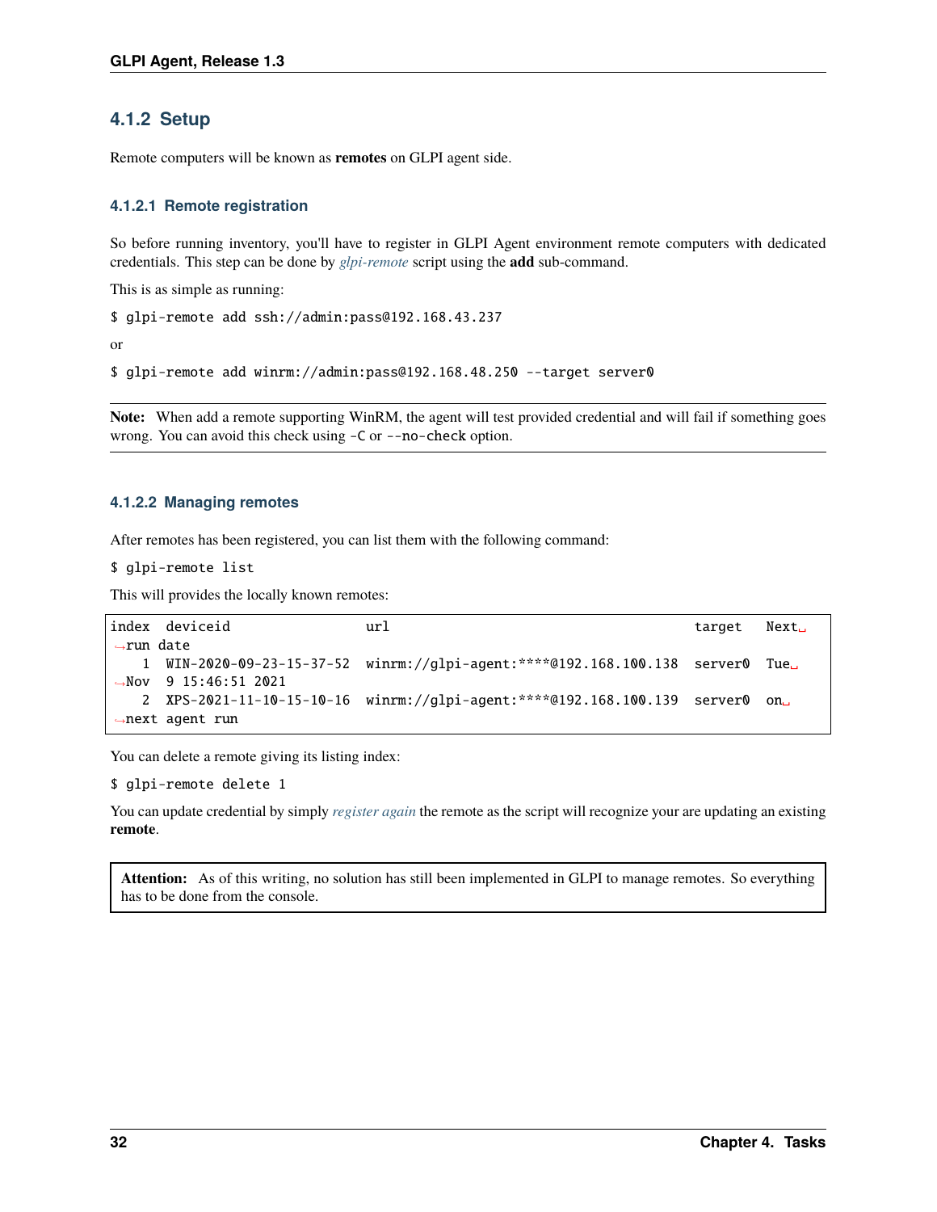### 4.1.2 Setup

Remote computers will be known as **remotes** on GLPI agent side.

#### 4.1.2.1 Remote registration

So before running inventory, you'll have to register in GLPI Agent environment remote computers with dedicated credentials. This step can be done by *glpi-remote* script using the **add** sub-command.

This is as simple as running:

```
$ glpi-remote add ssh://admin:pass@192.168.43.237
```

or

```
$ glpi-remote add winrm://admin:pass@192.168.48.250 --target server0
```

**Note:** When add a remote supporting WinRM, the agent will test provided credential and will fail if something goes wrong. You can avoid this check using `-C` or `--no-check` option.

#### 4.1.2.2 Managing remotes

After remotes has been registered, you can list them with the following command:

```
$ glpi-remote list
```

This will provides the locally known remotes:

```
index  deviceid                url                                     target   Next␣
↪run date
    1  WIN-2020-09-23-15-37-52  winrm://glpi-agent:****@192.168.100.138  server0  Tue␣
↪Nov  9 15:46:51 2021
    2  XPS-2021-11-10-15-10-16  winrm://glpi-agent:****@192.168.100.139  server0  on␣
↪next agent run
```

You can delete a remote giving its listing index:

```
$ glpi-remote delete 1
```

You can update credential by simply *register again* the remote as the script will recognize your are updating an existing **remote**.

**Attention:** As of this writing, no solution has still been implemented in GLPI to manage remotes. So everything has to be done from the console.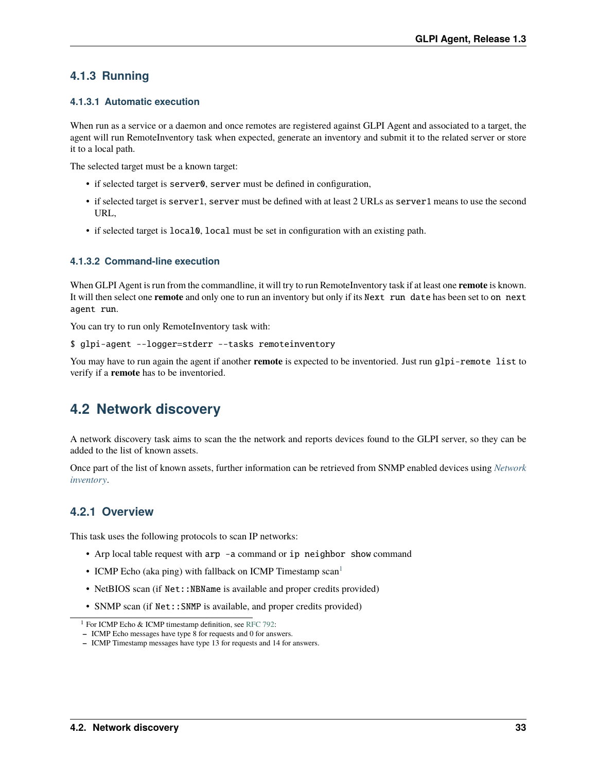### 4.1.3 Running

#### 4.1.3.1 Automatic execution

When run as a service or a daemon and once remotes are registered against GLPI Agent and associated to a target, the agent will run RemoteInventory task when expected, generate an inventory and submit it to the related server or store it to a local path.

The selected target must be a known target:

- if selected target is `server0`, `server` must be defined in configuration,
- if selected target is `server1`, `server` must be defined with at least 2 URLs as `server1` means to use the second URL,
- if selected target is `local0`, `local` must be set in configuration with an existing path.

#### 4.1.3.2 Command-line execution

When GLPI Agent is run from the commandline, it will try to run RemoteInventory task if at least one **remote** is known. It will then select one **remote** and only one to run an inventory but only if its `Next run date` has been set to `on next agent run`.

You can try to run only RemoteInventory task with:

```
$ glpi-agent --logger=stderr --tasks remoteinventory
```

You may have to run again the agent if another **remote** is expected to be inventoried. Just run `glpi-remote list` to verify if a **remote** has to be inventoried.

## 4.2 Network discovery

A network discovery task aims to scan the the network and reports devices found to the GLPI server, so they can be added to the list of known assets.

Once part of the list of known assets, further information can be retrieved from SNMP enabled devices using *Network inventory*.

### 4.2.1 Overview

This task uses the following protocols to scan IP networks:

- Arp local table request with `arp -a` command or `ip neighbor show` command
- ICMP Echo (aka ping) with fallback on ICMP Timestamp scan[1]
- NetBIOS scan (if `Net::NBName` is available and proper credits provided)
- SNMP scan (if `Net::SNMP` is available, and proper credits provided)

[1] For ICMP Echo & ICMP timestamp definition, see RFC 792:

- ICMP Echo messages have type 8 for requests and 0 for answers.
- ICMP Timestamp messages have type 13 for requests and 14 for answers.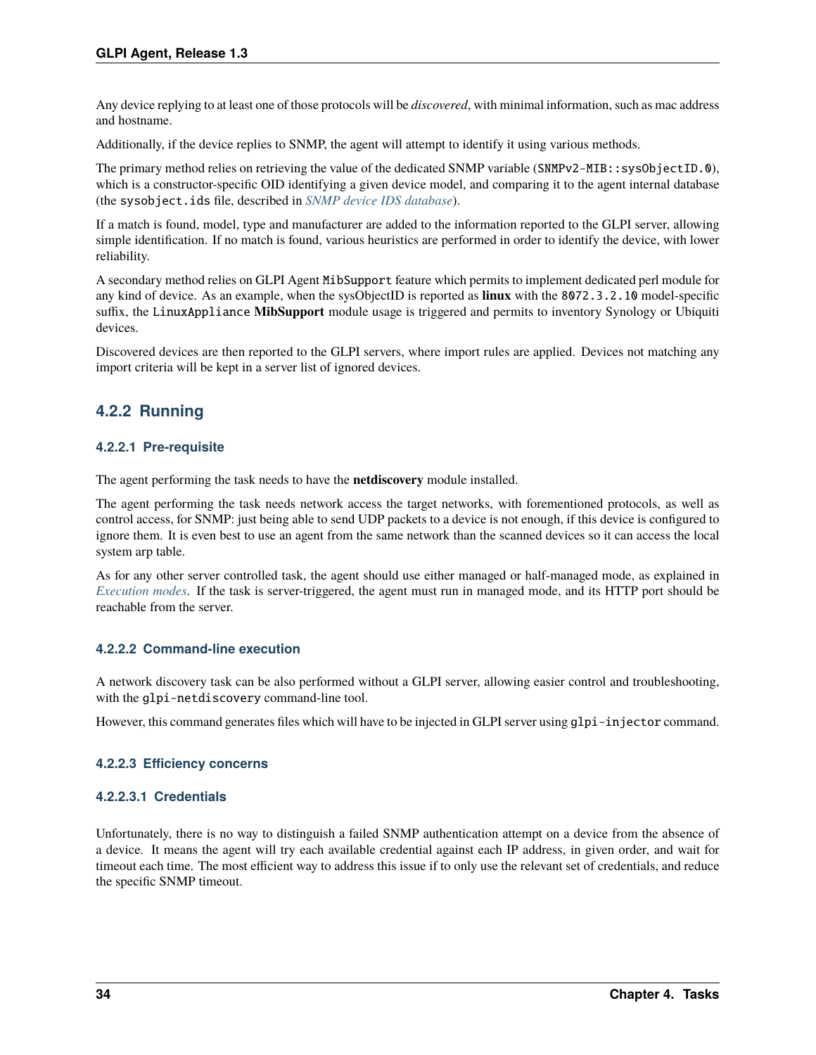Any device replying to at least one of those protocols will be *discovered*, with minimal information, such as mac address and hostname.

Additionally, if the device replies to SNMP, the agent will attempt to identify it using various methods.

The primary method relies on retrieving the value of the dedicated SNMP variable (`SNMPv2-MIB::sysObjectID.0`), which is a constructor-specific OID identifying a given device model, and comparing it to the agent internal database (the `sysobject.ids` file, described in *SNMP device IDS database*).

If a match is found, model, type and manufacturer are added to the information reported to the GLPI server, allowing simple identification. If no match is found, various heuristics are performed in order to identify the device, with lower reliability.

A secondary method relies on GLPI Agent `MibSupport` feature which permits to implement dedicated perl module for any kind of device. As an example, when the sysObjectID is reported as **linux** with the `8072.3.2.10` model-specific suffix, the `LinuxAppliance` **MibSupport** module usage is triggered and permits to inventory Synology or Ubiquiti devices.

Discovered devices are then reported to the GLPI servers, where import rules are applied. Devices not matching any import criteria will be kept in a server list of ignored devices.

## 4.2.2 Running

### 4.2.2.1 Pre-requisite

The agent performing the task needs to have the **netdiscovery** module installed.

The agent performing the task needs network access the target networks, with forementioned protocols, as well as control access, for SNMP: just being able to send UDP packets to a device is not enough, if this device is configured to ignore them. It is even best to use an agent from the same network than the scanned devices so it can access the local system arp table.

As for any other server controlled task, the agent should use either managed or half-managed mode, as explained in *Execution modes*. If the task is server-triggered, the agent must run in managed mode, and its HTTP port should be reachable from the server.

### 4.2.2.2 Command-line execution

A network discovery task can be also performed without a GLPI server, allowing easier control and troubleshooting, with the `glpi-netdiscovery` command-line tool.

However, this command generates files which will have to be injected in GLPI server using `glpi-injector` command.

### 4.2.2.3 Efficiency concerns

#### 4.2.2.3.1 Credentials

Unfortunately, there is no way to distinguish a failed SNMP authentication attempt on a device from the absence of a device. It means the agent will try each available credential against each IP address, in given order, and wait for timeout each time. The most efficient way to address this issue if to only use the relevant set of credentials, and reduce the specific SNMP timeout.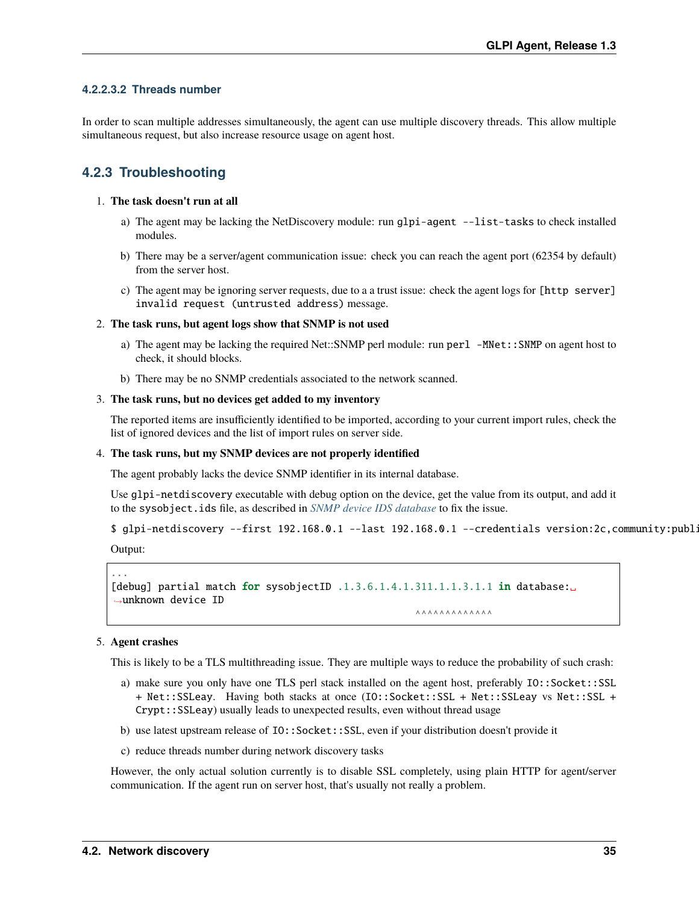#### 4.2.2.3.2 Threads number

In order to scan multiple addresses simultaneously, the agent can use multiple discovery threads. This allow multiple simultaneous request, but also increase resource usage on agent host.

### 4.2.3 Troubleshooting

1. **The task doesn't run at all**

   a) The agent may be lacking the NetDiscovery module: run `glpi-agent --list-tasks` to check installed modules.

   b) There may be a server/agent communication issue: check you can reach the agent port (62354 by default) from the server host.

   c) The agent may be ignoring server requests, due to a a trust issue: check the agent logs for `[http server] invalid request (untrusted address)` message.

2. **The task runs, but agent logs show that SNMP is not used**

   a) The agent may be lacking the required Net::SNMP perl module: run `perl -MNet::SNMP` on agent host to check, it should blocks.

   b) There may be no SNMP credentials associated to the network scanned.

3. **The task runs, but no devices get added to my inventory**

   The reported items are insufficiently identified to be imported, according to your current import rules, check the list of ignored devices and the list of import rules on server side.

4. **The task runs, but my SNMP devices are not properly identified**

   The agent probably lacks the device SNMP identifier in its internal database.

   Use `glpi-netdiscovery` executable with debug option on the device, get the value from its output, and add it to the `sysobject.ids` file, as described in *SNMP device IDS database* to fix the issue.

   ```
   $ glpi-netdiscovery --first 192.168.0.1 --last 192.168.0.1 --credentials version:2c,community:publi
   ```

   Output:

   ```
   ...
   [debug] partial match for sysobjectID .1.3.6.1.4.1.311.1.1.3.1.1 in database:
   unknown device ID
                                                   ^^^^^^^^^^^^^
   ```

5. **Agent crashes**

   This is likely to be a TLS multithreading issue. They are multiple ways to reduce the probability of such crash:

   a) make sure you only have one TLS perl stack installed on the agent host, preferably `IO::Socket::SSL` + `Net::SSLeay`. Having both stacks at once (`IO::Socket::SSL` + `Net::SSLeay` vs `Net::SSL` + `Crypt::SSLeay`) usually leads to unexpected results, even without thread usage

   b) use latest upstream release of `IO::Socket::SSL`, even if your distribution doesn't provide it

   c) reduce threads number during network discovery tasks

   However, the only actual solution currently is to disable SSL completely, using plain HTTP for agent/server communication. If the agent run on server host, that's usually not really a problem.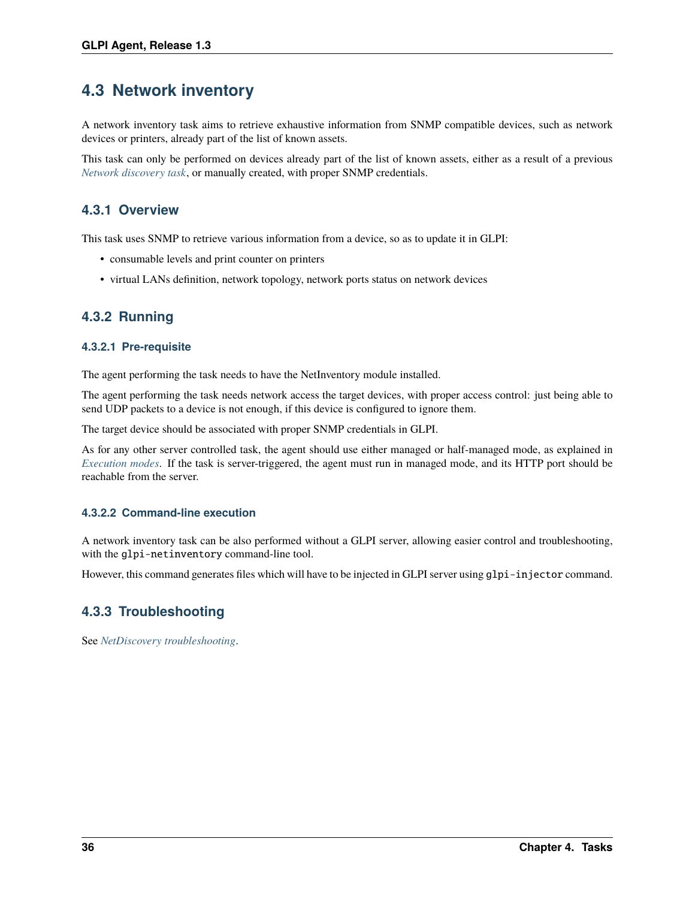## 4.3 Network inventory

A network inventory task aims to retrieve exhaustive information from SNMP compatible devices, such as network devices or printers, already part of the list of known assets.

This task can only be performed on devices already part of the list of known assets, either as a result of a previous *Network discovery task*, or manually created, with proper SNMP credentials.

### 4.3.1 Overview

This task uses SNMP to retrieve various information from a device, so as to update it in GLPI:

- consumable levels and print counter on printers
- virtual LANs definition, network topology, network ports status on network devices

### 4.3.2 Running

#### 4.3.2.1 Pre-requisite

The agent performing the task needs to have the NetInventory module installed.

The agent performing the task needs network access the target devices, with proper access control: just being able to send UDP packets to a device is not enough, if this device is configured to ignore them.

The target device should be associated with proper SNMP credentials in GLPI.

As for any other server controlled task, the agent should use either managed or half-managed mode, as explained in *Execution modes*. If the task is server-triggered, the agent must run in managed mode, and its HTTP port should be reachable from the server.

#### 4.3.2.2 Command-line execution

A network inventory task can be also performed without a GLPI server, allowing easier control and troubleshooting, with the `glpi-netinventory` command-line tool.

However, this command generates files which will have to be injected in GLPI server using `glpi-injector` command.

### 4.3.3 Troubleshooting

See *NetDiscovery troubleshooting*.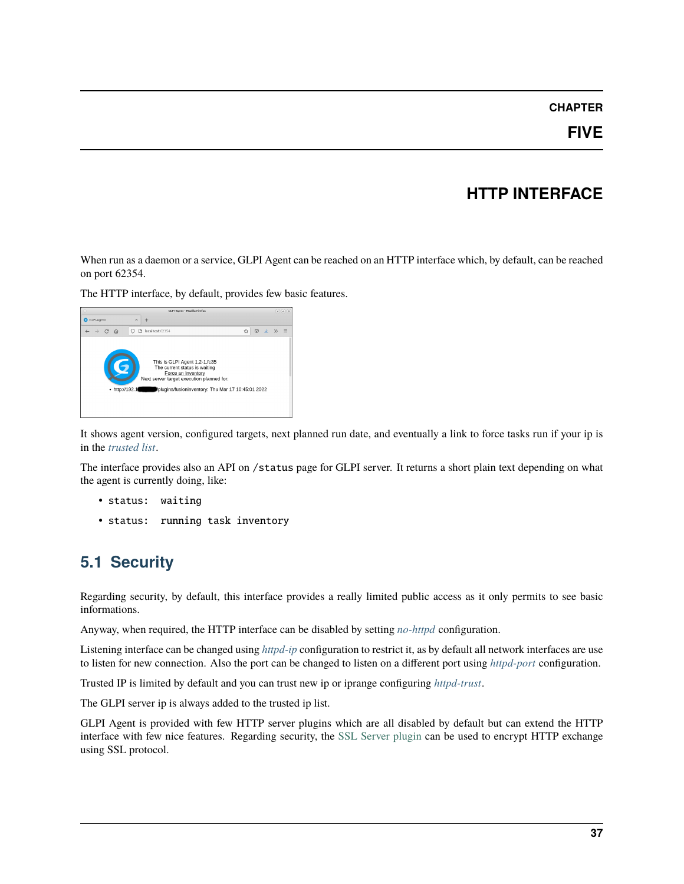# CHAPTER FIVE

# HTTP INTERFACE

When run as a daemon or a service, GLPI Agent can be reached on an HTTP interface which, by default, can be reached on port 62354.

The HTTP interface, by default, provides few basic features.

It shows agent version, configured targets, next planned run date, and eventually a link to force tasks run if your ip is in the *trusted list*.

The interface provides also an API on `/status` page for GLPI server. It returns a short plain text depending on what the agent is currently doing, like:

- `status: waiting`
- `status: running task inventory`

## 5.1 Security

Regarding security, by default, this interface provides a really limited public access as it only permits to see basic informations.

Anyway, when required, the HTTP interface can be disabled by setting *no-httpd* configuration.

Listening interface can be changed using *httpd-ip* configuration to restrict it, as by default all network interfaces are use to listen for new connection. Also the port can be changed to listen on a different port using *httpd-port* configuration.

Trusted IP is limited by default and you can trust new ip or iprange configuring *httpd-trust*.

The GLPI server ip is always added to the trusted ip list.

GLPI Agent is provided with few HTTP server plugins which are all disabled by default but can extend the HTTP interface with few nice features. Regarding security, the SSL Server plugin can be used to encrypt HTTP exchange using SSL protocol.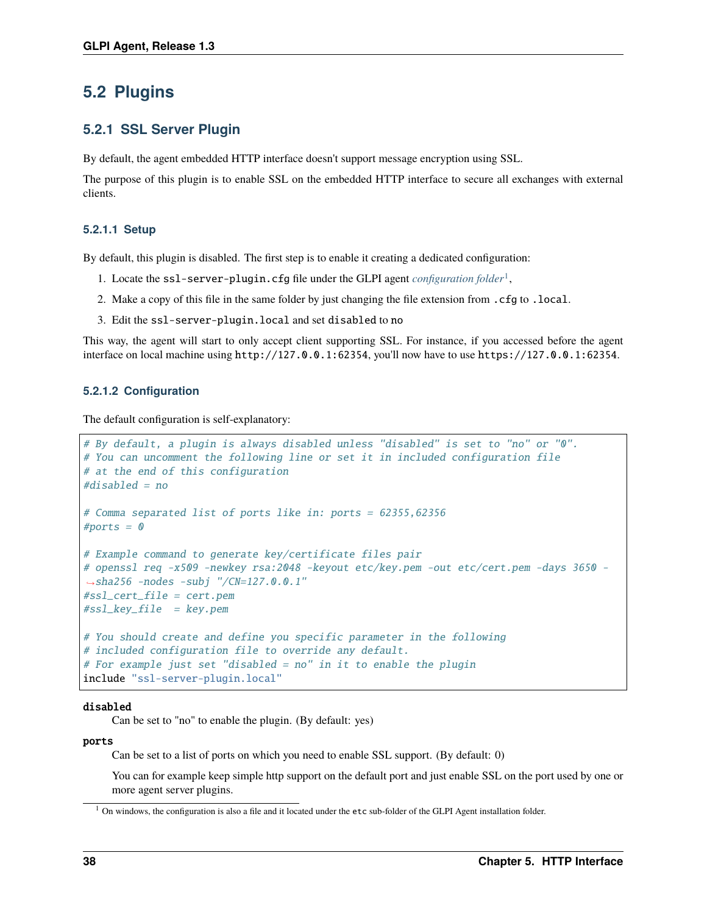## 5.2 Plugins

### 5.2.1 SSL Server Plugin

By default, the agent embedded HTTP interface doesn't support message encryption using SSL.

The purpose of this plugin is to enable SSL on the embedded HTTP interface to secure all exchanges with external clients.

#### 5.2.1.1 Setup

By default, this plugin is disabled. The first step is to enable it creating a dedicated configuration:

1. Locate the `ssl-server-plugin.cfg` file under the GLPI agent *configuration folder*[1],
2. Make a copy of this file in the same folder by just changing the file extension from `.cfg` to `.local`.
3. Edit the `ssl-server-plugin.local` and set `disabled` to `no`

This way, the agent will start to only accept client supporting SSL. For instance, if you accessed before the agent interface on local machine using `http://127.0.0.1:62354`, you'll now have to use `https://127.0.0.1:62354`.

#### 5.2.1.2 Configuration

The default configuration is self-explanatory:

```
# By default, a plugin is always disabled unless "disabled" is set to "no" or "0".
# You can uncomment the following line or set it in included configuration file
# at the end of this configuration
#disabled = no

# Comma separated list of ports like in: ports = 62355,62356
#ports = 0

# Example command to generate key/certificate files pair
# openssl req -x509 -newkey rsa:2048 -keyout etc/key.pem -out etc/cert.pem -days 3650 -sha256 -nodes -subj "/CN=127.0.0.1"
#ssl_cert_file = cert.pem
#ssl_key_file  = key.pem

# You should create and define you specific parameter in the following
# included configuration file to override any default.
# For example just set "disabled = no" in it to enable the plugin
include "ssl-server-plugin.local"
```

**disabled**

Can be set to "no" to enable the plugin. (By default: yes)

**ports**

Can be set to a list of ports on which you need to enable SSL support. (By default: 0)

You can for example keep simple http support on the default port and just enable SSL on the port used by one or more agent server plugins.

---

[1] On windows, the configuration is also a file and it located under the `etc` sub-folder of the GLPI Agent installation folder.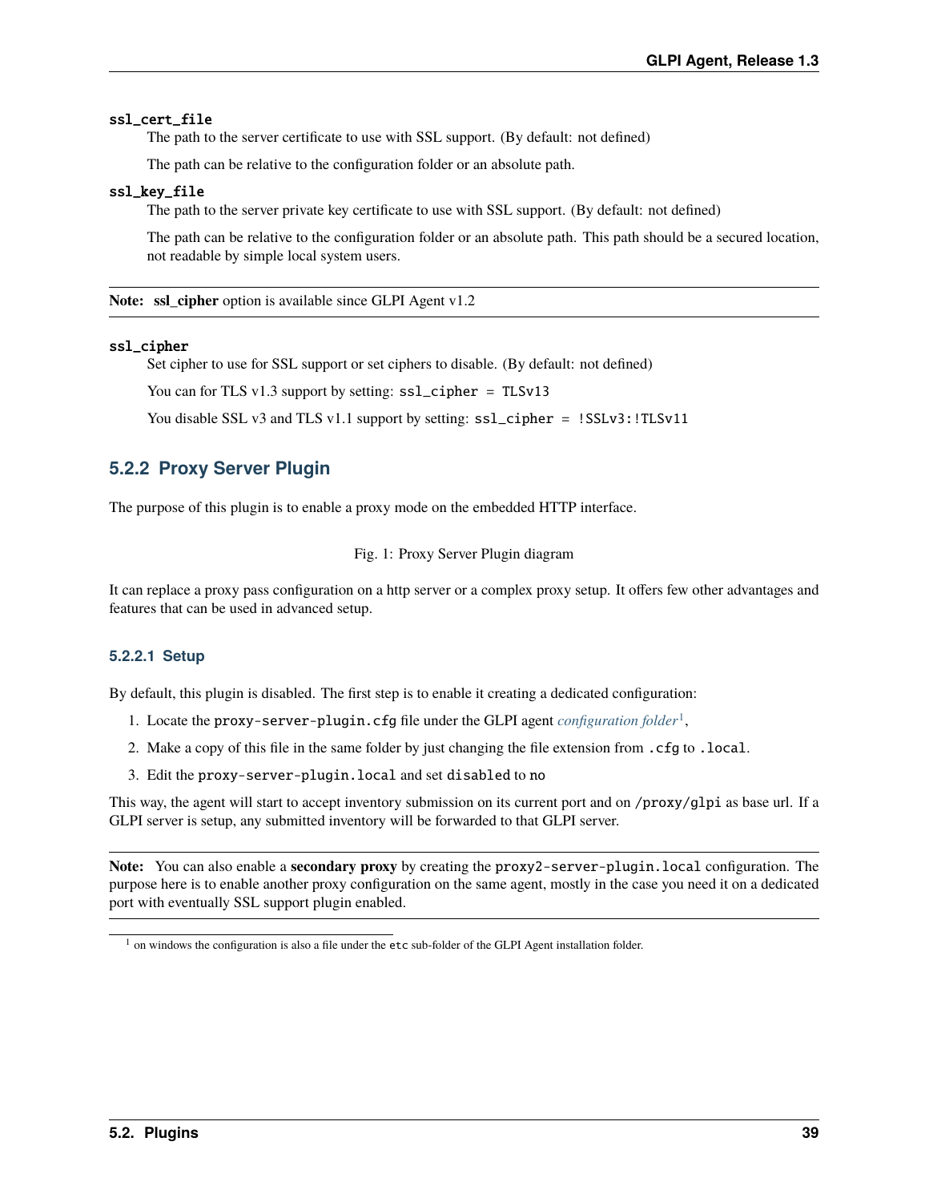**ssl_cert_file**

The path to the server certificate to use with SSL support. (By default: not defined)

The path can be relative to the configuration folder or an absolute path.

**ssl_key_file**

The path to the server private key certificate to use with SSL support. (By default: not defined)

The path can be relative to the configuration folder or an absolute path. This path should be a secured location, not readable by simple local system users.

---

**Note:** **ssl_cipher** option is available since GLPI Agent v1.2

---

**ssl_cipher**

Set cipher to use for SSL support or set ciphers to disable. (By default: not defined)

You can for TLS v1.3 support by setting: `ssl_cipher = TLSv13`

You disable SSL v3 and TLS v1.1 support by setting: `ssl_cipher = !SSLv3:!TLSv11`

### 5.2.2 Proxy Server Plugin

The purpose of this plugin is to enable a proxy mode on the embedded HTTP interface.

Fig. 1: Proxy Server Plugin diagram

It can replace a proxy pass configuration on a http server or a complex proxy setup. It offers few other advantages and features that can be used in advanced setup.

#### 5.2.2.1 Setup

By default, this plugin is disabled. The first step is to enable it creating a dedicated configuration:

1. Locate the `proxy-server-plugin.cfg` file under the GLPI agent *configuration folder*[1],
2. Make a copy of this file in the same folder by just changing the file extension from `.cfg` to `.local`.
3. Edit the `proxy-server-plugin.local` and set `disabled` to `no`

This way, the agent will start to accept inventory submission on its current port and on `/proxy/glpi` as base url. If a GLPI server is setup, any submitted inventory will be forwarded to that GLPI server.

---

**Note:** You can also enable a **secondary proxy** by creating the `proxy2-server-plugin.local` configuration. The purpose here is to enable another proxy configuration on the same agent, mostly in the case you need it on a dedicated port with eventually SSL support plugin enabled.

---

[1] on windows the configuration is also a file under the `etc` sub-folder of the GLPI Agent installation folder.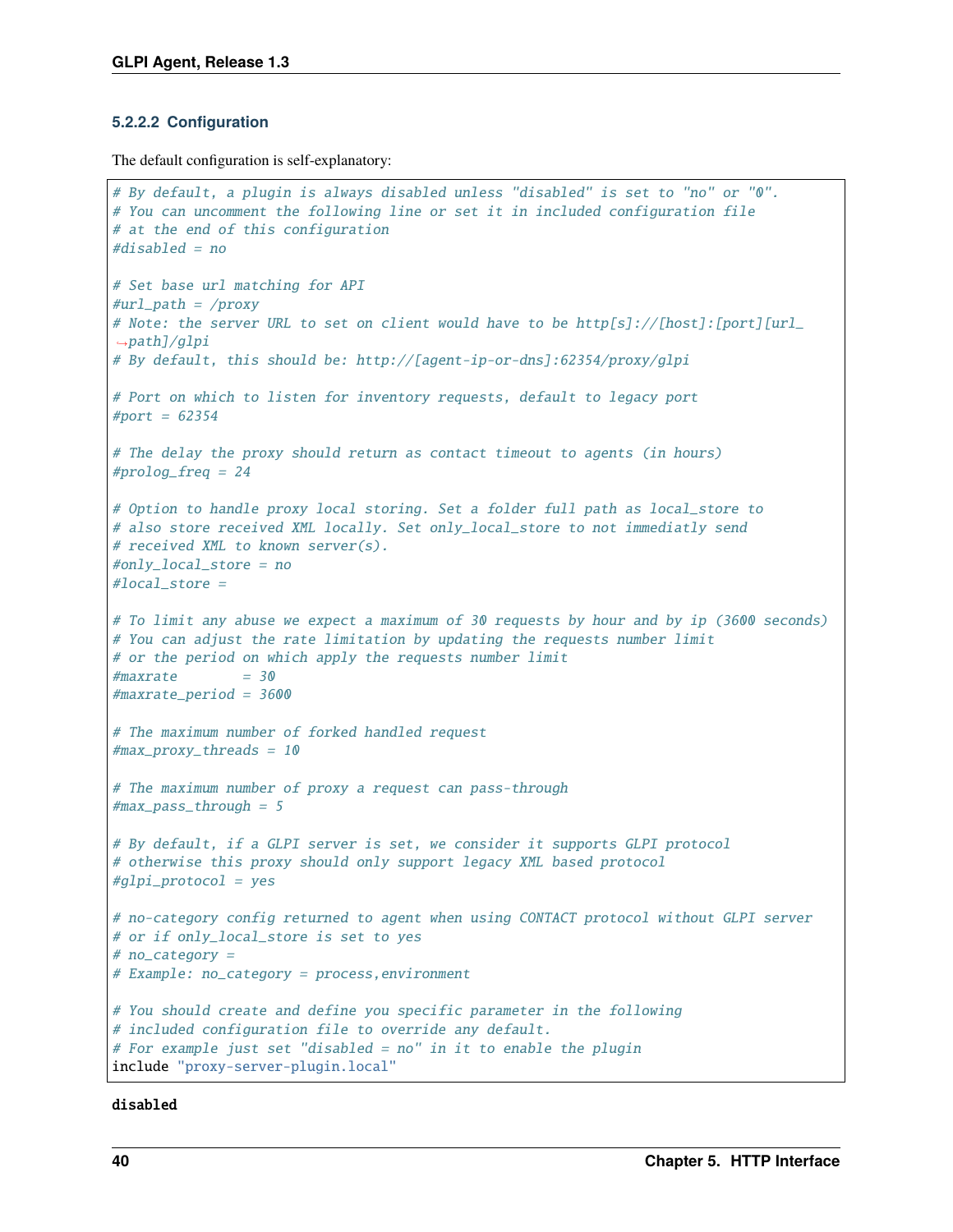#### 5.2.2.2 Configuration

The default configuration is self-explanatory:

```
# By default, a plugin is always disabled unless "disabled" is set to "no" or "0".
# You can uncomment the following line or set it in included configuration file
# at the end of this configuration
#disabled = no

# Set base url matching for API
#url_path = /proxy
# Note: the server URL to set on client would have to be http[s]://[host]:[port][url_path]/glpi
# By default, this should be: http://[agent-ip-or-dns]:62354/proxy/glpi

# Port on which to listen for inventory requests, default to legacy port
#port = 62354

# The delay the proxy should return as contact timeout to agents (in hours)
#prolog_freq = 24

# Option to handle proxy local storing. Set a folder full path as local_store to
# also store received XML locally. Set only_local_store to not immediatly send
# received XML to known server(s).
#only_local_store = no
#local_store =

# To limit any abuse we expect a maximum of 30 requests by hour and by ip (3600 seconds)
# You can adjust the rate limitation by updating the requests number limit
# or the period on which apply the requests number limit
#maxrate        = 30
#maxrate_period = 3600

# The maximum number of forked handled request
#max_proxy_threads = 10

# The maximum number of proxy a request can pass-through
#max_pass_through = 5

# By default, if a GLPI server is set, we consider it supports GLPI protocol
# otherwise this proxy should only support legacy XML based protocol
#glpi_protocol = yes

# no-category config returned to agent when using CONTACT protocol without GLPI server
# or if only_local_store is set to yes
# no_category =
# Example: no_category = process,environment

# You should create and define you specific parameter in the following
# included configuration file to override any default.
# For example just set "disabled = no" in it to enable the plugin
include "proxy-server-plugin.local"
```

`disabled`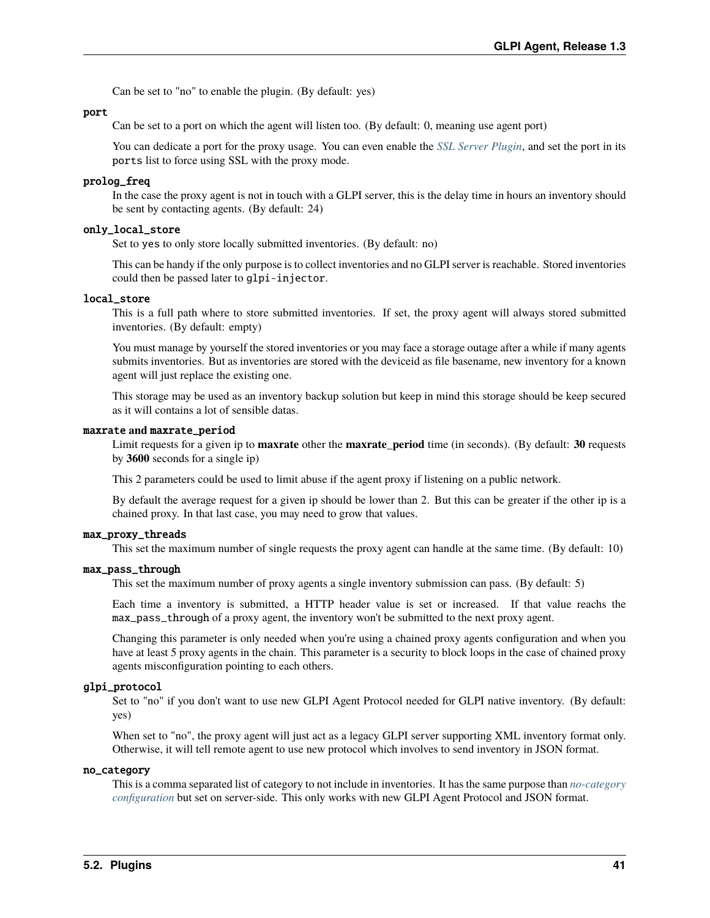Can be set to "no" to enable the plugin. (By default: yes)

`port`
: Can be set to a port on which the agent will listen too. (By default: 0, meaning use agent port)

  You can dedicate a port for the proxy usage. You can even enable the *SSL Server Plugin*, and set the port in its `ports` list to force using SSL with the proxy mode.

`prolog_freq`
: In the case the proxy agent is not in touch with a GLPI server, this is the delay time in hours an inventory should be sent by contacting agents. (By default: 24)

`only_local_store`
: Set to `yes` to only store locally submitted inventories. (By default: no)

  This can be handy if the only purpose is to collect inventories and no GLPI server is reachable. Stored inventories could then be passed later to `glpi-injector`.

`local_store`
: This is a full path where to store submitted inventories. If set, the proxy agent will always stored submitted inventories. (By default: empty)

  You must manage by yourself the stored inventories or you may face a storage outage after a while if many agents submits inventories. But as inventories are stored with the deviceid as file basename, new inventory for a known agent will just replace the existing one.

  This storage may be used as an inventory backup solution but keep in mind this storage should be keep secured as it will contains a lot of sensible datas.

`maxrate` **and** `maxrate_period`
: Limit requests for a given ip to **maxrate** other the **maxrate_period** time (in seconds). (By default: **30** requests by **3600** seconds for a single ip)

  This 2 parameters could be used to limit abuse if the agent proxy if listening on a public network.

  By default the average request for a given ip should be lower than 2. But this can be greater if the other ip is a chained proxy. In that last case, you may need to grow that values.

`max_proxy_threads`
: This set the maximum number of single requests the proxy agent can handle at the same time. (By default: 10)

`max_pass_through`
: This set the maximum number of proxy agents a single inventory submission can pass. (By default: 5)

  Each time a inventory is submitted, a HTTP header value is set or increased. If that value reachs the `max_pass_through` of a proxy agent, the inventory won't be submitted to the next proxy agent.

  Changing this parameter is only needed when you're using a chained proxy agents configuration and when you have at least 5 proxy agents in the chain. This parameter is a security to block loops in the case of chained proxy agents misconfiguration pointing to each others.

`glpi_protocol`
: Set to "no" if you don't want to use new GLPI Agent Protocol needed for GLPI native inventory. (By default: yes)

  When set to "no", the proxy agent will just act as a legacy GLPI server supporting XML inventory format only. Otherwise, it will tell remote agent to use new protocol which involves to send inventory in JSON format.

`no_category`
: This is a comma separated list of category to not include in inventories. It has the same purpose than *no-category configuration* but set on server-side. This only works with new GLPI Agent Protocol and JSON format.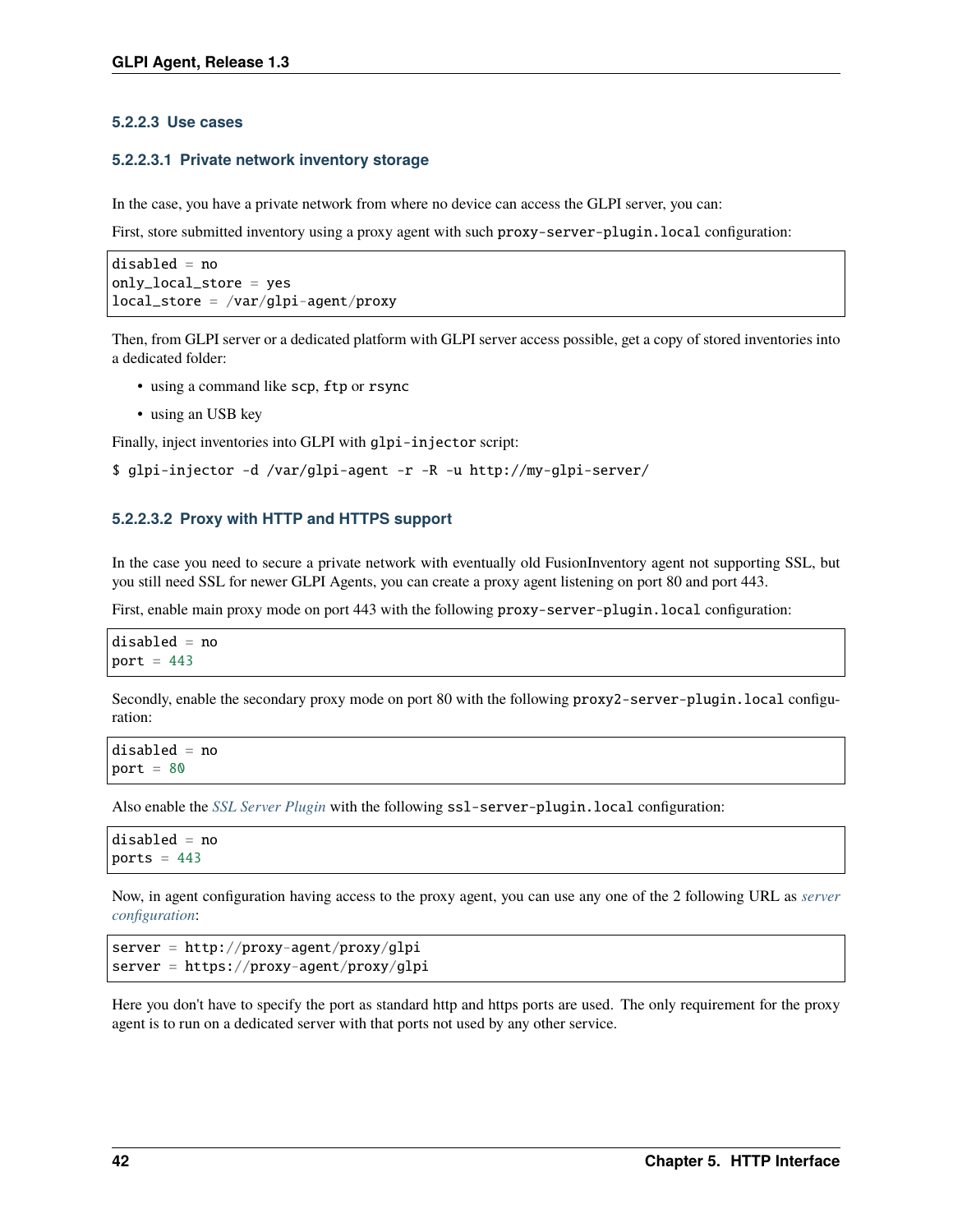#### 5.2.2.3 Use cases

##### 5.2.2.3.1 Private network inventory storage

In the case, you have a private network from where no device can access the GLPI server, you can:

First, store submitted inventory using a proxy agent with such `proxy-server-plugin.local` configuration:

```
disabled = no
only_local_store = yes
local_store = /var/glpi-agent/proxy
```

Then, from GLPI server or a dedicated platform with GLPI server access possible, get a copy of stored inventories into a dedicated folder:

- using a command like `scp`, `ftp` or `rsync`
- using an USB key

Finally, inject inventories into GLPI with `glpi-injector` script:

```
$ glpi-injector -d /var/glpi-agent -r -R -u http://my-glpi-server/
```

##### 5.2.2.3.2 Proxy with HTTP and HTTPS support

In the case you need to secure a private network with eventually old FusionInventory agent not supporting SSL, but you still need SSL for newer GLPI Agents, you can create a proxy agent listening on port 80 and port 443.

First, enable main proxy mode on port 443 with the following `proxy-server-plugin.local` configuration:

```
disabled = no
port = 443
```

Secondly, enable the secondary proxy mode on port 80 with the following `proxy2-server-plugin.local` configuration:

```
disabled = no
port = 80
```

Also enable the *SSL Server Plugin* with the following `ssl-server-plugin.local` configuration:

```
disabled = no
ports = 443
```

Now, in agent configuration having access to the proxy agent, you can use any one of the 2 following URL as *server configuration*:

```
server = http://proxy-agent/proxy/glpi
server = https://proxy-agent/proxy/glpi
```

Here you don't have to specify the port as standard http and https ports are used. The only requirement for the proxy agent is to run on a dedicated server with that ports not used by any other service.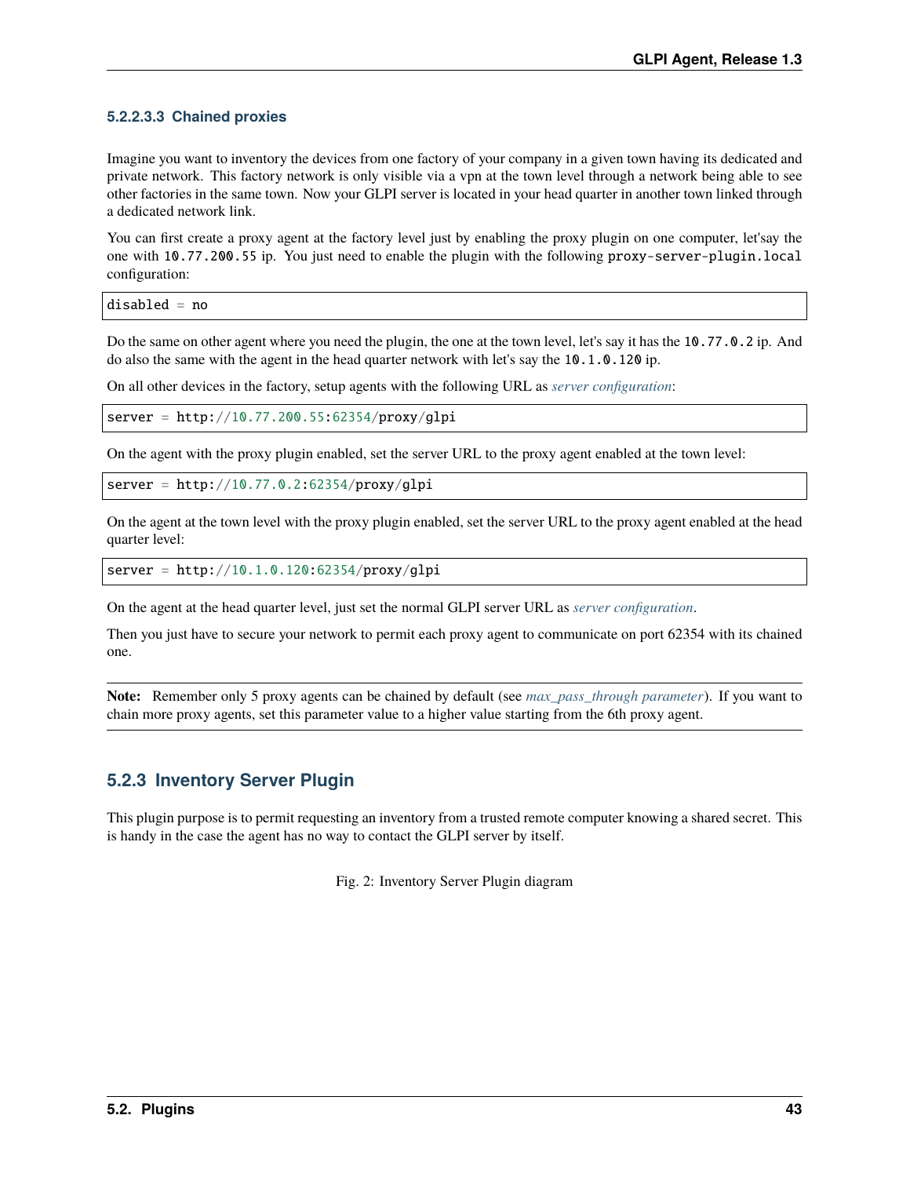#### 5.2.2.3.3 Chained proxies

Imagine you want to inventory the devices from one factory of your company in a given town having its dedicated and private network. This factory network is only visible via a vpn at the town level through a network being able to see other factories in the same town. Now your GLPI server is located in your head quarter in another town linked through a dedicated network link.

You can first create a proxy agent at the factory level just by enabling the proxy plugin on one computer, let'say the one with `10.77.200.55` ip. You just need to enable the plugin with the following `proxy-server-plugin.local` configuration:

```
disabled = no
```

Do the same on other agent where you need the plugin, the one at the town level, let's say it has the `10.77.0.2` ip. And do also the same with the agent in the head quarter network with let's say the `10.1.0.120` ip.

On all other devices in the factory, setup agents with the following URL as *server configuration*:

```
server = http://10.77.200.55:62354/proxy/glpi
```

On the agent with the proxy plugin enabled, set the server URL to the proxy agent enabled at the town level:

```
server = http://10.77.0.2:62354/proxy/glpi
```

On the agent at the town level with the proxy plugin enabled, set the server URL to the proxy agent enabled at the head quarter level:

```
server = http://10.1.0.120:62354/proxy/glpi
```

On the agent at the head quarter level, just set the normal GLPI server URL as *server configuration*.

Then you just have to secure your network to permit each proxy agent to communicate on port 62354 with its chained one.

**Note:** Remember only 5 proxy agents can be chained by default (see *max_pass_through parameter*). If you want to chain more proxy agents, set this parameter value to a higher value starting from the 6th proxy agent.

### 5.2.3 Inventory Server Plugin

This plugin purpose is to permit requesting an inventory from a trusted remote computer knowing a shared secret. This is handy in the case the agent has no way to contact the GLPI server by itself.

Fig. 2: Inventory Server Plugin diagram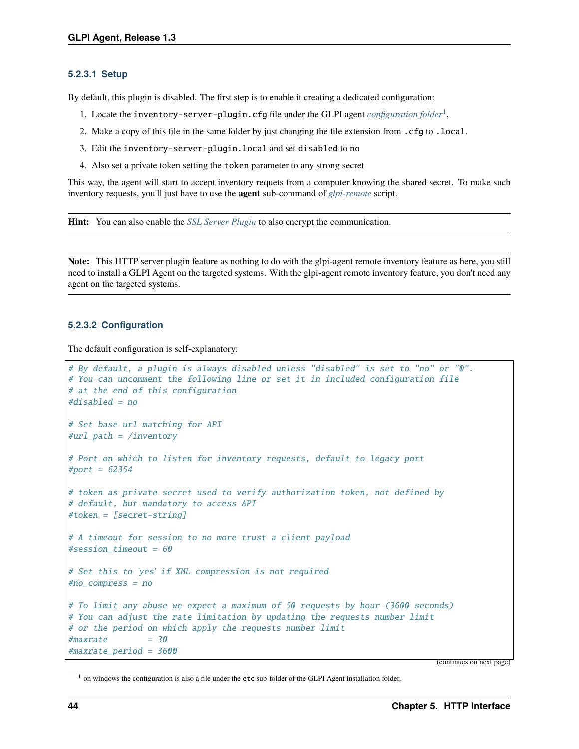#### 5.2.3.1 Setup

By default, this plugin is disabled. The first step is to enable it creating a dedicated configuration:

1. Locate the `inventory-server-plugin.cfg` file under the GLPI agent *configuration folder*[1],
2. Make a copy of this file in the same folder by just changing the file extension from `.cfg` to `.local`.
3. Edit the `inventory-server-plugin.local` and set `disabled` to `no`
4. Also set a private token setting the `token` parameter to any strong secret

This way, the agent will start to accept inventory requets from a computer knowing the shared secret. To make such inventory requests, you'll just have to use the **agent** sub-command of *glpi-remote* script.

**Hint:** You can also enable the *SSL Server Plugin* to also encrypt the communication.

**Note:** This HTTP server plugin feature as nothing to do with the glpi-agent remote inventory feature as here, you still need to install a GLPI Agent on the targeted systems. With the glpi-agent remote inventory feature, you don't need any agent on the targeted systems.

#### 5.2.3.2 Configuration

The default configuration is self-explanatory:

```
# By default, a plugin is always disabled unless "disabled" is set to "no" or "0".
# You can uncomment the following line or set it in included configuration file
# at the end of this configuration
#disabled = no

# Set base url matching for API
#url_path = /inventory

# Port on which to listen for inventory requests, default to legacy port
#port = 62354

# token as private secret used to verify authorization token, not defined by
# default, but mandatory to access API
#token = [secret-string]

# A timeout for session to no more trust a client payload
#session_timeout = 60

# Set this to 'yes' if XML compression is not required
#no_compress = no

# To limit any abuse we expect a maximum of 50 requests by hour (3600 seconds)
# You can adjust the rate limitation by updating the requests number limit
# or the period on which apply the requests number limit
#maxrate        = 30
#maxrate_period = 3600
```

(continues on next page)

[1] on windows the configuration is also a file under the `etc` sub-folder of the GLPI Agent installation folder.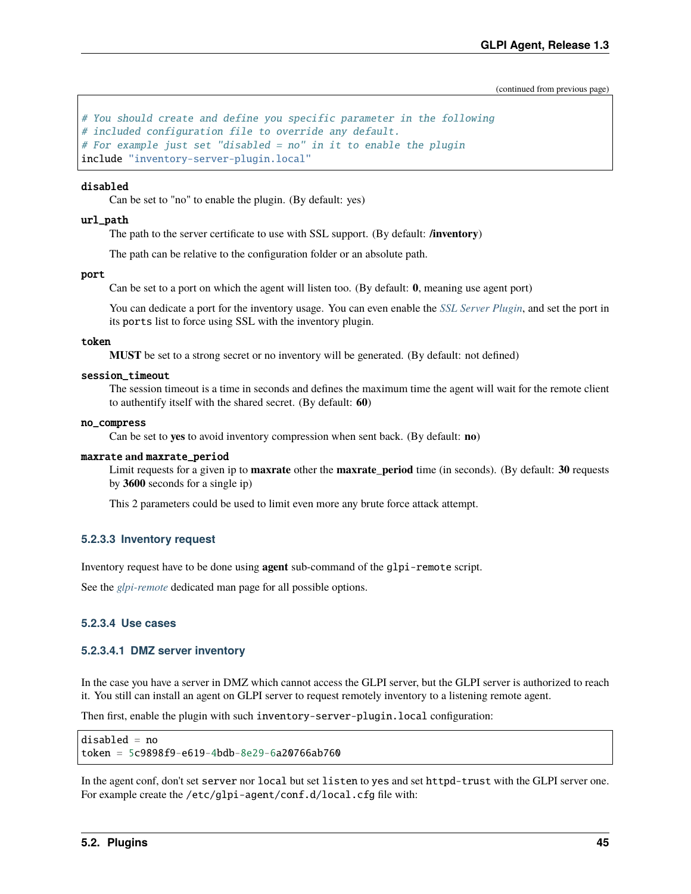(continued from previous page)

```
# You should create and define you specific parameter in the following
# included configuration file to override any default.
# For example just set "disabled = no" in it to enable the plugin
include "inventory-server-plugin.local"
```

**disabled**
Can be set to "no" to enable the plugin. (By default: yes)

**url_path**
The path to the server certificate to use with SSL support. (By default: **/inventory**)

The path can be relative to the configuration folder or an absolute path.

**port**
Can be set to a port on which the agent will listen too. (By default: **0**, meaning use agent port)

You can dedicate a port for the inventory usage. You can even enable the *SSL Server Plugin*, and set the port in its `ports` list to force using SSL with the inventory plugin.

**token**
**MUST** be set to a strong secret or no inventory will be generated. (By default: not defined)

**session_timeout**
The session timeout is a time in seconds and defines the maximum time the agent will wait for the remote client to authentify itself with the shared secret. (By default: **60**)

**no_compress**
Can be set to **yes** to avoid inventory compression when sent back. (By default: **no**)

**maxrate and maxrate_period**
Limit requests for a given ip to **maxrate** other the **maxrate_period** time (in seconds). (By default: **30** requests by **3600** seconds for a single ip)

This 2 parameters could be used to limit even more any brute force attack attempt.

#### 5.2.3.3 Inventory request

Inventory request have to be done using **agent** sub-command of the `glpi-remote` script.

See the *glpi-remote* dedicated man page for all possible options.

#### 5.2.3.4 Use cases

##### 5.2.3.4.1 DMZ server inventory

In the case you have a server in DMZ which cannot access the GLPI server, but the GLPI server is authorized to reach it. You still can install an agent on GLPI server to request remotely inventory to a listening remote agent.

Then first, enable the plugin with such `inventory-server-plugin.local` configuration:

```
disabled = no
token = 5c9898f9-e619-4bdb-8e29-6a20766ab760
```

In the agent conf, don't set `server` nor `local` but set `listen` to `yes` and set `httpd-trust` with the GLPI server one. For example create the `/etc/glpi-agent/conf.d/local.cfg` file with: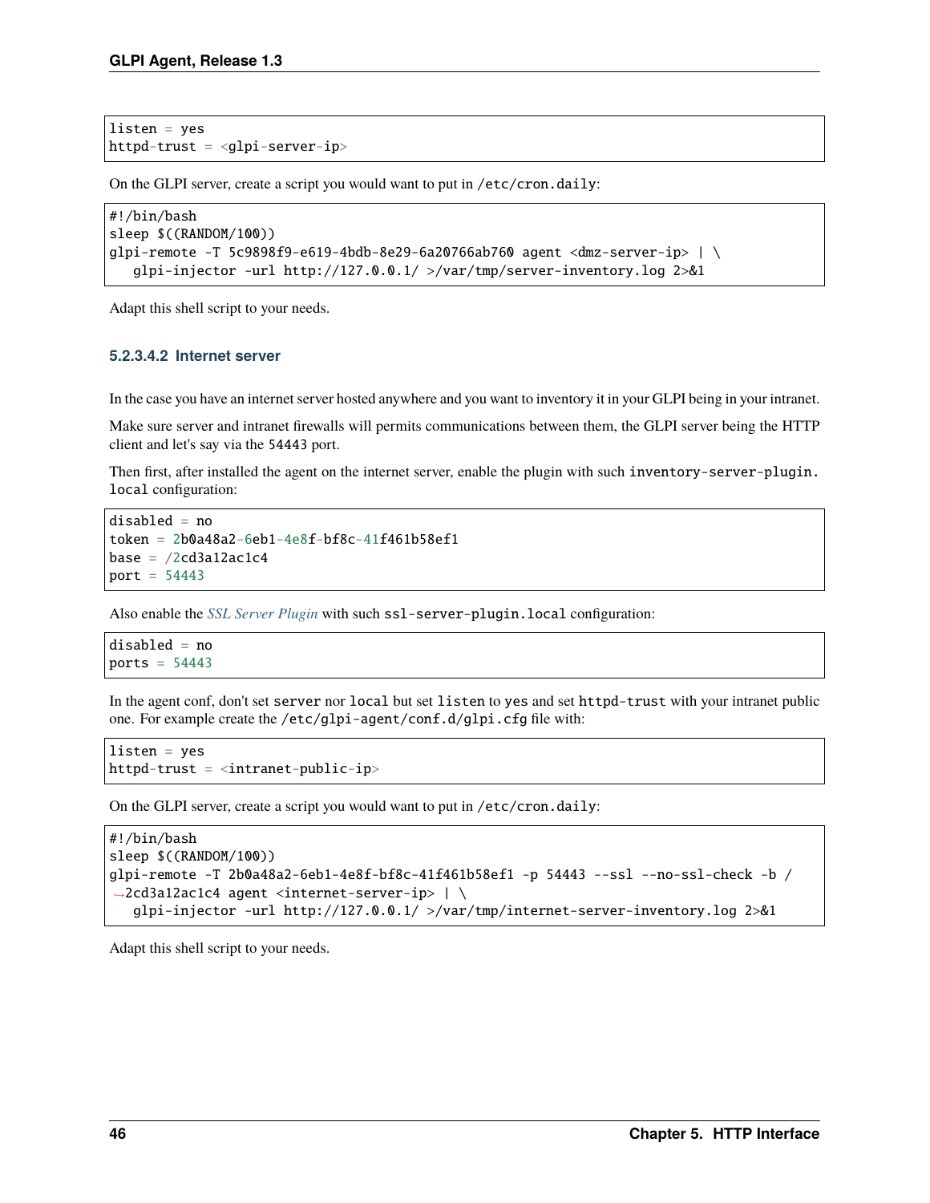```
listen = yes
httpd-trust = <glpi-server-ip>
```

On the GLPI server, create a script you would want to put in `/etc/cron.daily`:

```
#!/bin/bash
sleep $((RANDOM/100))
glpi-remote -T 5c9898f9-e619-4bdb-8e29-6a20766ab760 agent <dmz-server-ip> | \
   glpi-injector -url http://127.0.0.1/ >/var/tmp/server-inventory.log 2>&1
```

Adapt this shell script to your needs.

#### 5.2.3.4.2 Internet server

In the case you have an internet server hosted anywhere and you want to inventory it in your GLPI being in your intranet.

Make sure server and intranet firewalls will permits communications between them, the GLPI server being the HTTP client and let's say via the `54443` port.

Then first, after installed the agent on the internet server, enable the plugin with such `inventory-server-plugin.local` configuration:

```
disabled = no
token = 2b0a48a2-6eb1-4e8f-bf8c-41f461b58ef1
base = /2cd3a12ac1c4
port = 54443
```

Also enable the *SSL Server Plugin* with such `ssl-server-plugin.local` configuration:

```
disabled = no
ports = 54443
```

In the agent conf, don't set `server` nor `local` but set `listen` to `yes` and set `httpd-trust` with your intranet public one. For example create the `/etc/glpi-agent/conf.d/glpi.cfg` file with:

```
listen = yes
httpd-trust = <intranet-public-ip>
```

On the GLPI server, create a script you would want to put in `/etc/cron.daily`:

```
#!/bin/bash
sleep $((RANDOM/100))
glpi-remote -T 2b0a48a2-6eb1-4e8f-bf8c-41f461b58ef1 -p 54443 --ssl --no-ssl-check -b /2cd3a12ac1c4 agent <internet-server-ip> | \
   glpi-injector -url http://127.0.0.1/ >/var/tmp/internet-server-inventory.log 2>&1
```

Adapt this shell script to your needs.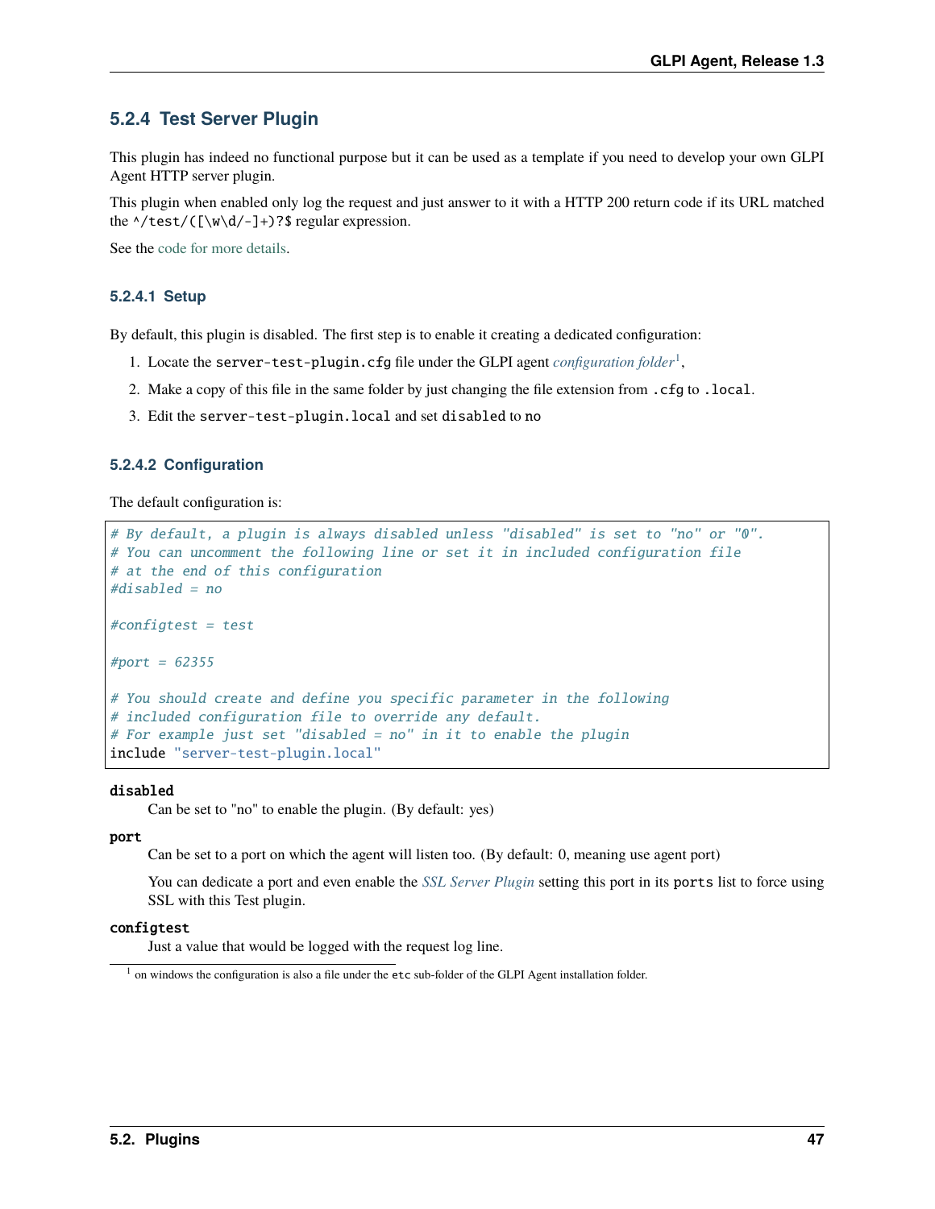### 5.2.4 Test Server Plugin

This plugin has indeed no functional purpose but it can be used as a template if you need to develop your own GLPI Agent HTTP server plugin.

This plugin when enabled only log the request and just answer to it with a HTTP 200 return code if its URL matched the `^/test/([\w\d/-]+)?$` regular expression.

See the code for more details.

#### 5.2.4.1 Setup

By default, this plugin is disabled. The first step is to enable it creating a dedicated configuration:

1. Locate the `server-test-plugin.cfg` file under the GLPI agent *configuration folder*[1],
2. Make a copy of this file in the same folder by just changing the file extension from `.cfg` to `.local`.
3. Edit the `server-test-plugin.local` and set `disabled` to `no`

#### 5.2.4.2 Configuration

The default configuration is:

```
# By default, a plugin is always disabled unless "disabled" is set to "no" or "0".
# You can uncomment the following line or set it in included configuration file
# at the end of this configuration
#disabled = no

#configtest = test

#port = 62355

# You should create and define you specific parameter in the following
# included configuration file to override any default.
# For example just set "disabled = no" in it to enable the plugin
include "server-test-plugin.local"
```

**disabled**

Can be set to "no" to enable the plugin. (By default: yes)

**port**

Can be set to a port on which the agent will listen too. (By default: 0, meaning use agent port)

You can dedicate a port and even enable the *SSL Server Plugin* setting this port in its `ports` list to force using SSL with this Test plugin.

**configtest**

Just a value that would be logged with the request log line.

---

[1] on windows the configuration is also a file under the `etc` sub-folder of the GLPI Agent installation folder.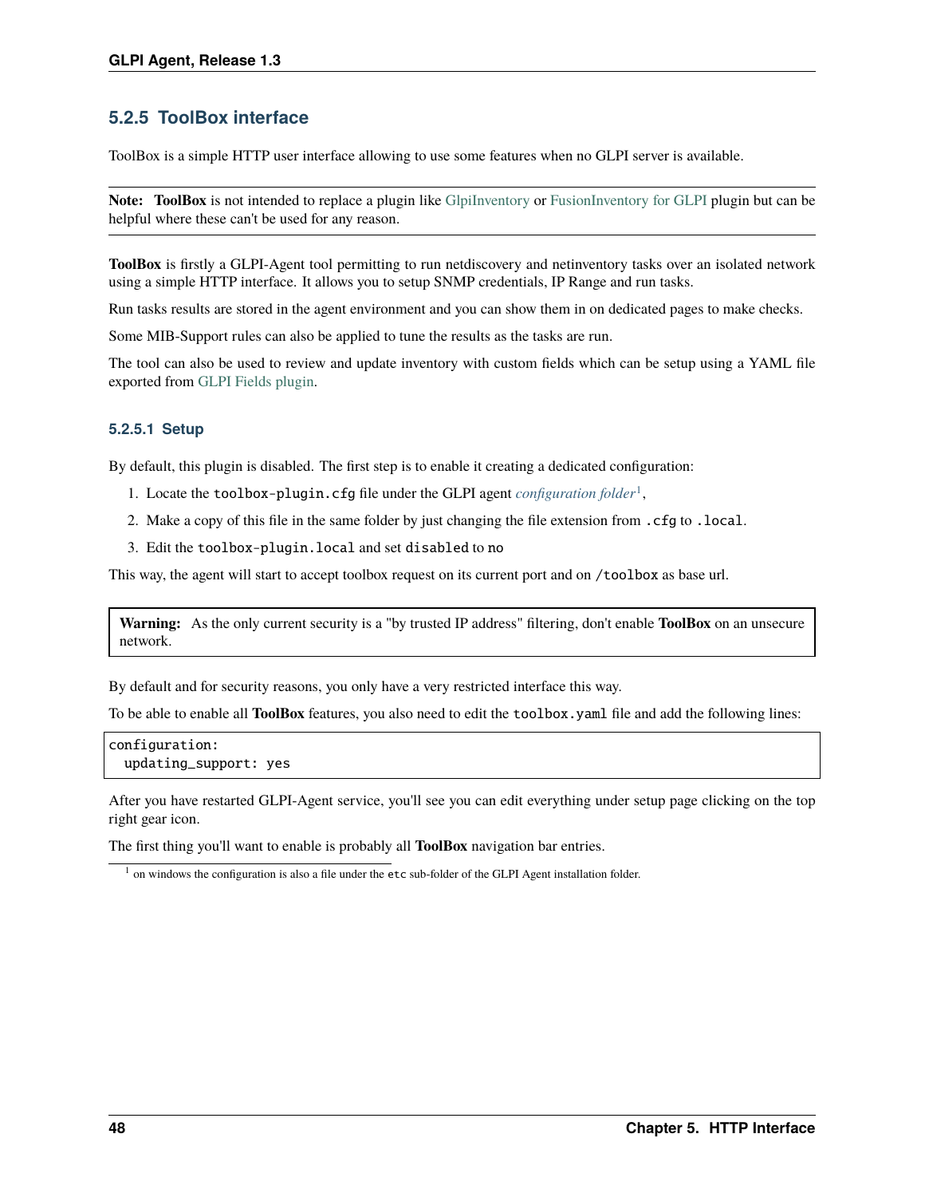### 5.2.5 ToolBox interface

ToolBox is a simple HTTP user interface allowing to use some features when no GLPI server is available.

---

**Note:** **ToolBox** is not intended to replace a plugin like GlpiInventory or FusionInventory for GLPI plugin but can be helpful where these can't be used for any reason.

---

**ToolBox** is firstly a GLPI-Agent tool permitting to run netdiscovery and netinventory tasks over an isolated network using a simple HTTP interface. It allows you to setup SNMP credentials, IP Range and run tasks.

Run tasks results are stored in the agent environment and you can show them in on dedicated pages to make checks.

Some MIB-Support rules can also be applied to tune the results as the tasks are run.

The tool can also be used to review and update inventory with custom fields which can be setup using a YAML file exported from GLPI Fields plugin.

#### 5.2.5.1 Setup

By default, this plugin is disabled. The first step is to enable it creating a dedicated configuration:

1. Locate the `toolbox-plugin.cfg` file under the GLPI agent *configuration folder*[1],
2. Make a copy of this file in the same folder by just changing the file extension from `.cfg` to `.local`.
3. Edit the `toolbox-plugin.local` and set `disabled` to `no`

This way, the agent will start to accept toolbox request on its current port and on `/toolbox` as base url.

> **Warning:** As the only current security is a "by trusted IP address" filtering, don't enable **ToolBox** on an unsecure network.

By default and for security reasons, you only have a very restricted interface this way.

To be able to enable all **ToolBox** features, you also need to edit the `toolbox.yaml` file and add the following lines:

```
configuration:
  updating_support: yes
```

After you have restarted GLPI-Agent service, you'll see you can edit everything under setup page clicking on the top right gear icon.

The first thing you'll want to enable is probably all **ToolBox** navigation bar entries.

[1] on windows the configuration is also a file under the `etc` sub-folder of the GLPI Agent installation folder.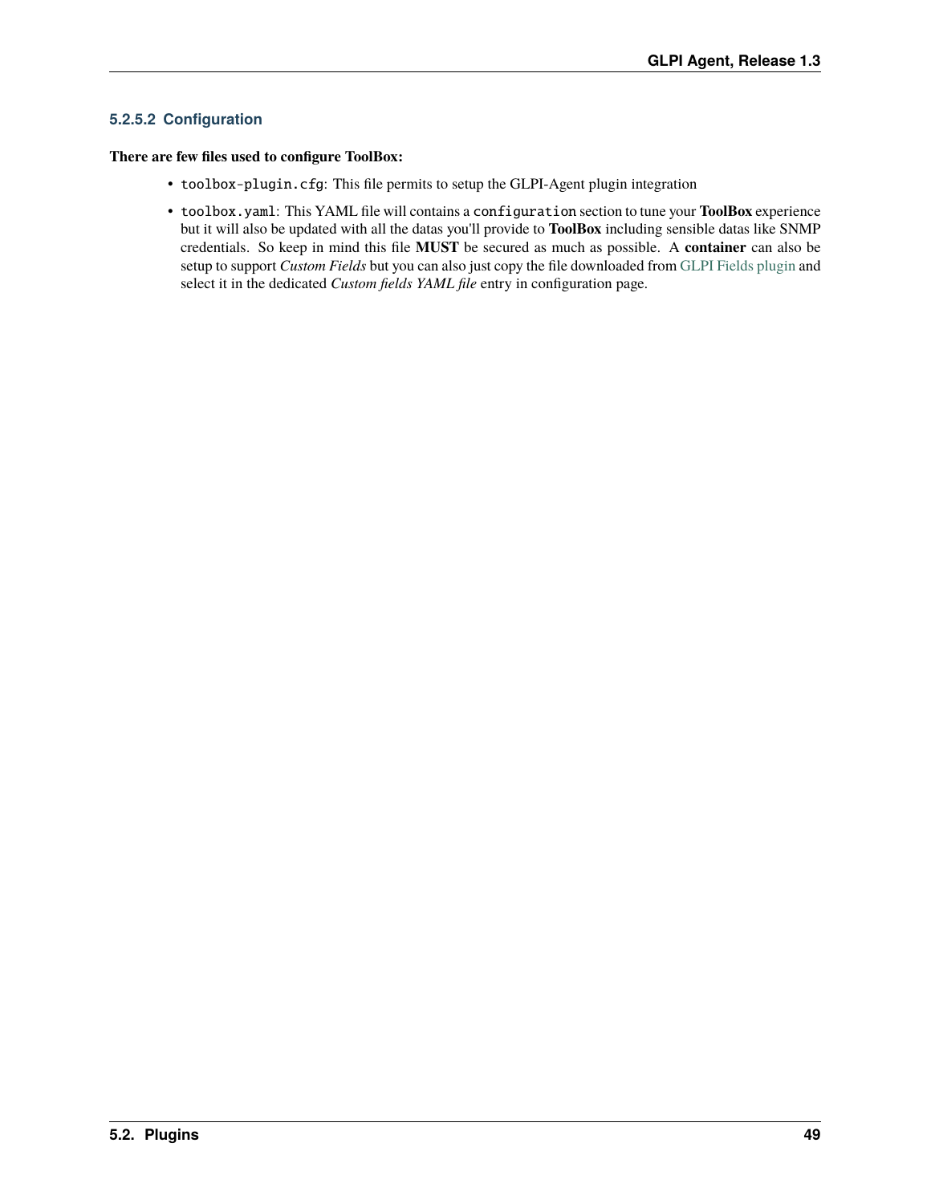#### 5.2.5.2 Configuration

**There are few files used to configure ToolBox:**

- `toolbox-plugin.cfg`: This file permits to setup the GLPI-Agent plugin integration
- `toolbox.yaml`: This YAML file will contains a `configuration` section to tune your **ToolBox** experience but it will also be updated with all the datas you'll provide to **ToolBox** including sensible datas like SNMP credentials. So keep in mind this file **MUST** be secured as much as possible. A **container** can also be setup to support *Custom Fields* but you can also just copy the file downloaded from GLPI Fields plugin and select it in the dedicated *Custom fields YAML file* entry in configuration page.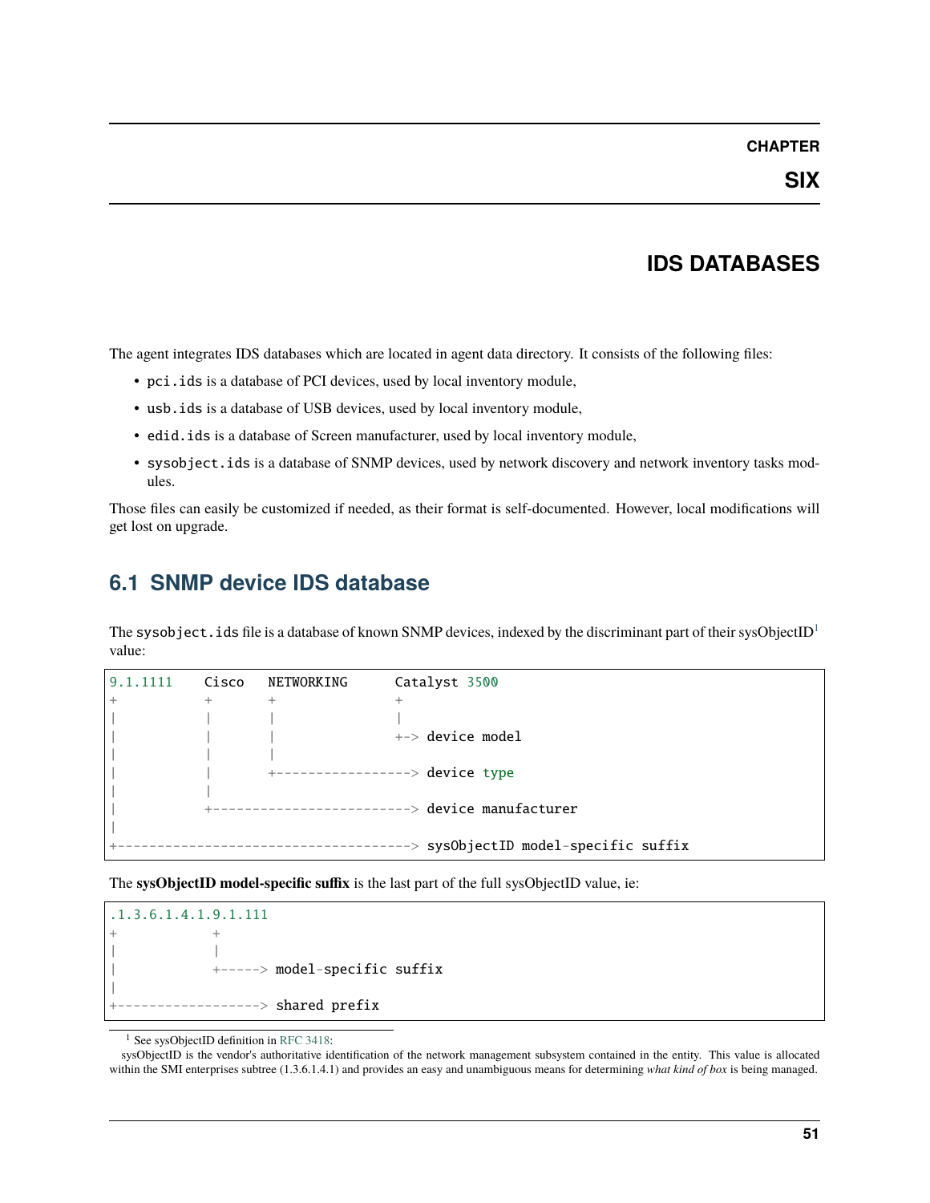# CHAPTER SIX

# IDS DATABASES

The agent integrates IDS databases which are located in agent data directory. It consists of the following files:

- `pci.ids` is a database of PCI devices, used by local inventory module,
- `usb.ids` is a database of USB devices, used by local inventory module,
- `edid.ids` is a database of Screen manufacturer, used by local inventory module,
- `sysobject.ids` is a database of SNMP devices, used by network discovery and network inventory tasks modules.

Those files can easily be customized if needed, as their format is self-documented. However, local modifications will get lost on upgrade.

## 6.1 SNMP device IDS database

The `sysobject.ids` file is a database of known SNMP devices, indexed by the discriminant part of their sysObjectID[1] value:

```
9.1.1111    Cisco   NETWORKING      Catalyst 3500
+           +       +               +
|           |       |               |
|           |       |               +-> device model
|           |       |
|           |       +-----------------> device type
|           |
|           +-------------------------> device manufacturer
|
+-------------------------------------> sysObjectID model-specific suffix
```

The **sysObjectID model-specific suffix** is the last part of the full sysObjectID value, ie:

```
.1.3.6.1.4.1.9.1.111
+            +
|            |
|            +-----> model-specific suffix
|
+------------------> shared prefix
```

[1] See sysObjectID definition in RFC 3418:
sysObjectID is the vendor's authoritative identification of the network management subsystem contained in the entity. This value is allocated within the SMI enterprises subtree (1.3.6.1.4.1) and provides an easy and unambiguous means for determining *what kind of box* is being managed.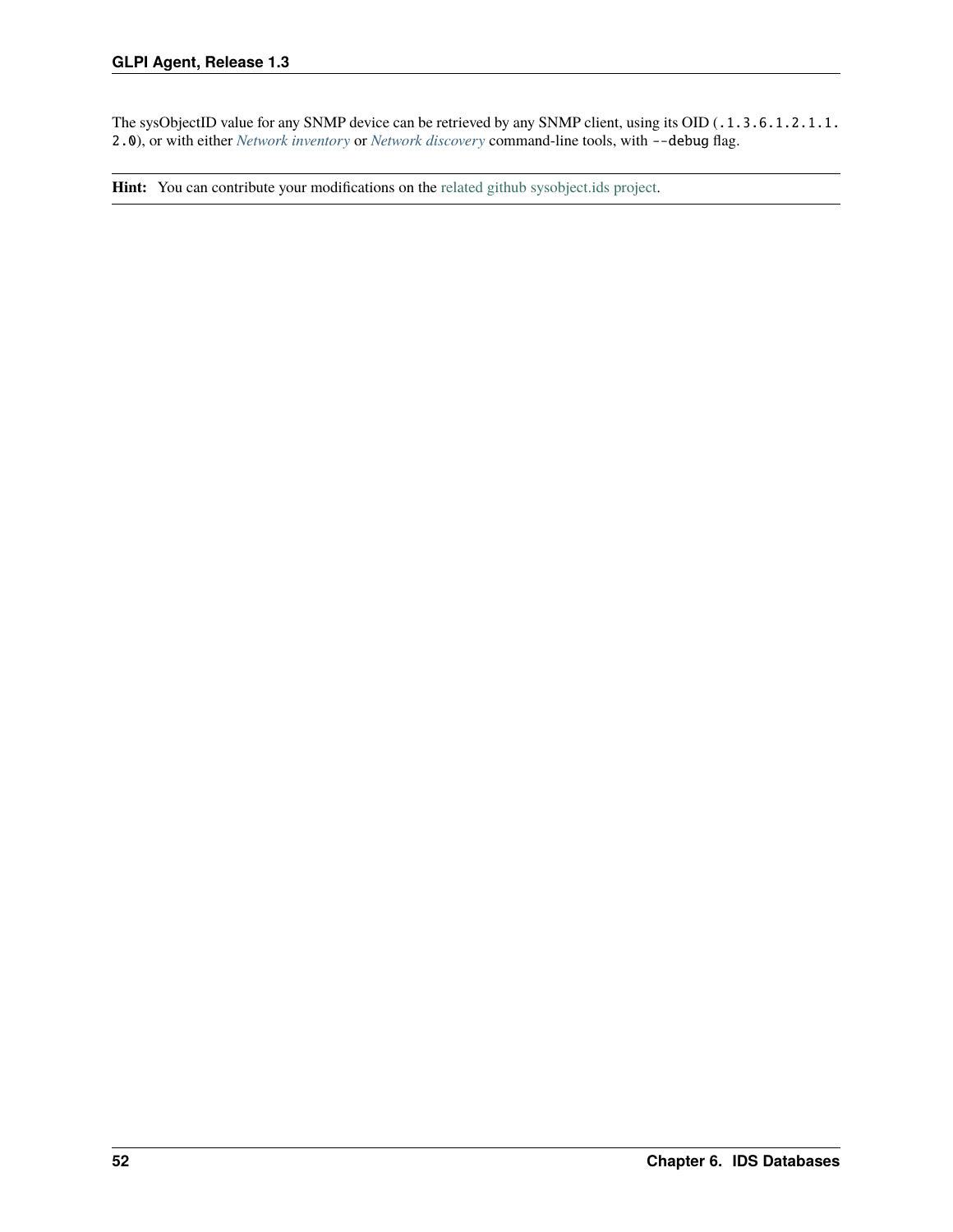The sysObjectID value for any SNMP device can be retrieved by any SNMP client, using its OID (`.1.3.6.1.2.1.1.2.0`), or with either *Network inventory* or *Network discovery* command-line tools, with `--debug` flag.

**Hint:** You can contribute your modifications on the related github sysobject.ids project.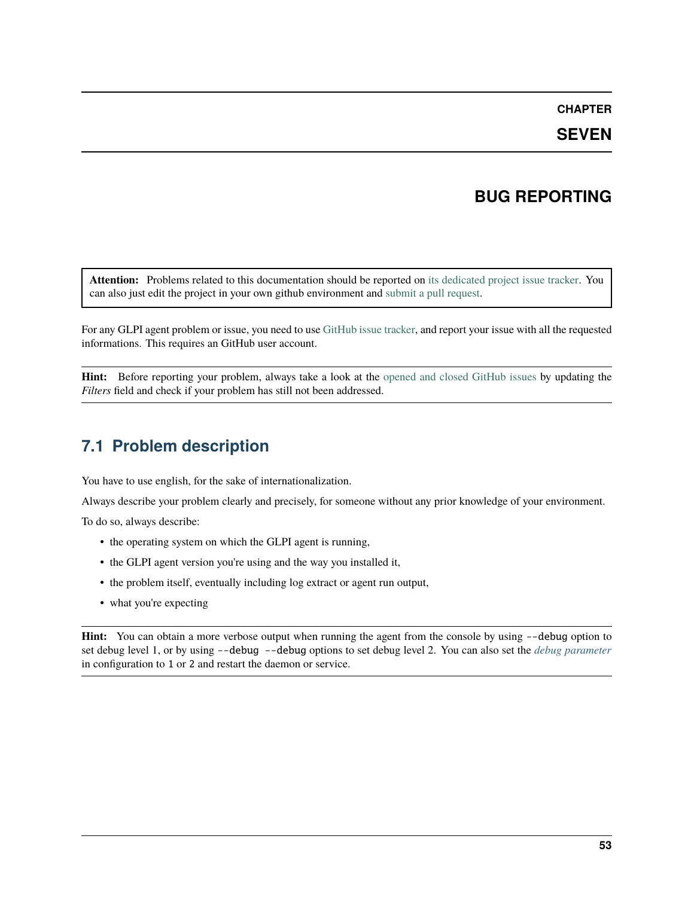# CHAPTER SEVEN

# BUG REPORTING

> **Attention:** Problems related to this documentation should be reported on its dedicated project issue tracker. You can also just edit the project in your own github environment and submit a pull request.

For any GLPI agent problem or issue, you need to use GitHub issue tracker, and report your issue with all the requested informations. This requires an GitHub user account.

> **Hint:** Before reporting your problem, always take a look at the opened and closed GitHub issues by updating the *Filters* field and check if your problem has still not been addressed.

## 7.1 Problem description

You have to use english, for the sake of internationalization.

Always describe your problem clearly and precisely, for someone without any prior knowledge of your environment.

To do so, always describe:

- the operating system on which the GLPI agent is running,
- the GLPI agent version you're using and the way you installed it,
- the problem itself, eventually including log extract or agent run output,
- what you're expecting

> **Hint:** You can obtain a more verbose output when running the agent from the console by using `--debug` option to set debug level 1, or by using `--debug --debug` options to set debug level 2. You can also set the *debug parameter* in configuration to `1` or `2` and restart the daemon or service.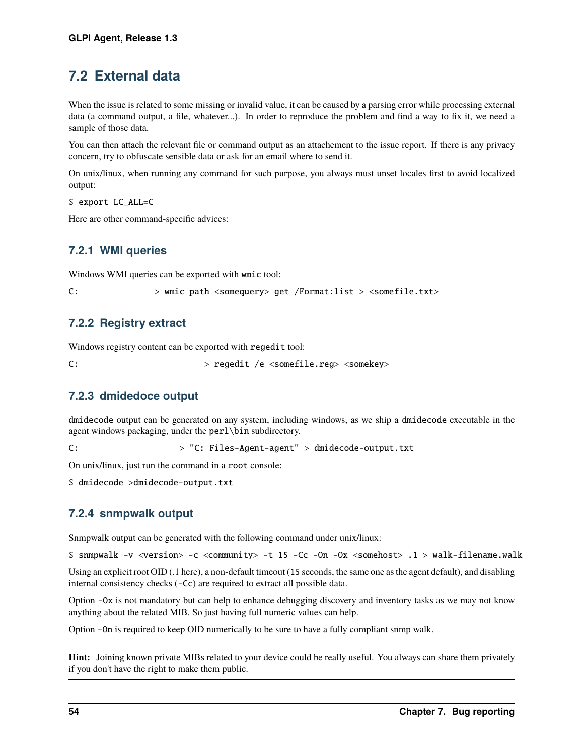## 7.2 External data

When the issue is related to some missing or invalid value, it can be caused by a parsing error while processing external data (a command output, a file, whatever...). In order to reproduce the problem and find a way to fix it, we need a sample of those data.

You can then attach the relevant file or command output as an attachement to the issue report. If there is any privacy concern, try to obfuscate sensible data or ask for an email where to send it.

On unix/linux, when running any command for such purpose, you always must unset locales first to avoid localized output:

```
$ export LC_ALL=C
```

Here are other command-specific advices:

### 7.2.1 WMI queries

Windows WMI queries can be exported with `wmic` tool:

```
C:              > wmic path <somequery> get /Format:list > <somefile.txt>
```

### 7.2.2 Registry extract

Windows registry content can be exported with `regedit` tool:

```
C:                          > regedit /e <somefile.reg> <somekey>
```

### 7.2.3 dmidedoce output

`dmidecode` output can be generated on any system, including windows, as we ship a `dmidecode` executable in the agent windows packaging, under the `perl\bin` subdirectory.

```
C:                   > "C: Files-Agent-agent" > dmidecode-output.txt
```

On unix/linux, just run the command in a `root` console:

```
$ dmidecode >dmidecode-output.txt
```

### 7.2.4 snmpwalk output

Snmpwalk output can be generated with the following command under unix/linux:

```
$ snmpwalk -v <version> -c <community> -t 15 -Cc -On -Ox <somehost> .1 > walk-filename.walk
```

Using an explicit root OID (.1 here), a non-default timeout (15 seconds, the same one as the agent default), and disabling internal consistency checks (`-Cc`) are required to extract all possible data.

Option `-Ox` is not mandatory but can help to enhance debugging discovery and inventory tasks as we may not know anything about the related MIB. So just having full numeric values can help.

Option `-On` is required to keep OID numerically to be sure to have a fully compliant snmp walk.

**Hint:** Joining known private MIBs related to your device could be really useful. You always can share them privately if you don't have the right to make them public.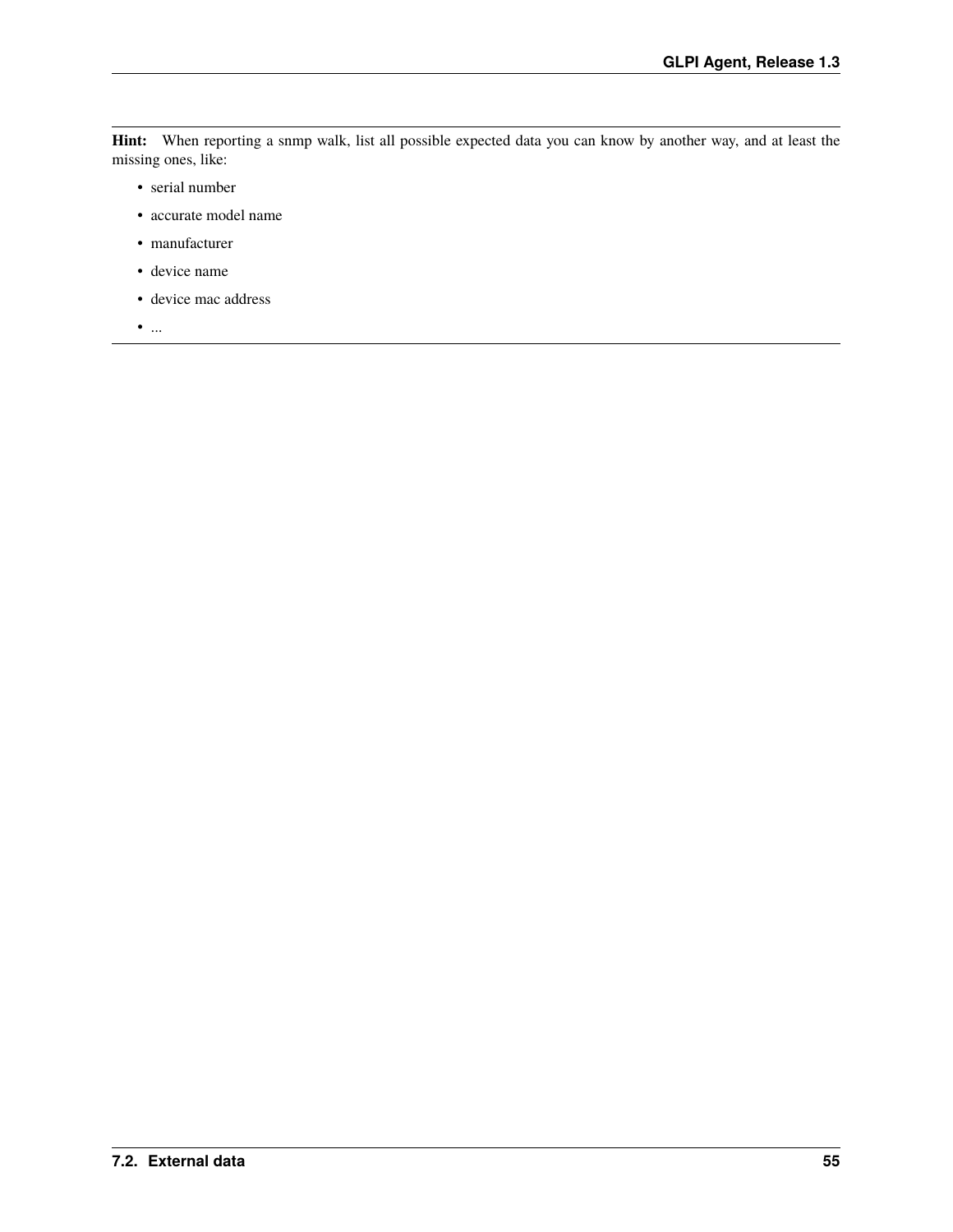**Hint:** When reporting a snmp walk, list all possible expected data you can know by another way, and at least the missing ones, like:

- serial number
- accurate model name
- manufacturer
- device name
- device mac address
- ...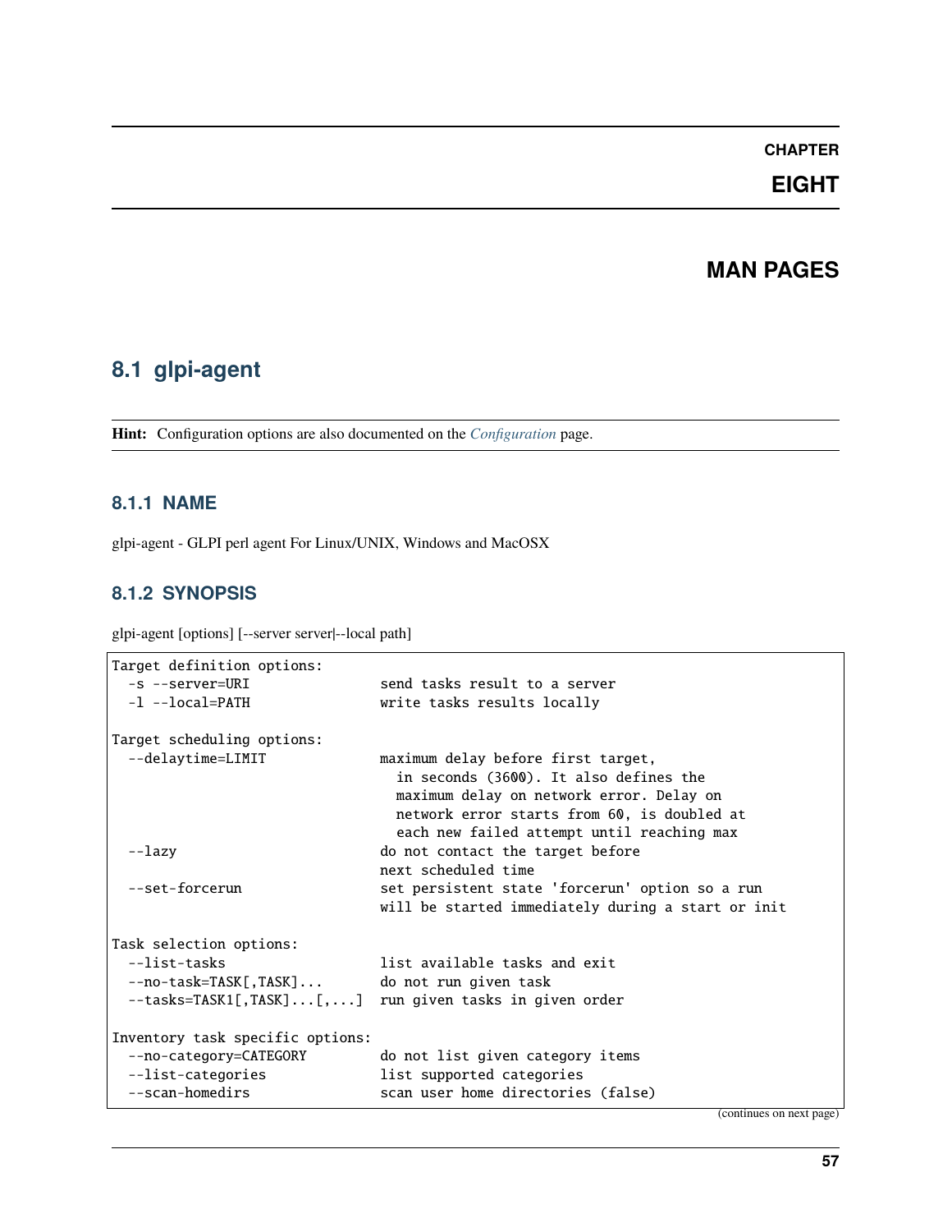# CHAPTER EIGHT

# MAN PAGES

## 8.1 glpi-agent

**Hint:** Configuration options are also documented on the *Configuration* page.

### 8.1.1 NAME

glpi-agent - GLPI perl agent For Linux/UNIX, Windows and MacOSX

### 8.1.2 SYNOPSIS

glpi-agent [options] [--server server|--local path]

```
Target definition options:
  -s --server=URI               send tasks result to a server
  -l --local=PATH               write tasks results locally

Target scheduling options:
  --delaytime=LIMIT             maximum delay before first target,
                                  in seconds (3600). It also defines the
                                  maximum delay on network error. Delay on
                                  network error starts from 60, is doubled at
                                  each new failed attempt until reaching max
  --lazy                        do not contact the target before
                                next scheduled time
  --set-forcerun                set persistent state 'forcerun' option so a run
                                will be started immediately during a start or init

Task selection options:
  --list-tasks                  list available tasks and exit
  --no-task=TASK[,TASK]...      do not run given task
  --tasks=TASK1[,TASK]...[,...]  run given tasks in given order

Inventory task specific options:
  --no-category=CATEGORY        do not list given category items
  --list-categories             list supported categories
  --scan-homedirs               scan user home directories (false)
```

(continues on next page)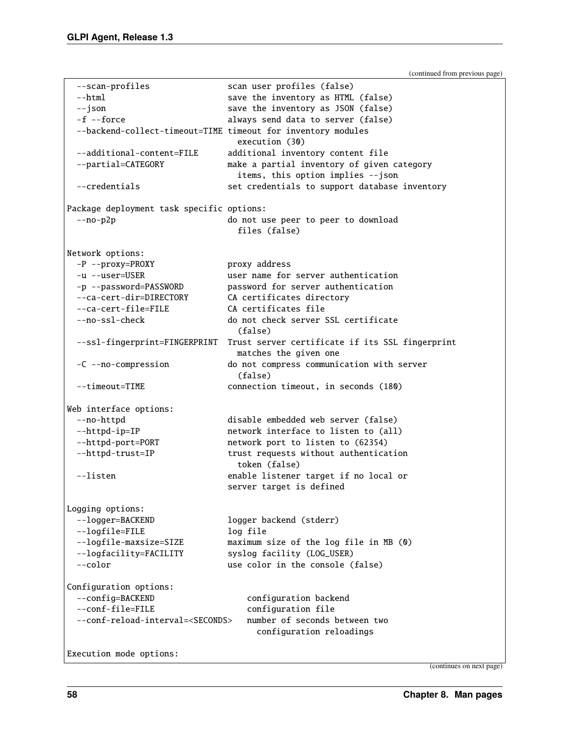(continued from previous page)

```
  --scan-profiles               scan user profiles (false)
  --html                        save the inventory as HTML (false)
  --json                        save the inventory as JSON (false)
  -f --force                    always send data to server (false)
  --backend-collect-timeout=TIME timeout for inventory modules
                                  execution (30)
  --additional-content=FILE     additional inventory content file
  --partial=CATEGORY            make a partial inventory of given category
                                  items, this option implies --json
  --credentials                 set credentials to support database inventory

Package deployment task specific options:
  --no-p2p                      do not use peer to peer to download
                                  files (false)

Network options:
  -P --proxy=PROXY              proxy address
  -u --user=USER                user name for server authentication
  -p --password=PASSWORD        password for server authentication
  --ca-cert-dir=DIRECTORY       CA certificates directory
  --ca-cert-file=FILE           CA certificates file
  --no-ssl-check                do not check server SSL certificate
                                  (false)
  --ssl-fingerprint=FINGERPRINT  Trust server certificate if its SSL fingerprint
                                  matches the given one
  -C --no-compression           do not compress communication with server
                                  (false)
  --timeout=TIME                connection timeout, in seconds (180)

Web interface options:
  --no-httpd                    disable embedded web server (false)
  --httpd-ip=IP                 network interface to listen to (all)
  --httpd-port=PORT             network port to listen to (62354)
  --httpd-trust=IP              trust requests without authentication
                                  token (false)
  --listen                      enable listener target if no local or
                                server target is defined

Logging options:
  --logger=BACKEND              logger backend (stderr)
  --logfile=FILE                log file
  --logfile-maxsize=SIZE        maximum size of the log file in MB (0)
  --logfacility=FACILITY        syslog facility (LOG_USER)
  --color                       use color in the console (false)

Configuration options:
  --config=BACKEND                  configuration backend
  --conf-file=FILE                  configuration file
  --conf-reload-interval=<SECONDS>   number of seconds between two
                                      configuration reloadings

Execution mode options:
```

(continues on next page)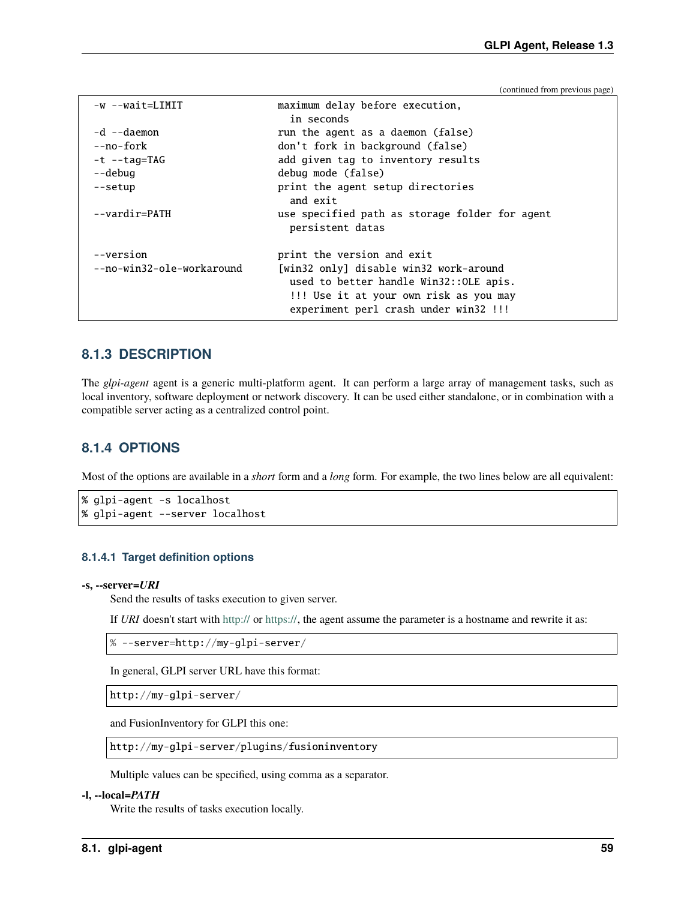(continued from previous page)

```
  -w --wait=LIMIT                 maximum delay before execution,
                                    in seconds
  -d --daemon                     run the agent as a daemon (false)
  --no-fork                       don't fork in background (false)
  -t --tag=TAG                    add given tag to inventory results
  --debug                         debug mode (false)
  --setup                         print the agent setup directories
                                    and exit
  --vardir=PATH                   use specified path as storage folder for agent
                                    persistent datas

  --version                       print the version and exit
  --no-win32-ole-workaround       [win32 only] disable win32 work-around
                                    used to better handle Win32::OLE apis.
                                    !!! Use it at your own risk as you may
                                    experiment perl crash under win32 !!!
```

### 8.1.3 DESCRIPTION

The *glpi-agent* agent is a generic multi-platform agent. It can perform a large array of management tasks, such as local inventory, software deployment or network discovery. It can be used either standalone, or in combination with a compatible server acting as a centralized control point.

### 8.1.4 OPTIONS

Most of the options are available in a *short* form and a *long* form. For example, the two lines below are all equivalent:

```
% glpi-agent -s localhost
% glpi-agent --server localhost
```

#### 8.1.4.1 Target definition options

**-s, --server=*URI***

Send the results of tasks execution to given server.

If *URI* doesn't start with http:// or https://, the agent assume the parameter is a hostname and rewrite it as:

```
% --server=http://my-glpi-server/
```

In general, GLPI server URL have this format:

```
http://my-glpi-server/
```

and FusionInventory for GLPI this one:

```
http://my-glpi-server/plugins/fusioninventory
```

Multiple values can be specified, using comma as a separator.

**-l, --local=*PATH***

Write the results of tasks execution locally.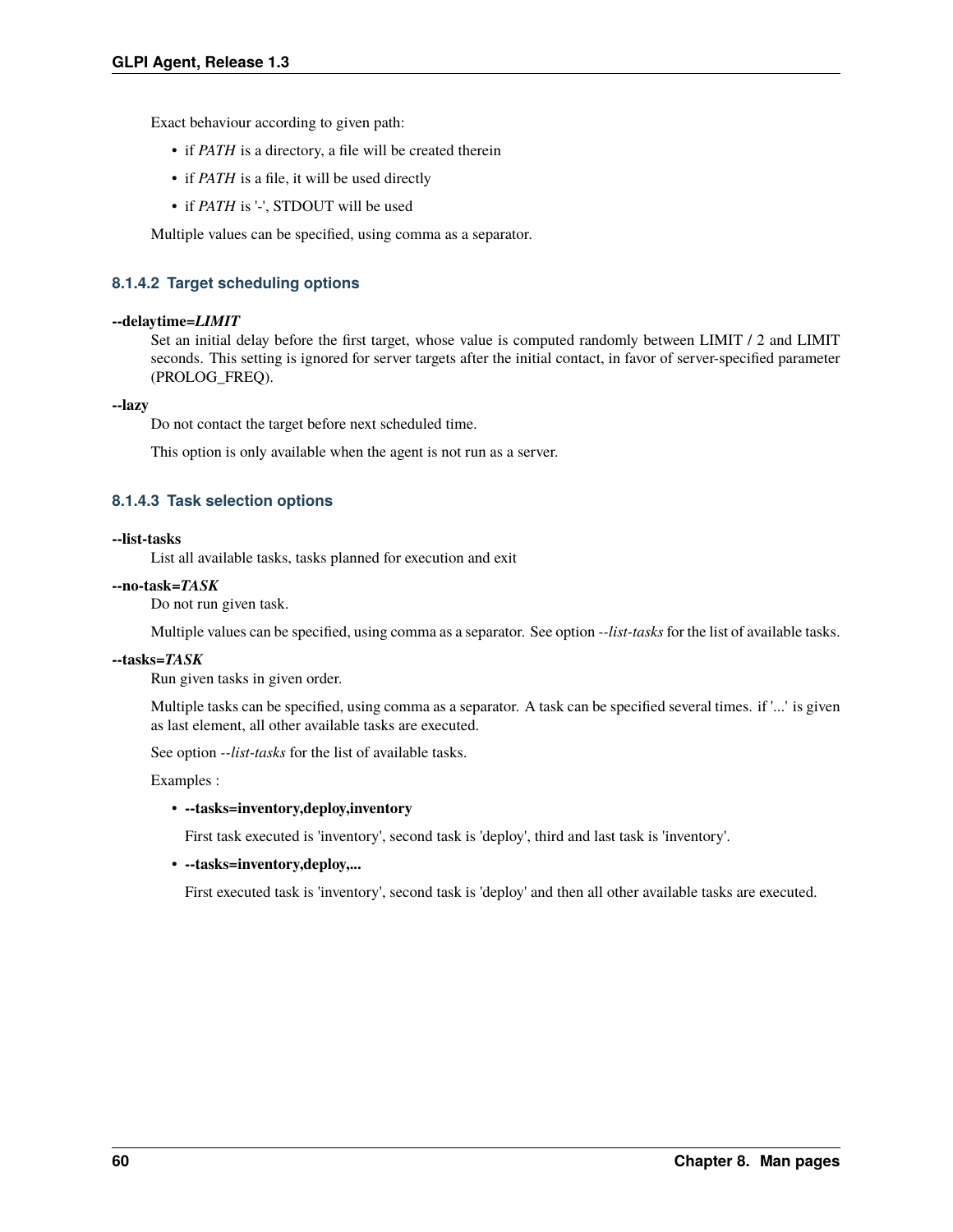Exact behaviour according to given path:

- if *PATH* is a directory, a file will be created therein
- if *PATH* is a file, it will be used directly
- if *PATH* is '-', STDOUT will be used

Multiple values can be specified, using comma as a separator.

#### 8.1.4.2 Target scheduling options

**--delaytime=*LIMIT***
Set an initial delay before the first target, whose value is computed randomly between LIMIT / 2 and LIMIT seconds. This setting is ignored for server targets after the initial contact, in favor of server-specified parameter (PROLOG_FREQ).

**--lazy**
Do not contact the target before next scheduled time.

This option is only available when the agent is not run as a server.

#### 8.1.4.3 Task selection options

**--list-tasks**
List all available tasks, tasks planned for execution and exit

**--no-task=*TASK***
Do not run given task.

Multiple values can be specified, using comma as a separator. See option *--list-tasks* for the list of available tasks.

**--tasks=*TASK***
Run given tasks in given order.

Multiple tasks can be specified, using comma as a separator. A task can be specified several times. if '...' is given as last element, all other available tasks are executed.

See option *--list-tasks* for the list of available tasks.

Examples :

- **--tasks=inventory,deploy,inventory**

  First task executed is 'inventory', second task is 'deploy', third and last task is 'inventory'.

- **--tasks=inventory,deploy,...**

  First executed task is 'inventory', second task is 'deploy' and then all other available tasks are executed.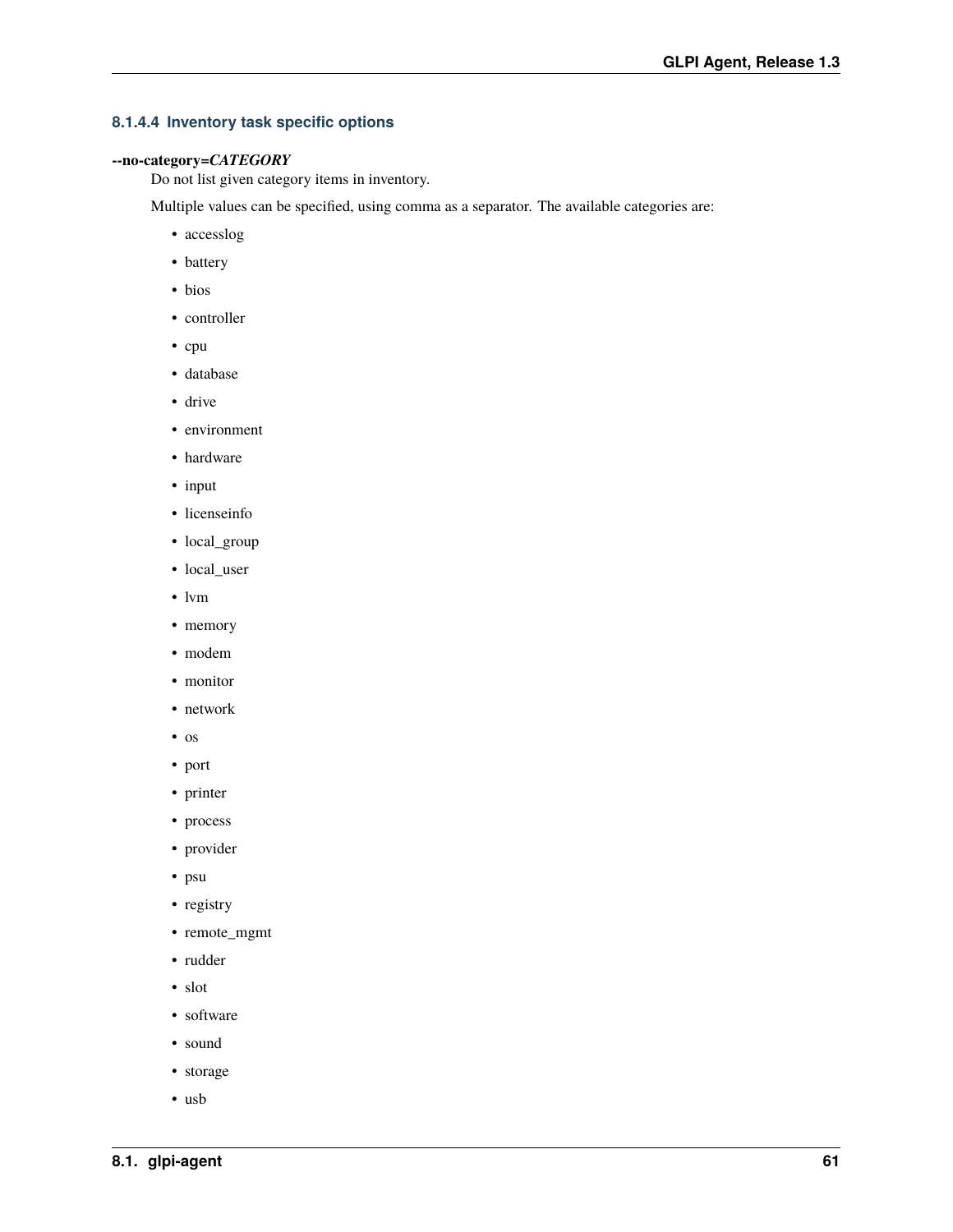#### 8.1.4.4 Inventory task specific options

**--no-category=*CATEGORY***

Do not list given category items in inventory.

Multiple values can be specified, using comma as a separator. The available categories are:

- accesslog
- battery
- bios
- controller
- cpu
- database
- drive
- environment
- hardware
- input
- licenseinfo
- local_group
- local_user
- lvm
- memory
- modem
- monitor
- network
- os
- port
- printer
- process
- provider
- psu
- registry
- remote_mgmt
- rudder
- slot
- software
- sound
- storage
- usb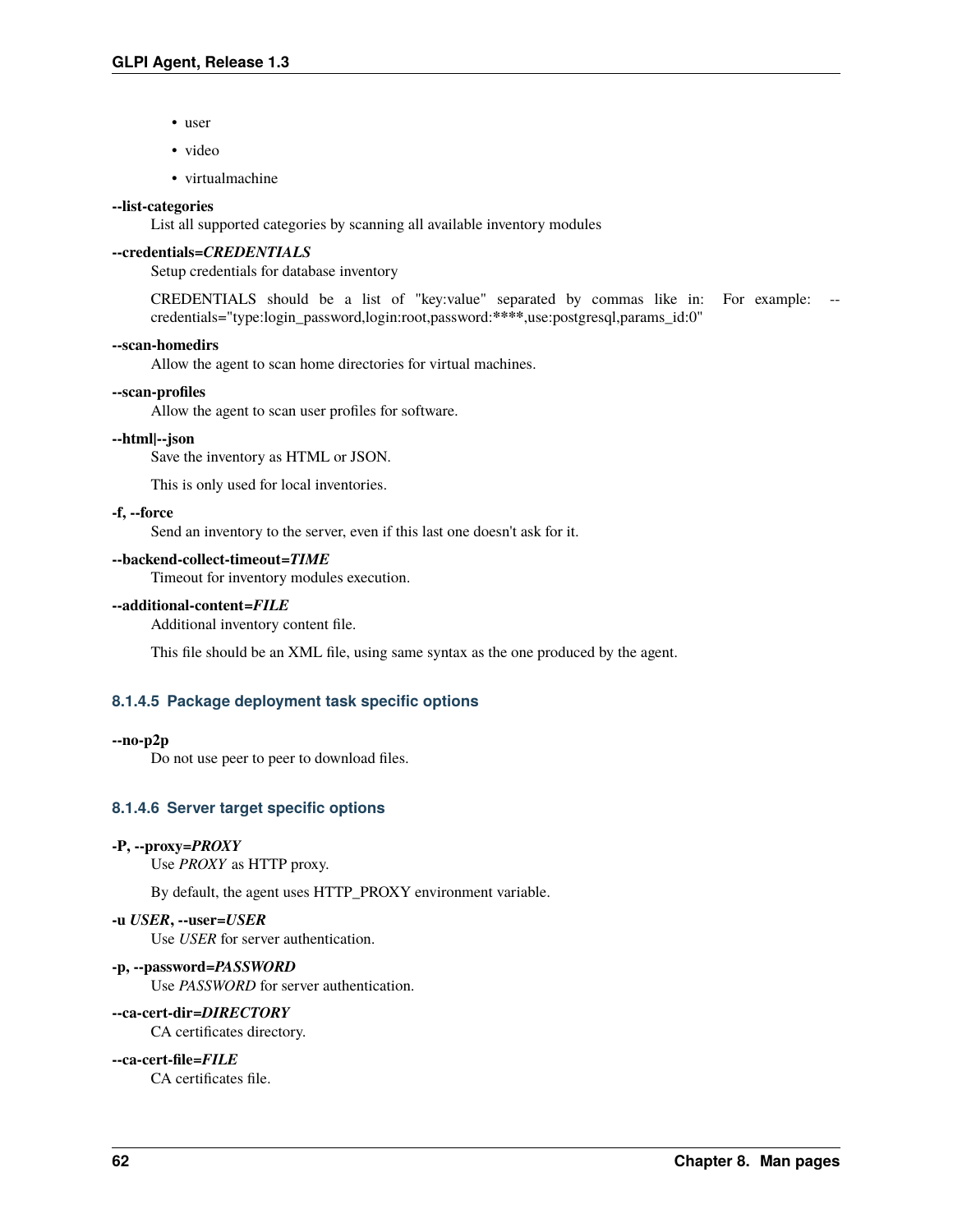- user
- video
- virtualmachine

**--list-categories**
List all supported categories by scanning all available inventory modules

**--credentials=*CREDENTIALS***
Setup credentials for database inventory

CREDENTIALS should be a list of "key:value" separated by commas like in: For example: --credentials="type:login_password,login:root,password:****,use:postgresql,params_id:0"

**--scan-homedirs**
Allow the agent to scan home directories for virtual machines.

**--scan-profiles**
Allow the agent to scan user profiles for software.

**--html|--json**
Save the inventory as HTML or JSON.

This is only used for local inventories.

**-f, --force**
Send an inventory to the server, even if this last one doesn't ask for it.

**--backend-collect-timeout=*TIME***
Timeout for inventory modules execution.

**--additional-content=*FILE***
Additional inventory content file.

This file should be an XML file, using same syntax as the one produced by the agent.

#### 8.1.4.5 Package deployment task specific options

**--no-p2p**
Do not use peer to peer to download files.

#### 8.1.4.6 Server target specific options

**-P, --proxy=*PROXY***
Use *PROXY* as HTTP proxy.

By default, the agent uses HTTP_PROXY environment variable.

**-u *USER*, --user=*USER***
Use *USER* for server authentication.

**-p, --password=*PASSWORD***
Use *PASSWORD* for server authentication.

**--ca-cert-dir=*DIRECTORY***
CA certificates directory.

**--ca-cert-file=*FILE***
CA certificates file.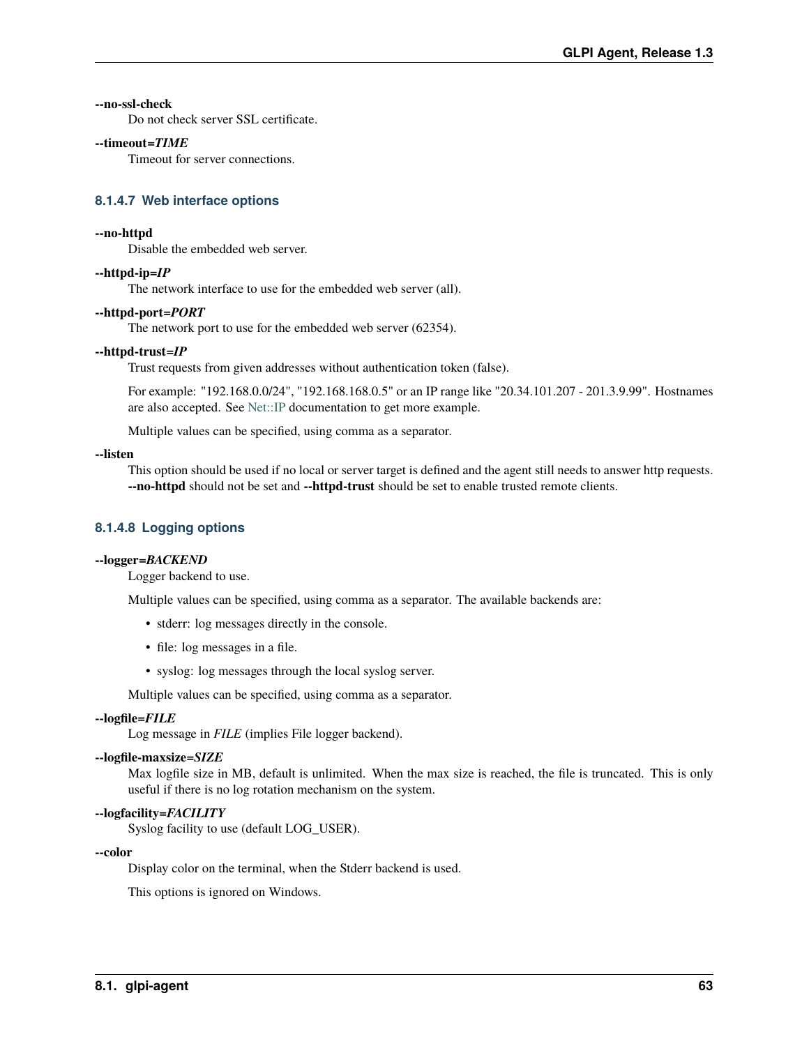**--no-ssl-check**
Do not check server SSL certificate.

**--timeout=*TIME***
Timeout for server connections.

#### 8.1.4.7 Web interface options

**--no-httpd**
Disable the embedded web server.

**--httpd-ip=*IP***
The network interface to use for the embedded web server (all).

**--httpd-port=*PORT***
The network port to use for the embedded web server (62354).

**--httpd-trust=*IP***
Trust requests from given addresses without authentication token (false).

For example: "192.168.0.0/24", "192.168.168.0.5" or an IP range like "20.34.101.207 - 201.3.9.99". Hostnames are also accepted. See Net::IP documentation to get more example.

Multiple values can be specified, using comma as a separator.

**--listen**
This option should be used if no local or server target is defined and the agent still needs to answer http requests. **--no-httpd** should not be set and **--httpd-trust** should be set to enable trusted remote clients.

#### 8.1.4.8 Logging options

**--logger=*BACKEND***
Logger backend to use.

Multiple values can be specified, using comma as a separator. The available backends are:

- stderr: log messages directly in the console.
- file: log messages in a file.
- syslog: log messages through the local syslog server.

Multiple values can be specified, using comma as a separator.

**--logfile=*FILE***
Log message in *FILE* (implies File logger backend).

**--logfile-maxsize=*SIZE***
Max logfile size in MB, default is unlimited. When the max size is reached, the file is truncated. This is only useful if there is no log rotation mechanism on the system.

**--logfacility=*FACILITY***
Syslog facility to use (default LOG_USER).

**--color**
Display color on the terminal, when the Stderr backend is used.

This options is ignored on Windows.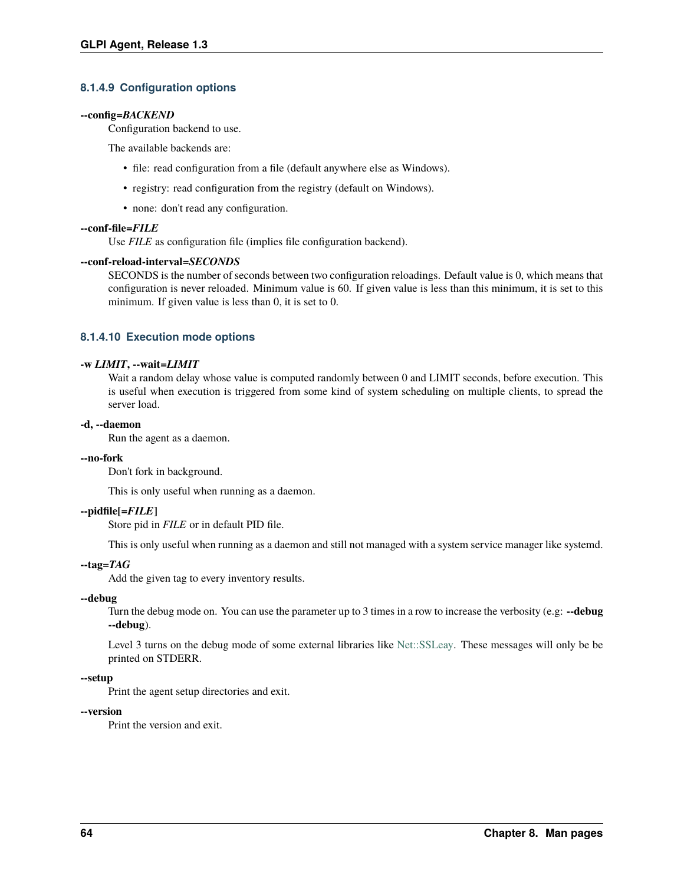#### 8.1.4.9 Configuration options

**--config=*BACKEND***
: Configuration backend to use.

The available backends are:

- file: read configuration from a file (default anywhere else as Windows).
- registry: read configuration from the registry (default on Windows).
- none: don't read any configuration.

**--conf-file=*FILE***
: Use *FILE* as configuration file (implies file configuration backend).

**--conf-reload-interval=*SECONDS***
: SECONDS is the number of seconds between two configuration reloadings. Default value is 0, which means that configuration is never reloaded. Minimum value is 60. If given value is less than this minimum, it is set to this minimum. If given value is less than 0, it is set to 0.

#### 8.1.4.10 Execution mode options

**-w *LIMIT*, --wait=*LIMIT***
: Wait a random delay whose value is computed randomly between 0 and LIMIT seconds, before execution. This is useful when execution is triggered from some kind of system scheduling on multiple clients, to spread the server load.

**-d, --daemon**
: Run the agent as a daemon.

**--no-fork**
: Don't fork in background.

This is only useful when running as a daemon.

**--pidfile[=*FILE*]**
: Store pid in *FILE* or in default PID file.

This is only useful when running as a daemon and still not managed with a system service manager like systemd.

**--tag=*TAG***
: Add the given tag to every inventory results.

**--debug**
: Turn the debug mode on. You can use the parameter up to 3 times in a row to increase the verbosity (e.g: **--debug --debug**).

Level 3 turns on the debug mode of some external libraries like Net::SSLeay. These messages will only be be printed on STDERR.

**--setup**
: Print the agent setup directories and exit.

**--version**
: Print the version and exit.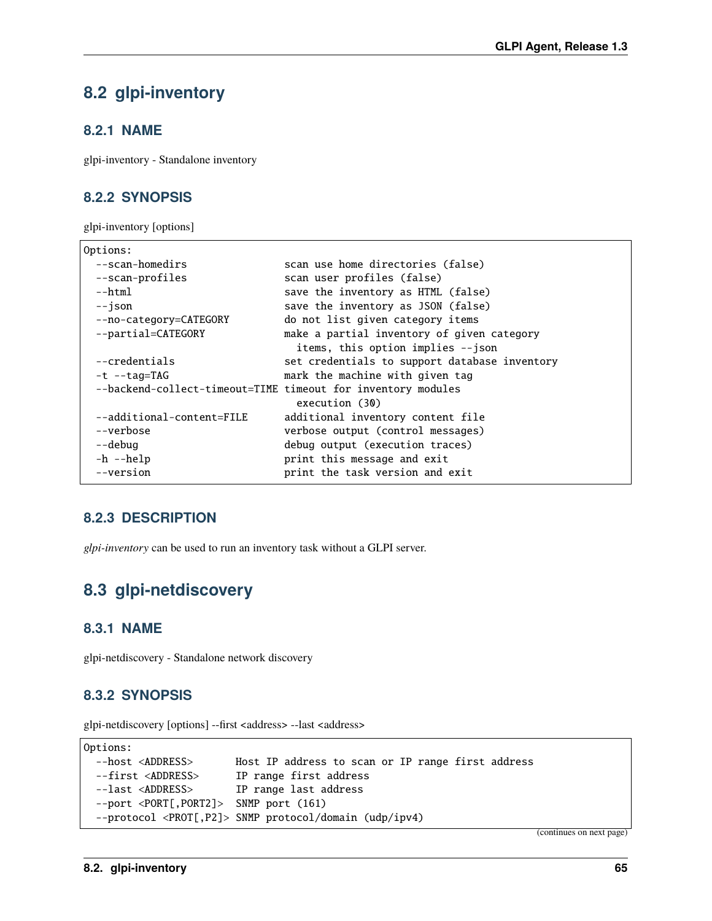## 8.2 glpi-inventory

### 8.2.1 NAME

glpi-inventory - Standalone inventory

### 8.2.2 SYNOPSIS

glpi-inventory [options]

```
Options:
  --scan-homedirs                scan use home directories (false)
  --scan-profiles                scan user profiles (false)
  --html                         save the inventory as HTML (false)
  --json                         save the inventory as JSON (false)
  --no-category=CATEGORY         do not list given category items
  --partial=CATEGORY             make a partial inventory of given category
                                   items, this option implies --json
  --credentials                  set credentials to support database inventory
  -t --tag=TAG                   mark the machine with given tag
  --backend-collect-timeout=TIME timeout for inventory modules
                                   execution (30)
  --additional-content=FILE      additional inventory content file
  --verbose                      verbose output (control messages)
  --debug                        debug output (execution traces)
  -h --help                      print this message and exit
  --version                      print the task version and exit
```

### 8.2.3 DESCRIPTION

*glpi-inventory* can be used to run an inventory task without a GLPI server.

## 8.3 glpi-netdiscovery

### 8.3.1 NAME

glpi-netdiscovery - Standalone network discovery

### 8.3.2 SYNOPSIS

glpi-netdiscovery [options] --first <address> --last <address>

```
Options:
  --host <ADDRESS>       Host IP address to scan or IP range first address
  --first <ADDRESS>      IP range first address
  --last <ADDRESS>       IP range last address
  --port <PORT[,PORT2]>  SNMP port (161)
  --protocol <PROT[,P2]> SNMP protocol/domain (udp/ipv4)
```

(continues on next page)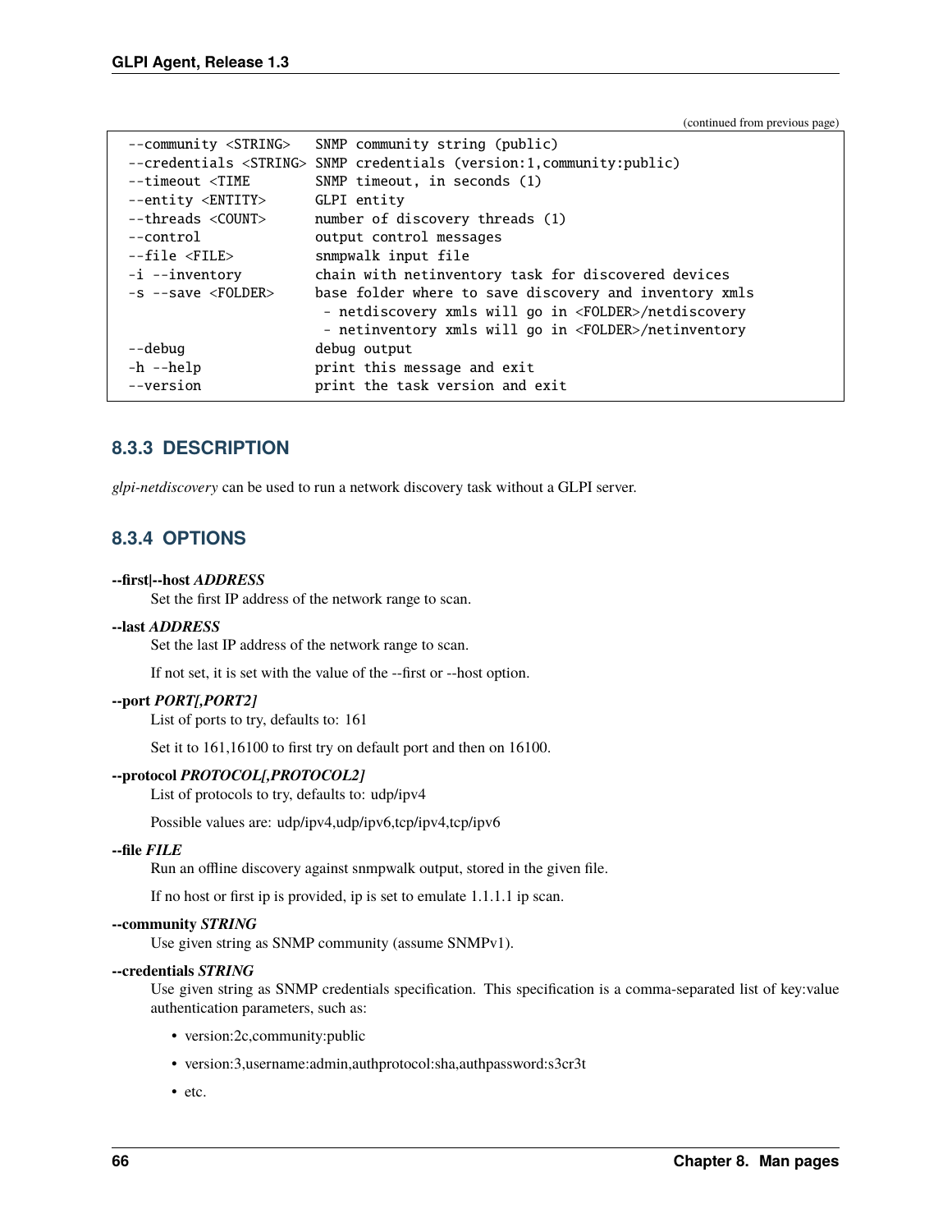(continued from previous page)

```
  --community <STRING>   SNMP community string (public)
  --credentials <STRING> SNMP credentials (version:1,community:public)
  --timeout <TIME        SNMP timeout, in seconds (1)
  --entity <ENTITY>      GLPI entity
  --threads <COUNT>      number of discovery threads (1)
  --control              output control messages
  --file <FILE>          snmpwalk input file
  -i --inventory         chain with netinventory task for discovered devices
  -s --save <FOLDER>     base folder where to save discovery and inventory xmls
                          - netdiscovery xmls will go in <FOLDER>/netdiscovery
                          - netinventory xmls will go in <FOLDER>/netinventory
  --debug                debug output
  -h --help              print this message and exit
  --version              print the task version and exit
```

### 8.3.3 DESCRIPTION

*glpi-netdiscovery* can be used to run a network discovery task without a GLPI server.

### 8.3.4 OPTIONS

**--first|--host *ADDRESS***
: Set the first IP address of the network range to scan.

**--last *ADDRESS***
: Set the last IP address of the network range to scan.

  If not set, it is set with the value of the --first or --host option.

**--port *PORT[,PORT2]***
: List of ports to try, defaults to: 161

  Set it to 161,16100 to first try on default port and then on 16100.

**--protocol *PROTOCOL[,PROTOCOL2]***
: List of protocols to try, defaults to: udp/ipv4

  Possible values are: udp/ipv4,udp/ipv6,tcp/ipv4,tcp/ipv6

**--file *FILE***
: Run an offline discovery against snmpwalk output, stored in the given file.

  If no host or first ip is provided, ip is set to emulate 1.1.1.1 ip scan.

**--community *STRING***
: Use given string as SNMP community (assume SNMPv1).

**--credentials *STRING***
: Use given string as SNMP credentials specification. This specification is a comma-separated list of key:value authentication parameters, such as:

  - version:2c,community:public
  - version:3,username:admin,authprotocol:sha,authpassword:s3cr3t
  - etc.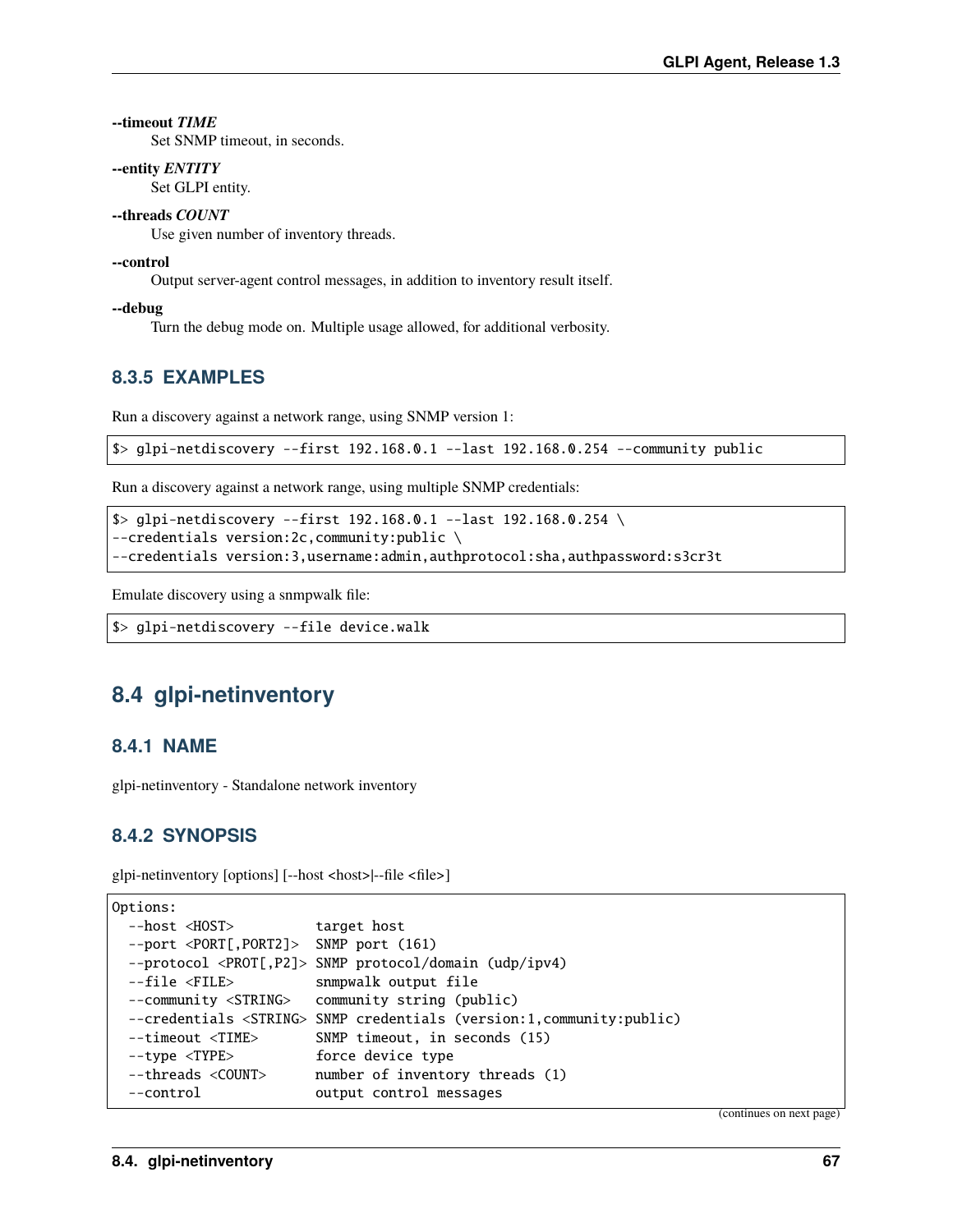**--timeout** ***TIME***
: Set SNMP timeout, in seconds.

**--entity** ***ENTITY***
: Set GLPI entity.

**--threads** ***COUNT***
: Use given number of inventory threads.

**--control**
: Output server-agent control messages, in addition to inventory result itself.

**--debug**
: Turn the debug mode on. Multiple usage allowed, for additional verbosity.

### 8.3.5 EXAMPLES

Run a discovery against a network range, using SNMP version 1:

```
$> glpi-netdiscovery --first 192.168.0.1 --last 192.168.0.254 --community public
```

Run a discovery against a network range, using multiple SNMP credentials:

```
$> glpi-netdiscovery --first 192.168.0.1 --last 192.168.0.254 \
--credentials version:2c,community:public \
--credentials version:3,username:admin,authprotocol:sha,authpassword:s3cr3t
```

Emulate discovery using a snmpwalk file:

```
$> glpi-netdiscovery --file device.walk
```

## 8.4 glpi-netinventory

### 8.4.1 NAME

glpi-netinventory - Standalone network inventory

### 8.4.2 SYNOPSIS

glpi-netinventory [options] [--host <host>|--file <file>]

```
Options:
  --host <HOST>          target host
  --port <PORT[,PORT2]>  SNMP port (161)
  --protocol <PROT[,P2]> SNMP protocol/domain (udp/ipv4)
  --file <FILE>          snmpwalk output file
  --community <STRING>   community string (public)
  --credentials <STRING> SNMP credentials (version:1,community:public)
  --timeout <TIME>       SNMP timeout, in seconds (15)
  --type <TYPE>          force device type
  --threads <COUNT>      number of inventory threads (1)
  --control              output control messages
```

(continues on next page)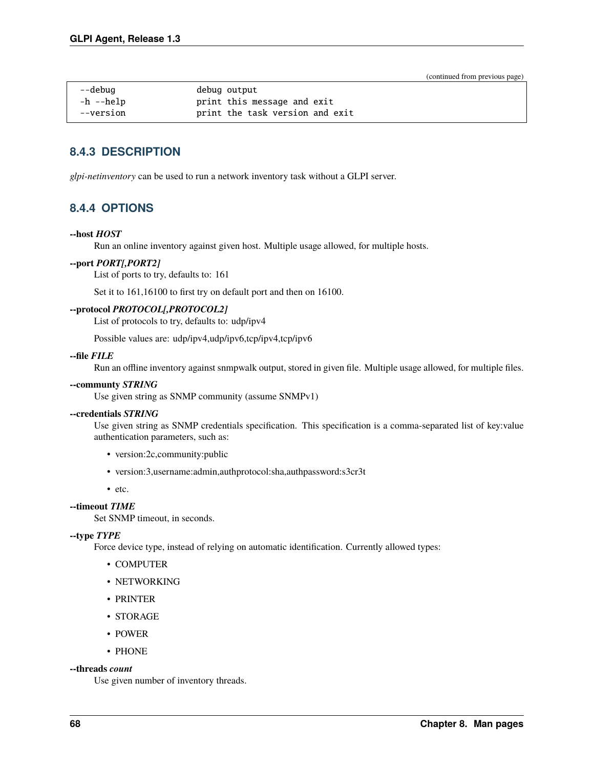(continued from previous page)

```
  --debug                 debug output
  -h --help               print this message and exit
  --version               print the task version and exit
```

### 8.4.3 DESCRIPTION

*glpi-netinventory* can be used to run a network inventory task without a GLPI server.

### 8.4.4 OPTIONS

**--host *HOST***
Run an online inventory against given host. Multiple usage allowed, for multiple hosts.

**--port *PORT[,PORT2]***
List of ports to try, defaults to: 161

Set it to 161,16100 to first try on default port and then on 16100.

**--protocol *PROTOCOL[,PROTOCOL2]***
List of protocols to try, defaults to: udp/ipv4

Possible values are: udp/ipv4,udp/ipv6,tcp/ipv4,tcp/ipv6

**--file *FILE***
Run an offline inventory against snmpwalk output, stored in given file. Multiple usage allowed, for multiple files.

**--communty *STRING***
Use given string as SNMP community (assume SNMPv1)

**--credentials *STRING***
Use given string as SNMP credentials specification. This specification is a comma-separated list of key:value authentication parameters, such as:

- version:2c,community:public
- version:3,username:admin,authprotocol:sha,authpassword:s3cr3t
- etc.

**--timeout *TIME***
Set SNMP timeout, in seconds.

**--type *TYPE***
Force device type, instead of relying on automatic identification. Currently allowed types:

- COMPUTER
- NETWORKING
- PRINTER
- STORAGE
- POWER
- PHONE

**--threads *count***
Use given number of inventory threads.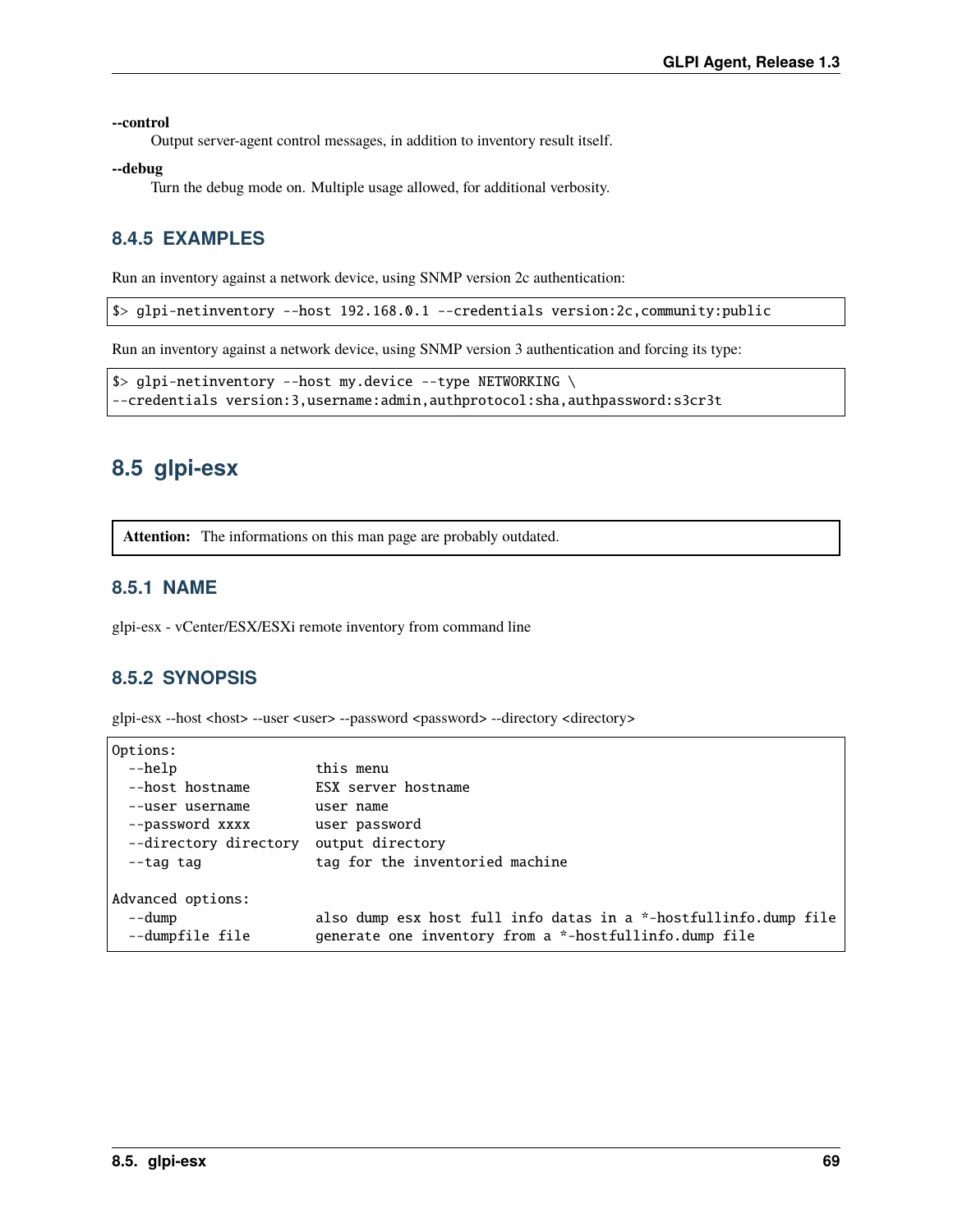**--control**
Output server-agent control messages, in addition to inventory result itself.

**--debug**
Turn the debug mode on. Multiple usage allowed, for additional verbosity.

### 8.4.5 EXAMPLES

Run an inventory against a network device, using SNMP version 2c authentication:

```
$> glpi-netinventory --host 192.168.0.1 --credentials version:2c,community:public
```

Run an inventory against a network device, using SNMP version 3 authentication and forcing its type:

```
$> glpi-netinventory --host my.device --type NETWORKING \
--credentials version:3,username:admin,authprotocol:sha,authpassword:s3cr3t
```

## 8.5 glpi-esx

> **Attention:** The informations on this man page are probably outdated.

### 8.5.1 NAME

glpi-esx - vCenter/ESX/ESXi remote inventory from command line

### 8.5.2 SYNOPSIS

glpi-esx --host <host> --user <user> --password <password> --directory <directory>

```
Options:
  --help                 this menu
  --host hostname        ESX server hostname
  --user username        user name
  --password xxxx        user password
  --directory directory  output directory
  --tag tag              tag for the inventoried machine

Advanced options:
  --dump                 also dump esx host full info datas in a *-hostfullinfo.dump file
  --dumpfile file        generate one inventory from a *-hostfullinfo.dump file
```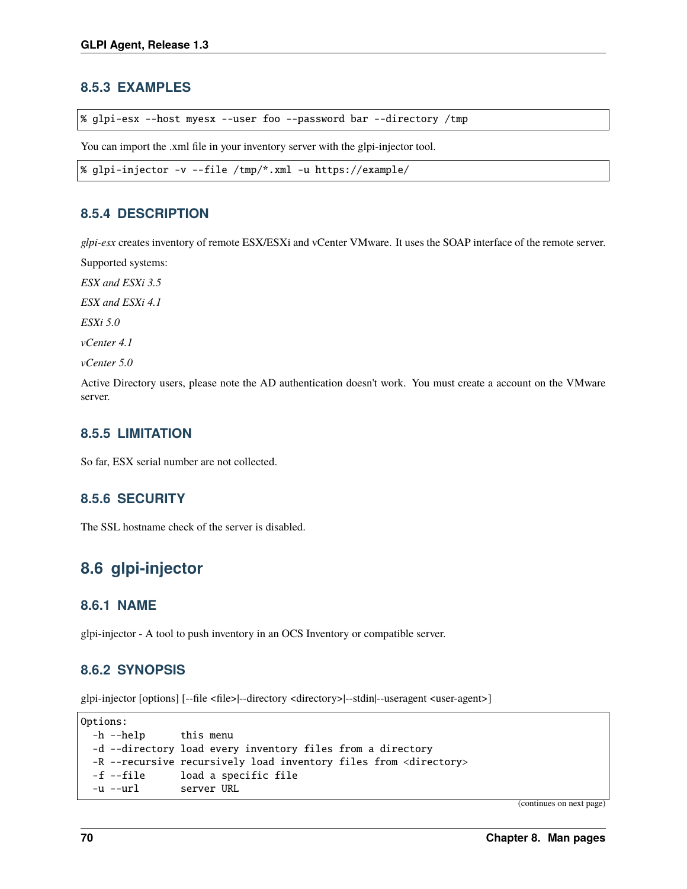### 8.5.3 EXAMPLES

```
% glpi-esx --host myesx --user foo --password bar --directory /tmp
```

You can import the .xml file in your inventory server with the glpi-injector tool.

```
% glpi-injector -v --file /tmp/*.xml -u https://example/
```

### 8.5.4 DESCRIPTION

*glpi-esx* creates inventory of remote ESX/ESXi and vCenter VMware. It uses the SOAP interface of the remote server.

Supported systems:

*ESX and ESXi 3.5*

*ESX and ESXi 4.1*

*ESXi 5.0*

*vCenter 4.1*

*vCenter 5.0*

Active Directory users, please note the AD authentication doesn't work. You must create a account on the VMware server.

### 8.5.5 LIMITATION

So far, ESX serial number are not collected.

### 8.5.6 SECURITY

The SSL hostname check of the server is disabled.

## 8.6 glpi-injector

### 8.6.1 NAME

glpi-injector - A tool to push inventory in an OCS Inventory or compatible server.

### 8.6.2 SYNOPSIS

glpi-injector [options] [--file <file>|--directory <directory>|--stdin|--useragent <user-agent>]

```
Options:
  -h --help      this menu
  -d --directory load every inventory files from a directory
  -R --recursive recursively load inventory files from <directory>
  -f --file      load a specific file
  -u --url       server URL
```

(continues on next page)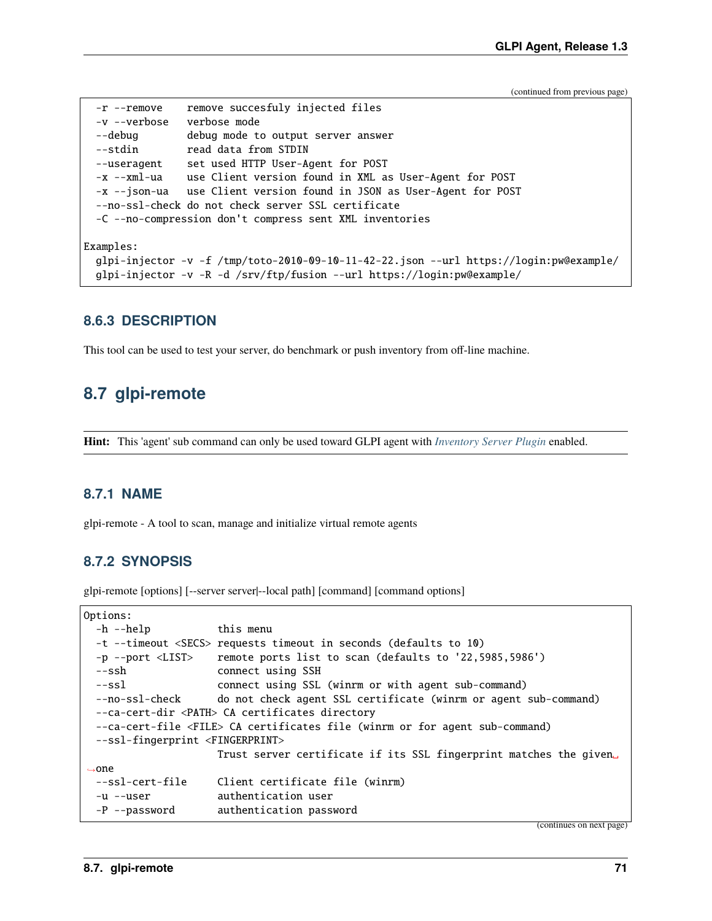(continued from previous page)

```
  -r --remove    remove succesfuly injected files
  -v --verbose   verbose mode
  --debug        debug mode to output server answer
  --stdin        read data from STDIN
  --useragent    set used HTTP User-Agent for POST
  -x --xml-ua    use Client version found in XML as User-Agent for POST
  -x --json-ua   use Client version found in JSON as User-Agent for POST
  --no-ssl-check do not check server SSL certificate
  -C --no-compression don't compress sent XML inventories

Examples:
  glpi-injector -v -f /tmp/toto-2010-09-10-11-42-22.json --url https://login:pw@example/
  glpi-injector -v -R -d /srv/ftp/fusion --url https://login:pw@example/
```

### 8.6.3 DESCRIPTION

This tool can be used to test your server, do benchmark or push inventory from off-line machine.

## 8.7 glpi-remote

**Hint:** This 'agent' sub command can only be used toward GLPI agent with *Inventory Server Plugin* enabled.

### 8.7.1 NAME

glpi-remote - A tool to scan, manage and initialize virtual remote agents

### 8.7.2 SYNOPSIS

glpi-remote [options] [--server server|--local path] [command] [command options]

```
Options:
  -h --help           this menu
  -t --timeout <SECS> requests timeout in seconds (defaults to 10)
  -p --port <LIST>    remote ports list to scan (defaults to '22,5985,5986')
  --ssh               connect using SSH
  --ssl               connect using SSL (winrm or with agent sub-command)
  --no-ssl-check      do not check agent SSL certificate (winrm or agent sub-command)
  --ca-cert-dir <PATH> CA certificates directory
  --ca-cert-file <FILE> CA certificates file (winrm or for agent sub-command)
  --ssl-fingerprint <FINGERPRINT>
                      Trust server certificate if its SSL fingerprint matches the given one
  --ssl-cert-file     Client certificate file (winrm)
  -u --user           authentication user
  -P --password       authentication password
```

(continues on next page)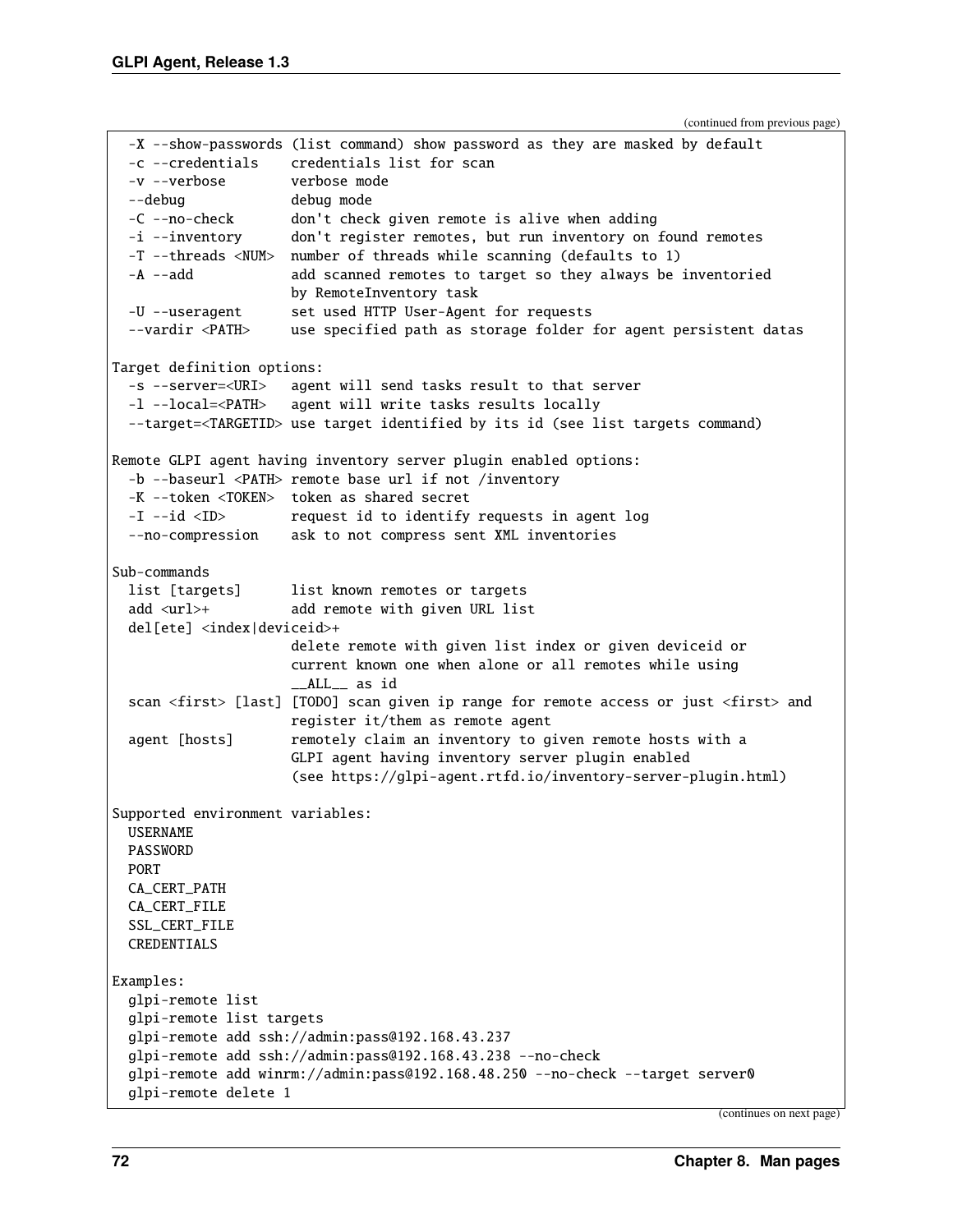(continued from previous page)

```
  -X --show-passwords (list command) show password as they are masked by default
  -c --credentials    credentials list for scan
  -v --verbose        verbose mode
  --debug             debug mode
  -C --no-check       don't check given remote is alive when adding
  -i --inventory      don't register remotes, but run inventory on found remotes
  -T --threads <NUM>  number of threads while scanning (defaults to 1)
  -A --add            add scanned remotes to target so they always be inventoried
                      by RemoteInventory task
  -U --useragent      set used HTTP User-Agent for requests
  --vardir <PATH>     use specified path as storage folder for agent persistent datas

Target definition options:
  -s --server=<URI>   agent will send tasks result to that server
  -l --local=<PATH>   agent will write tasks results locally
  --target=<TARGETID> use target identified by its id (see list targets command)

Remote GLPI agent having inventory server plugin enabled options:
  -b --baseurl <PATH> remote base url if not /inventory
  -K --token <TOKEN>  token as shared secret
  -I --id <ID>        request id to identify requests in agent log
  --no-compression    ask to not compress sent XML inventories

Sub-commands
  list [targets]      list known remotes or targets
  add <url>+          add remote with given URL list
  del[ete] <index|deviceid>+
                      delete remote with given list index or given deviceid or
                      current known one when alone or all remotes while using
                      __ALL__ as id
  scan <first> [last] [TODO] scan given ip range for remote access or just <first> and
                      register it/them as remote agent
  agent [hosts]       remotely claim an inventory to given remote hosts with a
                      GLPI agent having inventory server plugin enabled
                      (see https://glpi-agent.rtfd.io/inventory-server-plugin.html)

Supported environment variables:
  USERNAME
  PASSWORD
  PORT
  CA_CERT_PATH
  CA_CERT_FILE
  SSL_CERT_FILE
  CREDENTIALS

Examples:
  glpi-remote list
  glpi-remote list targets
  glpi-remote add ssh://admin:pass@192.168.43.237
  glpi-remote add ssh://admin:pass@192.168.43.238 --no-check
  glpi-remote add winrm://admin:pass@192.168.48.250 --no-check --target server0
  glpi-remote delete 1
```

(continues on next page)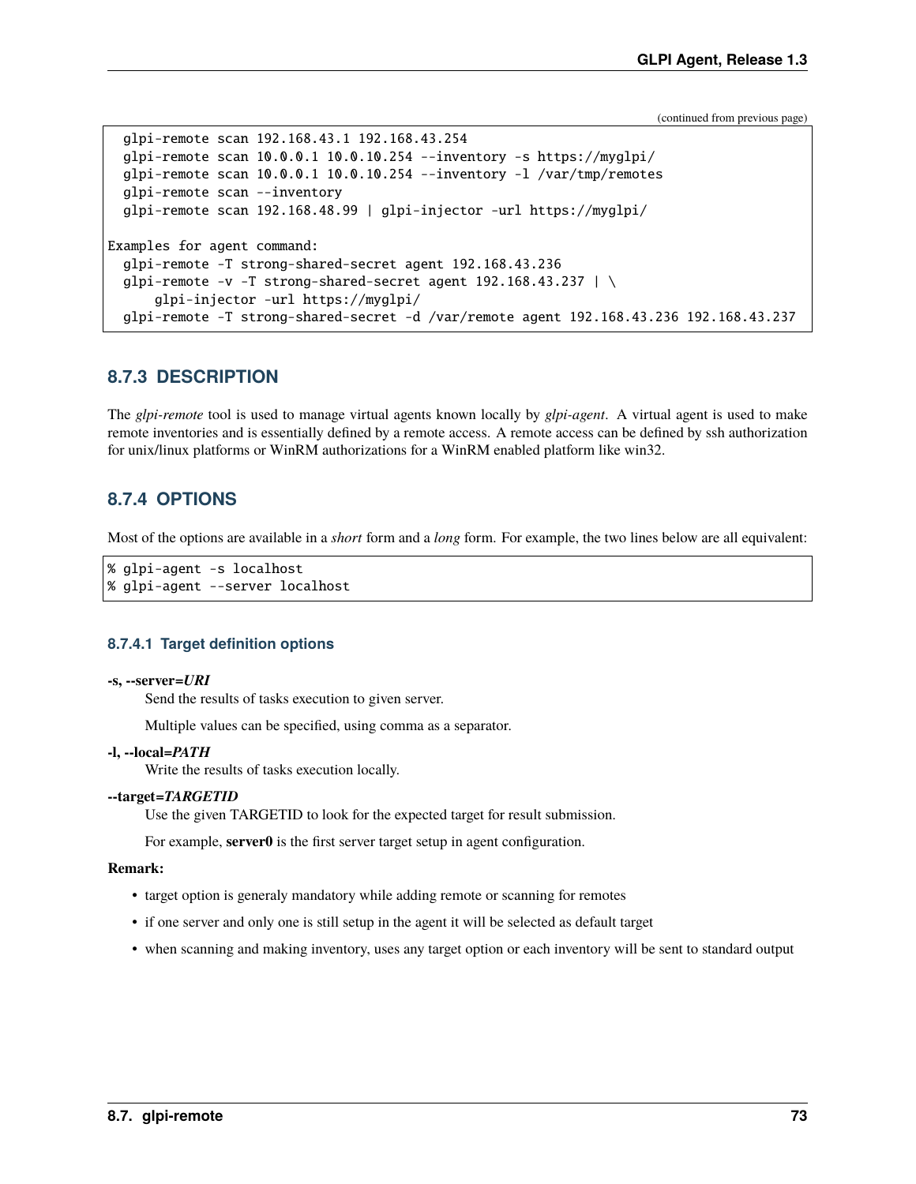```
  glpi-remote scan 192.168.43.1 192.168.43.254
  glpi-remote scan 10.0.0.1 10.0.10.254 --inventory -s https://myglpi/
  glpi-remote scan 10.0.0.1 10.0.10.254 --inventory -l /var/tmp/remotes
  glpi-remote scan --inventory
  glpi-remote scan 192.168.48.99 | glpi-injector -url https://myglpi/

Examples for agent command:
  glpi-remote -T strong-shared-secret agent 192.168.43.236
  glpi-remote -v -T strong-shared-secret agent 192.168.43.237 | \
      glpi-injector -url https://myglpi/
  glpi-remote -T strong-shared-secret -d /var/remote agent 192.168.43.236 192.168.43.237
```

### 8.7.3 DESCRIPTION

The *glpi-remote* tool is used to manage virtual agents known locally by *glpi-agent*. A virtual agent is used to make remote inventories and is essentially defined by a remote access. A remote access can be defined by ssh authorization for unix/linux platforms or WinRM authorizations for a WinRM enabled platform like win32.

### 8.7.4 OPTIONS

Most of the options are available in a *short* form and a *long* form. For example, the two lines below are all equivalent:

```
% glpi-agent -s localhost
% glpi-agent --server localhost
```

#### 8.7.4.1 Target definition options

**-s, --server=*URI***
: Send the results of tasks execution to given server.

  Multiple values can be specified, using comma as a separator.

**-l, --local=*PATH***
: Write the results of tasks execution locally.

**--target=*TARGETID***
: Use the given TARGETID to look for the expected target for result submission.

  For example, **server0** is the first server target setup in agent configuration.

**Remark:**

- target option is generaly mandatory while adding remote or scanning for remotes
- if one server and only one is still setup in the agent it will be selected as default target
- when scanning and making inventory, uses any target option or each inventory will be sent to standard output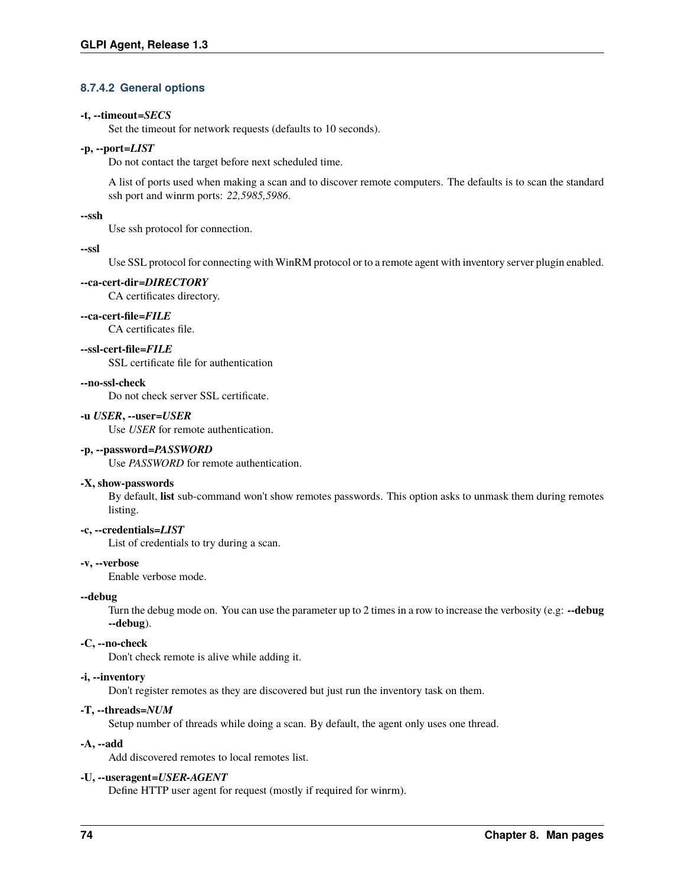#### 8.7.4.2 General options

**-t, --timeout=*SECS***
Set the timeout for network requests (defaults to 10 seconds).

**-p, --port=*LIST***
Do not contact the target before next scheduled time.

A list of ports used when making a scan and to discover remote computers. The defaults is to scan the standard ssh port and winrm ports: *22,5985,5986*.

**--ssh**
Use ssh protocol for connection.

**--ssl**
Use SSL protocol for connecting with WinRM protocol or to a remote agent with inventory server plugin enabled.

**--ca-cert-dir=*DIRECTORY***
CA certificates directory.

**--ca-cert-file=*FILE***
CA certificates file.

**--ssl-cert-file=*FILE***
SSL certificate file for authentication

**--no-ssl-check**
Do not check server SSL certificate.

**-u *USER*, --user=*USER***
Use *USER* for remote authentication.

**-p, --password=*PASSWORD***
Use *PASSWORD* for remote authentication.

**-X, show-passwords**
By default, **list** sub-command won't show remotes passwords. This option asks to unmask them during remotes listing.

**-c, --credentials=*LIST***
List of credentials to try during a scan.

**-v, --verbose**
Enable verbose mode.

**--debug**
Turn the debug mode on. You can use the parameter up to 2 times in a row to increase the verbosity (e.g: **--debug --debug**).

**-C, --no-check**
Don't check remote is alive while adding it.

**-i, --inventory**
Don't register remotes as they are discovered but just run the inventory task on them.

**-T, --threads=*NUM***
Setup number of threads while doing a scan. By default, the agent only uses one thread.

**-A, --add**
Add discovered remotes to local remotes list.

**-U, --useragent=*USER-AGENT***
Define HTTP user agent for request (mostly if required for winrm).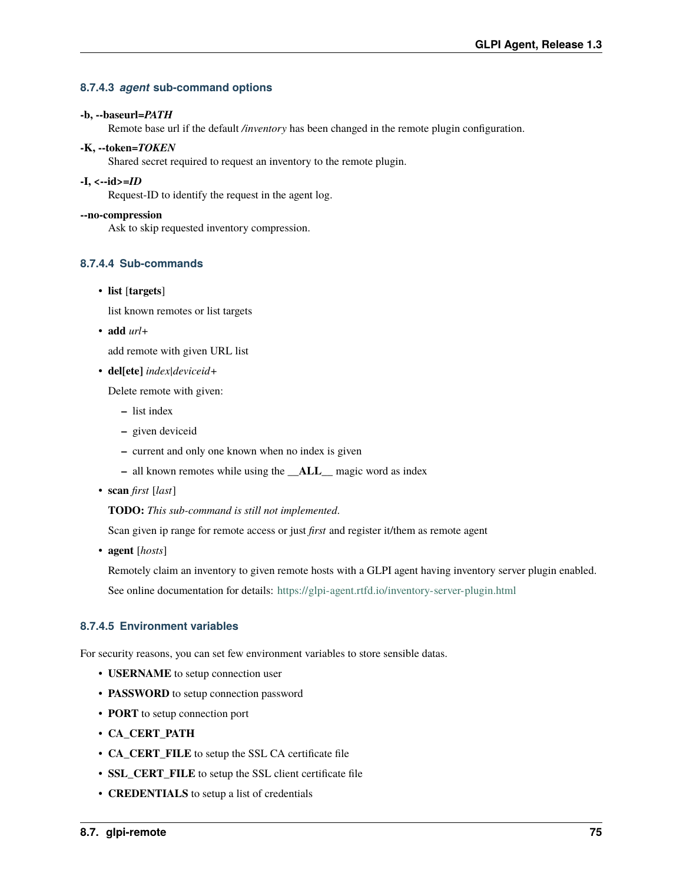#### 8.7.4.3 *agent* sub-command options

**-b, --baseurl=*PATH***
Remote base url if the default */inventory* has been changed in the remote plugin configuration.

**-K, --token=*TOKEN***
Shared secret required to request an inventory to the remote plugin.

**-I, <--id>=*ID***
Request-ID to identify the request in the agent log.

**--no-compression**
Ask to skip requested inventory compression.

#### 8.7.4.4 Sub-commands

- **list** [**targets**]

  list known remotes or list targets

- **add** *url+*

  add remote with given URL list

- **del[ete]** *index|deviceid+*

  Delete remote with given:

  - list index
  - given deviceid
  - current and only one known when no index is given
  - all known remotes while using the **__ALL__** magic word as index

- **scan** *first* [*last*]

  **TODO:** *This sub-command is still not implemented.*

  Scan given ip range for remote access or just *first* and register it/them as remote agent

- **agent** [*hosts*]

  Remotely claim an inventory to given remote hosts with a GLPI agent having inventory server plugin enabled.

  See online documentation for details: https://glpi-agent.rtfd.io/inventory-server-plugin.html

#### 8.7.4.5 Environment variables

For security reasons, you can set few environment variables to store sensible datas.

- **USERNAME** to setup connection user
- **PASSWORD** to setup connection password
- **PORT** to setup connection port
- **CA_CERT_PATH**
- **CA_CERT_FILE** to setup the SSL CA certificate file
- **SSL_CERT_FILE** to setup the SSL client certificate file
- **CREDENTIALS** to setup a list of credentials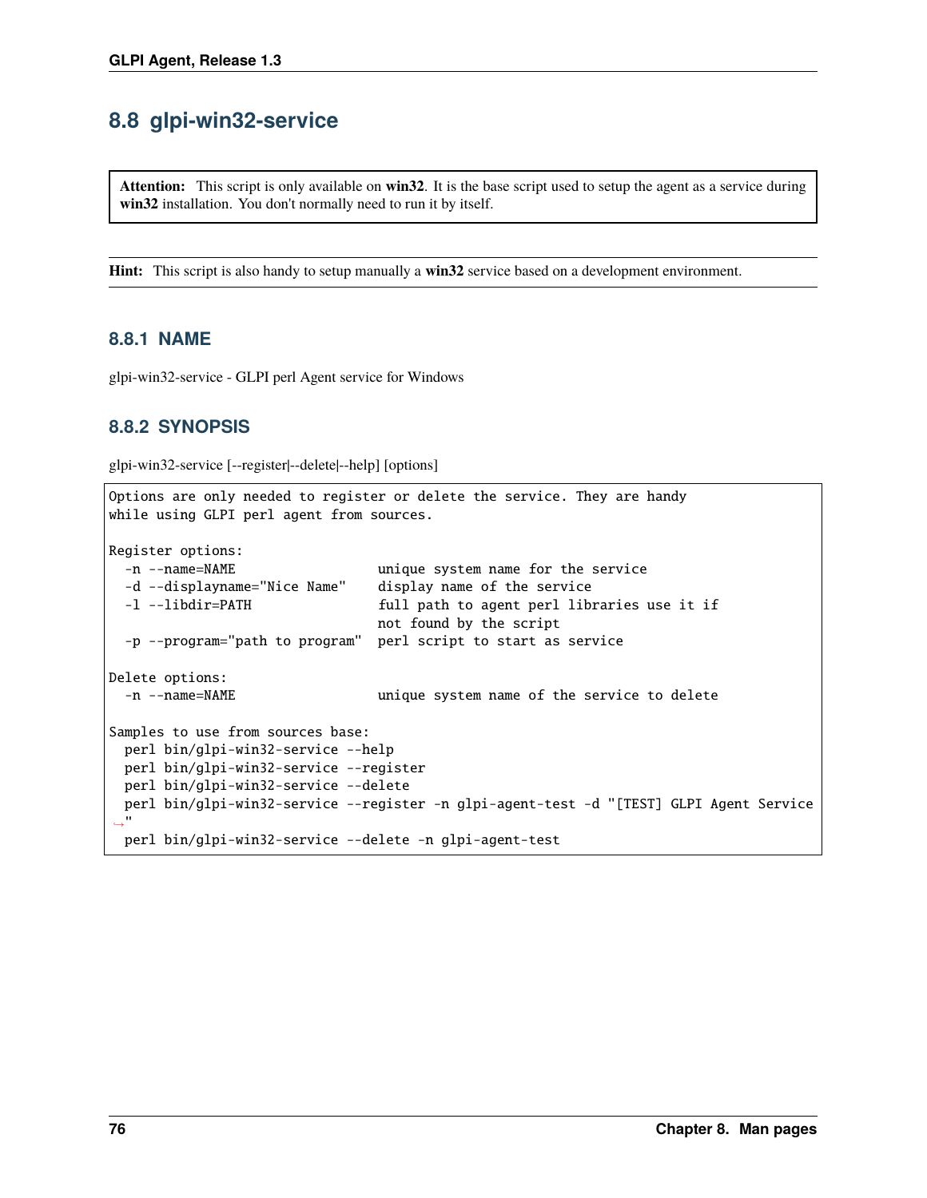## 8.8 glpi-win32-service

> **Attention:** This script is only available on **win32**. It is the base script used to setup the agent as a service during **win32** installation. You don't normally need to run it by itself.

> **Hint:** This script is also handy to setup manually a **win32** service based on a development environment.

### 8.8.1 NAME

glpi-win32-service - GLPI perl Agent service for Windows

### 8.8.2 SYNOPSIS

glpi-win32-service [--register|--delete|--help] [options]

```
Options are only needed to register or delete the service. They are handy
while using GLPI perl agent from sources.

Register options:
  -n --name=NAME                  unique system name for the service
  -d --displayname="Nice Name"    display name of the service
  -l --libdir=PATH                full path to agent perl libraries use it if
                                  not found by the script
  -p --program="path to program"  perl script to start as service

Delete options:
  -n --name=NAME                  unique system name of the service to delete

Samples to use from sources base:
  perl bin/glpi-win32-service --help
  perl bin/glpi-win32-service --register
  perl bin/glpi-win32-service --delete
  perl bin/glpi-win32-service --register -n glpi-agent-test -d "[TEST] GLPI Agent Service"
  perl bin/glpi-win32-service --delete -n glpi-agent-test
```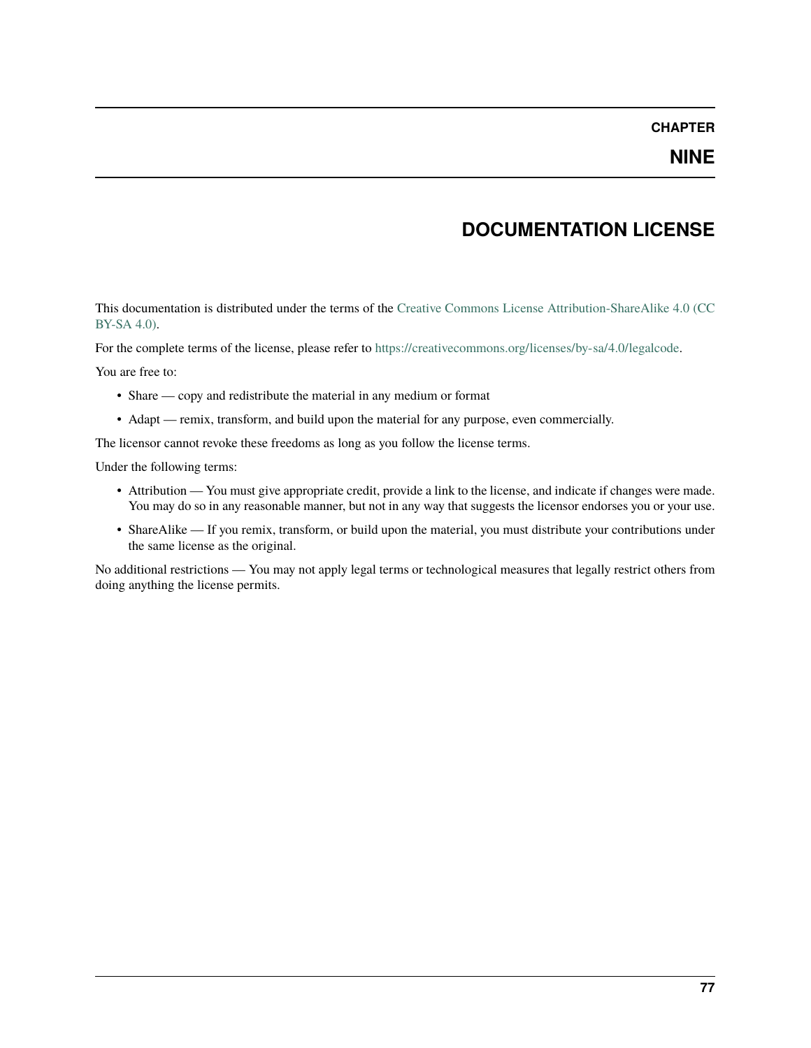# CHAPTER NINE

# DOCUMENTATION LICENSE

This documentation is distributed under the terms of the Creative Commons License Attribution-ShareAlike 4.0 (CC BY-SA 4.0).

For the complete terms of the license, please refer to https://creativecommons.org/licenses/by-sa/4.0/legalcode.

You are free to:

- Share — copy and redistribute the material in any medium or format
- Adapt — remix, transform, and build upon the material for any purpose, even commercially.

The licensor cannot revoke these freedoms as long as you follow the license terms.

Under the following terms:

- Attribution — You must give appropriate credit, provide a link to the license, and indicate if changes were made. You may do so in any reasonable manner, but not in any way that suggests the licensor endorses you or your use.
- ShareAlike — If you remix, transform, or build upon the material, you must distribute your contributions under the same license as the original.

No additional restrictions — You may not apply legal terms or technological measures that legally restrict others from doing anything the license permits.